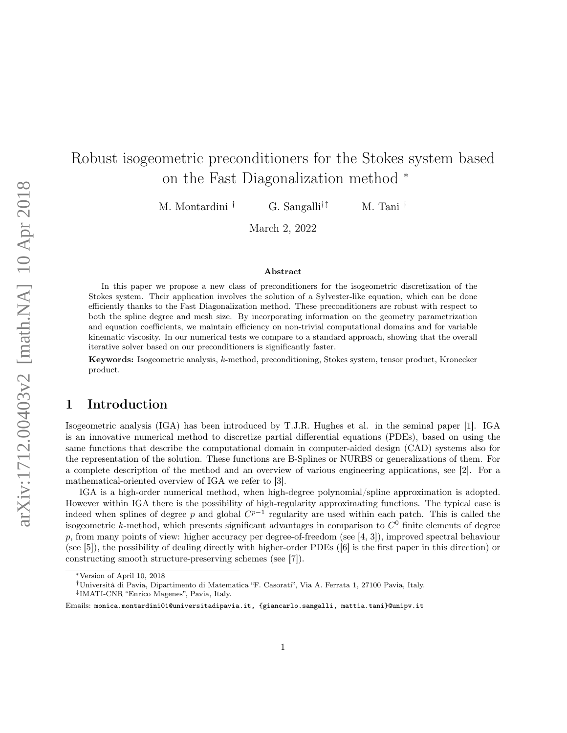# Robust isogeometric preconditioners for the Stokes system based on the Fast Diagonalization method *

M. Montardini †  G. Sangalli†‡  M. Tani †

March 2, 2022

### Abstract

In this paper we propose a new class of preconditioners for the isogeometric discretization of the Stokes system. Their application involves the solution of a Sylvester-like equation, which can be done efficiently thanks to the Fast Diagonalization method. These preconditioners are robust with respect to both the spline degree and mesh size. By incorporating information on the geometry parametrization and equation coefficients, we maintain efficiency on non-trivial computational domains and for variable kinematic viscosity. In our numerical tests we compare to a standard approach, showing that the overall iterative solver based on our preconditioners is significantly faster.

**Keywords:** Isogeometric analysis, $k$-method, preconditioning, Stokes system, tensor product, Kronecker product.

## 1 Introduction

Isogeometric analysis (IGA) has been introduced by T.J.R. Hughes et al. in the seminal paper [1]. IGA is an innovative numerical method to discretize partial differential equations (PDEs), based on using the same functions that describe the computational domain in computer-aided design (CAD) systems also for the representation of the solution. These functions are B-Splines or NURBS or generalizations of them. For a complete description of the method and an overview of various engineering applications, see [2]. For a mathematical-oriented overview of IGA we refer to [3].

IGA is a high-order numerical method, when high-degree polynomial/spline approximation is adopted. However within IGA there is the possibility of high-regularity approximating functions. The typical case is indeed when splines of degree $p$ and global $C^{p-1}$ regularity are used within each patch. This is called the isogeometric $k$-method, which presents significant advantages in comparison to $C^0$ finite elements of degree $p$, from many points of view: higher accuracy per degree-of-freedom (see [4, 3]), improved spectral behaviour (see [5]), the possibility of dealing directly with higher-order PDEs ([6] is the first paper in this direction) or constructing smooth structure-preserving schemes (see [7]).

*Version of April 10, 2018

†Università di Pavia, Dipartimento di Matematica "F. Casorati", Via A. Ferrata 1, 27100 Pavia, Italy.

‡IMATI-CNR "Enrico Magenes", Pavia, Italy.

Emails: monica.montardini01@universitadipavia.it, {giancarlo.sangalli, mattia.tani}@unipv.it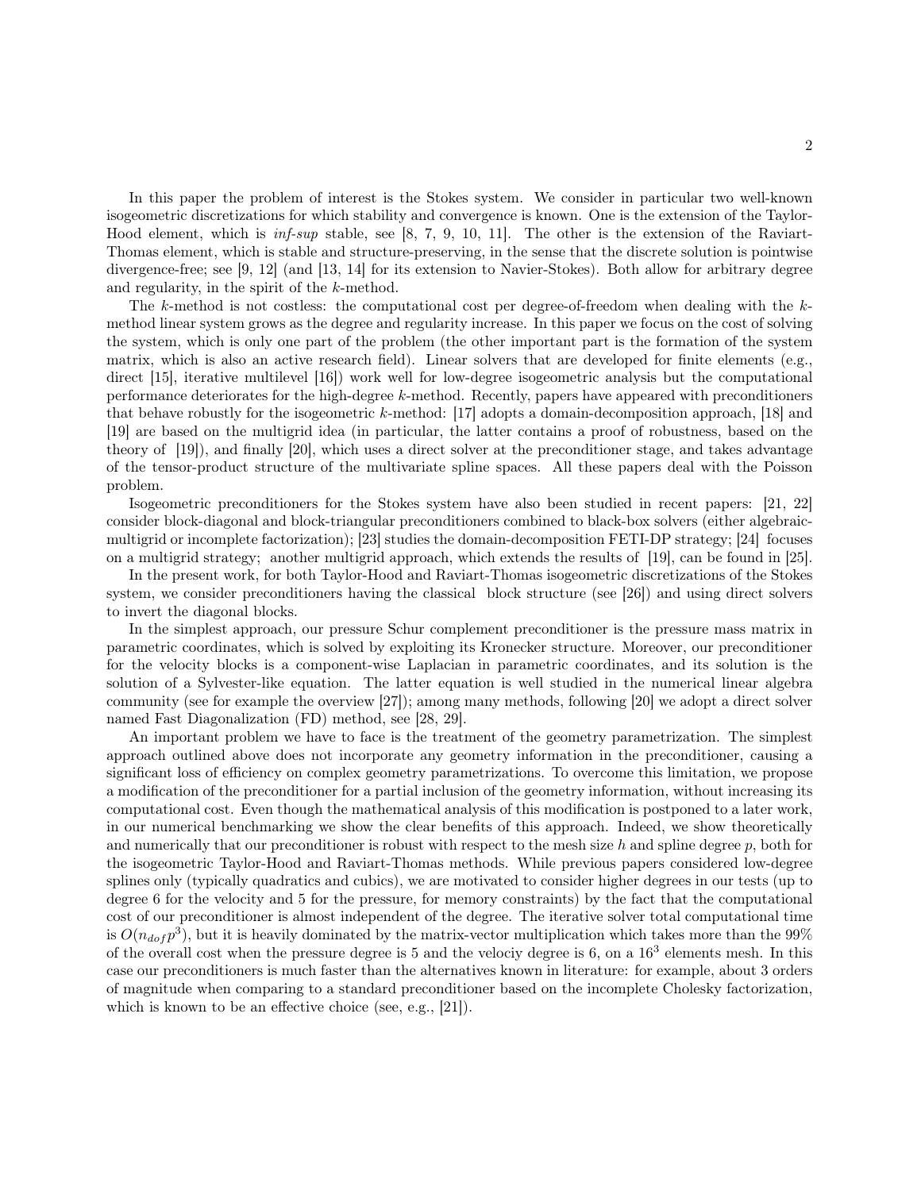In this paper the problem of interest is the Stokes system. We consider in particular two well-known isogeometric discretizations for which stability and convergence is known. One is the extension of the Taylor-Hood element, which is *inf-sup* stable, see [8, 7, 9, 10, 11]. The other is the extension of the Raviart-Thomas element, which is stable and structure-preserving, in the sense that the discrete solution is pointwise divergence-free; see [9, 12] (and [13, 14] for its extension to Navier-Stokes). Both allow for arbitrary degree and regularity, in the spirit of the $k$-method.

The $k$-method is not costless: the computational cost per degree-of-freedom when dealing with the $k$-method linear system grows as the degree and regularity increase. In this paper we focus on the cost of solving the system, which is only one part of the problem (the other important part is the formation of the system matrix, which is also an active research field). Linear solvers that are developed for finite elements (e.g., direct [15], iterative multilevel [16]) work well for low-degree isogeometric analysis but the computational performance deteriorates for the high-degree $k$-method. Recently, papers have appeared with preconditioners that behave robustly for the isogeometric $k$-method: [17] adopts a domain-decomposition approach, [18] and [19] are based on the multigrid idea (in particular, the latter contains a proof of robustness, based on the theory of [19]), and finally [20], which uses a direct solver at the preconditioner stage, and takes advantage of the tensor-product structure of the multivariate spline spaces. All these papers deal with the Poisson problem.

Isogeometric preconditioners for the Stokes system have also been studied in recent papers: [21, 22] consider block-diagonal and block-triangular preconditioners combined to black-box solvers (either algebraic-multigrid or incomplete factorization); [23] studies the domain-decomposition FETI-DP strategy; [24] focuses on a multigrid strategy; another multigrid approach, which extends the results of [19], can be found in [25].

In the present work, for both Taylor-Hood and Raviart-Thomas isogeometric discretizations of the Stokes system, we consider preconditioners having the classical block structure (see [26]) and using direct solvers to invert the diagonal blocks.

In the simplest approach, our pressure Schur complement preconditioner is the pressure mass matrix in parametric coordinates, which is solved by exploiting its Kronecker structure. Moreover, our preconditioner for the velocity blocks is a component-wise Laplacian in parametric coordinates, and its solution is the solution of a Sylvester-like equation. The latter equation is well studied in the numerical linear algebra community (see for example the overview [27]); among many methods, following [20] we adopt a direct solver named Fast Diagonalization (FD) method, see [28, 29].

An important problem we have to face is the treatment of the geometry parametrization. The simplest approach outlined above does not incorporate any geometry information in the preconditioner, causing a significant loss of efficiency on complex geometry parametrizations. To overcome this limitation, we propose a modification of the preconditioner for a partial inclusion of the geometry information, without increasing its computational cost. Even though the mathematical analysis of this modification is postponed to a later work, in our numerical benchmarking we show the clear benefits of this approach. Indeed, we show theoretically and numerically that our preconditioner is robust with respect to the mesh size $h$ and spline degree $p$, both for the isogeometric Taylor-Hood and Raviart-Thomas methods. While previous papers considered low-degree splines only (typically quadratics and cubics), we are motivated to consider higher degrees in our tests (up to degree 6 for the velocity and 5 for the pressure, for memory constraints) by the fact that the computational cost of our preconditioner is almost independent of the degree. The iterative solver total computational time is $O(n_{dof}p^3)$, but it is heavily dominated by the matrix-vector multiplication which takes more than the 99% of the overall cost when the pressure degree is 5 and the velociy degree is 6, on a $16^3$ elements mesh. In this case our preconditioners is much faster than the alternatives known in literature: for example, about 3 orders of magnitude when comparing to a standard preconditioner based on the incomplete Cholesky factorization, which is known to be an effective choice (see, e.g., [21]).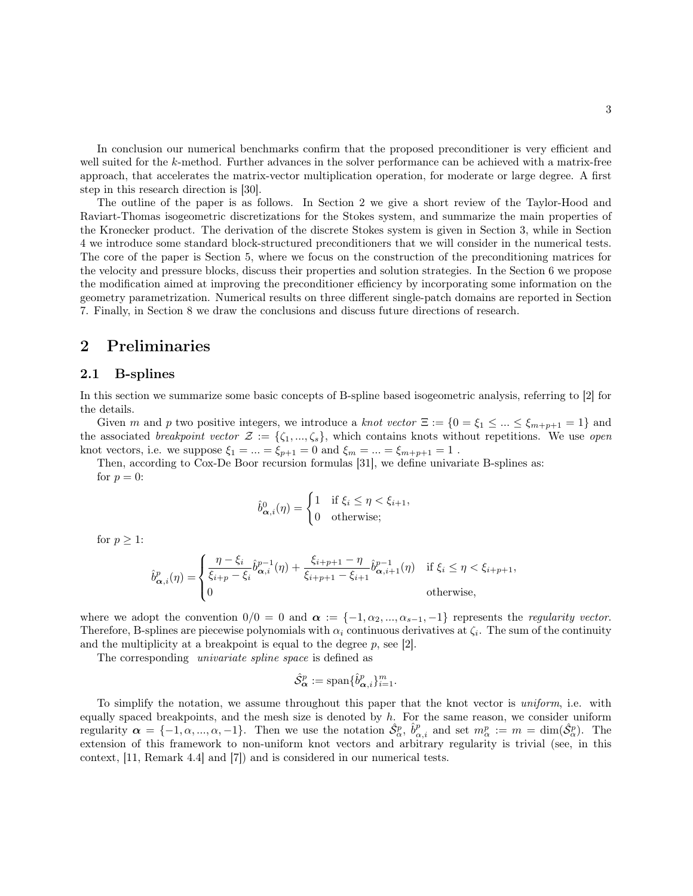In conclusion our numerical benchmarks confirm that the proposed preconditioner is very efficient and well suited for the $k$-method. Further advances in the solver performance can be achieved with a matrix-free approach, that accelerates the matrix-vector multiplication operation, for moderate or large degree. A first step in this research direction is [30].

The outline of the paper is as follows. In Section 2 we give a short review of the Taylor-Hood and Raviart-Thomas isogeometric discretizations for the Stokes system, and summarize the main properties of the Kronecker product. The derivation of the discrete Stokes system is given in Section 3, while in Section 4 we introduce some standard block-structured preconditioners that we will consider in the numerical tests. The core of the paper is Section 5, where we focus on the construction of the preconditioning matrices for the velocity and pressure blocks, discuss their properties and solution strategies. In the Section 6 we propose the modification aimed at improving the preconditioner efficiency by incorporating some information on the geometry parametrization. Numerical results on three different single-patch domains are reported in Section 7. Finally, in Section 8 we draw the conclusions and discuss future directions of research.

# 2 Preliminaries

## 2.1 B-splines

In this section we summarize some basic concepts of B-spline based isogeometric analysis, referring to [2] for the details.

Given $m$ and $p$ two positive integers, we introduce a *knot vector* $\Xi := \{0 = \xi_1 \leq ... \leq \xi_{m+p+1} = 1\}$ and the associated *breakpoint vector* $\mathcal{Z} := \{\zeta_1, ..., \zeta_s\}$, which contains knots without repetitions. We use *open* knot vectors, i.e. we suppose $\xi_1 = ... = \xi_{p+1} = 0$ and $\xi_m = ... = \xi_{m+p+1} = 1$ .

Then, according to Cox-De Boor recursion formulas [31], we define univariate B-splines as:

for $p = 0$:

$$\hat{b}^0_{\boldsymbol{\alpha},i}(\eta) = \begin{cases} 1 & \text{if } \xi_i \leq \eta < \xi_{i+1}, \\ 0 & \text{otherwise;} \end{cases}$$

for $p \geq 1$:

$$\hat{b}^p_{\boldsymbol{\alpha},i}(\eta) = \begin{cases} \dfrac{\eta - \xi_i}{\xi_{i+p} - \xi_i}\hat{b}^{p-1}_{\boldsymbol{\alpha},i}(\eta) + \dfrac{\xi_{i+p+1} - \eta}{\xi_{i+p+1} - \xi_{i+1}}\hat{b}^{p-1}_{\boldsymbol{\alpha},i+1}(\eta) & \text{if } \xi_i \leq \eta < \xi_{i+p+1}, \\ 0 & \text{otherwise,} \end{cases}$$

where we adopt the convention $0/0 = 0$ and $\boldsymbol{\alpha} := \{-1, \alpha_2, ..., \alpha_{s-1}, -1\}$ represents the *regularity vector*. Therefore, B-splines are piecewise polynomials with $\alpha_i$ continuous derivatives at $\zeta_i$. The sum of the continuity and the multiplicity at a breakpoint is equal to the degree $p$, see [2].

The corresponding *univariate spline space* is defined as

$$\hat{\mathcal{S}}^p_{\boldsymbol{\alpha}} := \text{span}\{\hat{b}^p_{\boldsymbol{\alpha},i}\}_{i=1}^m.$$

To simplify the notation, we assume throughout this paper that the knot vector is *uniform*, i.e. with equally spaced breakpoints, and the mesh size is denoted by $h$. For the same reason, we consider uniform regularity $\boldsymbol{\alpha} = \{-1, \alpha, ..., \alpha, -1\}$. Then we use the notation $\hat{\mathcal{S}}^p_\alpha$, $\hat{b}^p_{\alpha,i}$ and set $m^p_\alpha := m = \dim(\hat{\mathcal{S}}^p_\alpha)$. The extension of this framework to non-uniform knot vectors and arbitrary regularity is trivial (see, in this context, [11, Remark 4.4] and [7]) and is considered in our numerical tests.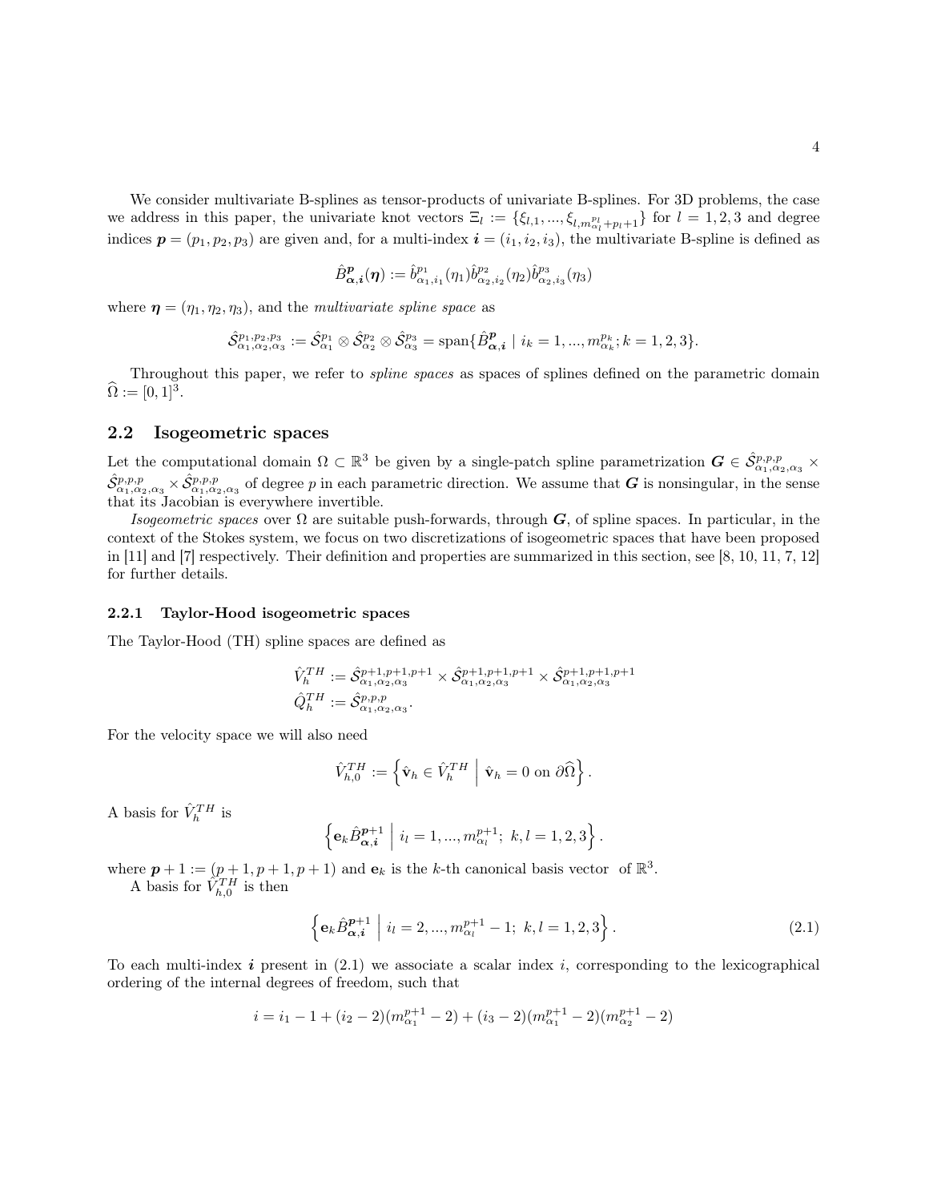We consider multivariate B-splines as tensor-products of univariate B-splines. For 3D problems, the case we address in this paper, the univariate knot vectors $\Xi_l := \{\xi_{l,1}, ..., \xi_{l,m^{p_l}_{\alpha_l}+p_l+1}\}$ for $l = 1, 2, 3$ and degree indices $\boldsymbol{p} = (p_1, p_2, p_3)$ are given and, for a multi-index $\boldsymbol{i} = (i_1, i_2, i_3)$, the multivariate B-spline is defined as

$$\hat{B}^{\boldsymbol{p}}_{\boldsymbol{\alpha},\boldsymbol{i}}(\boldsymbol{\eta}) := \hat{b}^{p_1}_{\alpha_1,i_1}(\eta_1)\hat{b}^{p_2}_{\alpha_2,i_2}(\eta_2)\hat{b}^{p_3}_{\alpha_2,i_3}(\eta_3)$$

where $\boldsymbol{\eta} = (\eta_1, \eta_2, \eta_3)$, and the *multivariate spline space* as

$$\hat{\mathcal{S}}^{p_1,p_2,p_3}_{\alpha_1,\alpha_2,\alpha_3} := \hat{\mathcal{S}}^{p_1}_{\alpha_1} \otimes \hat{\mathcal{S}}^{p_2}_{\alpha_2} \otimes \hat{\mathcal{S}}^{p_3}_{\alpha_3} = \text{span}\{\hat{B}^{\boldsymbol{p}}_{\boldsymbol{\alpha},\boldsymbol{i}} \mid i_k = 1, ..., m^{p_k}_{\alpha_k}; k = 1, 2, 3\}.$$

Throughout this paper, we refer to *spline spaces* as spaces of splines defined on the parametric domain $\widehat{\Omega} := [0, 1]^3$.

## 2.2 Isogeometric spaces

Let the computational domain $\Omega \subset \mathbb{R}^3$ be given by a single-patch spline parametrization $\boldsymbol{G} \in \hat{\mathcal{S}}^{p,p,p}_{\alpha_1,\alpha_2,\alpha_3} \times \hat{\mathcal{S}}^{p,p,p}_{\alpha_1,\alpha_2,\alpha_3} \times \hat{\mathcal{S}}^{p,p,p}_{\alpha_1,\alpha_2,\alpha_3}$ of degree $p$ in each parametric direction. We assume that $\boldsymbol{G}$ is nonsingular, in the sense that its Jacobian is everywhere invertible.

*Isogeometric spaces* over $\Omega$ are suitable push-forwards, through $\boldsymbol{G}$, of spline spaces. In particular, in the context of the Stokes system, we focus on two discretizations of isogeometric spaces that have been proposed in [11] and [7] respectively. Their definition and properties are summarized in this section, see [8, 10, 11, 7, 12] for further details.

### 2.2.1 Taylor-Hood isogeometric spaces

The Taylor-Hood (TH) spline spaces are defined as

$$\hat{V}^{TH}_h := \hat{\mathcal{S}}^{p+1,p+1,p+1}_{\alpha_1,\alpha_2,\alpha_3} \times \hat{\mathcal{S}}^{p+1,p+1,p+1}_{\alpha_1,\alpha_2,\alpha_3} \times \hat{\mathcal{S}}^{p+1,p+1,p+1}_{\alpha_1,\alpha_2,\alpha_3}$$
$$\hat{Q}^{TH}_h := \hat{\mathcal{S}}^{p,p,p}_{\alpha_1,\alpha_2,\alpha_3}.$$

For the velocity space we will also need

$$\hat{V}^{TH}_{h,0} := \left\{ \hat{\mathbf{v}}_h \in \hat{V}^{TH}_h \;\middle|\; \hat{\mathbf{v}}_h = 0 \text{ on } \partial\widehat{\Omega} \right\}.$$

A basis for $\hat{V}^{TH}_h$ is

$$\left\{ \mathbf{e}_k \hat{B}^{\boldsymbol{p}+1}_{\boldsymbol{\alpha},\boldsymbol{i}} \;\middle|\; i_l = 1, ..., m^{p+1}_{\alpha_l};\ k, l = 1, 2, 3 \right\}.$$

where $\boldsymbol{p} + 1 := (p + 1, p + 1, p + 1)$ and $\mathbf{e}_k$ is the $k$-th canonical basis vector of $\mathbb{R}^3$.

A basis for $\hat{V}^{TH}_{h,0}$ is then

$$\left\{ \mathbf{e}_k \hat{B}^{\boldsymbol{p}+1}_{\boldsymbol{\alpha},\boldsymbol{i}} \;\middle|\; i_l = 2, ..., m^{p+1}_{\alpha_l} - 1;\ k, l = 1, 2, 3 \right\}. \tag{2.1}$$

To each multi-index $\boldsymbol{i}$ present in (2.1) we associate a scalar index $i$, corresponding to the lexicographical ordering of the internal degrees of freedom, such that

$$i = i_1 - 1 + (i_2 - 2)(m^{p+1}_{\alpha_1} - 2) + (i_3 - 2)(m^{p+1}_{\alpha_1} - 2)(m^{p+1}_{\alpha_2} - 2)$$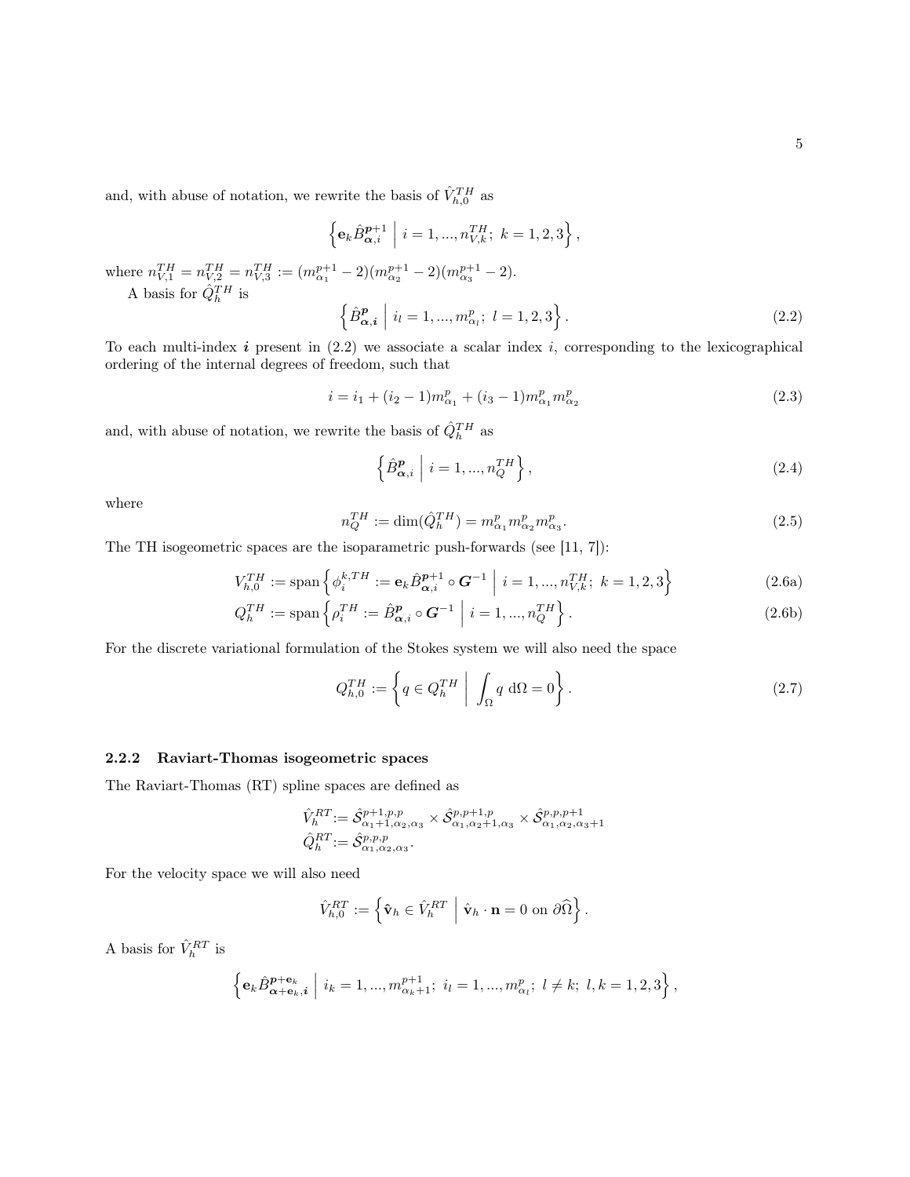and, with abuse of notation, we rewrite the basis of $\hat{V}_{h,0}^{TH}$ as

$$\left\{ \mathbf{e}_k \hat{B}_{\boldsymbol{\alpha},i}^{\boldsymbol{p}+1} \;\middle|\; i = 1, ..., n_{V,k}^{TH};\ k = 1, 2, 3 \right\},$$

where $n_{V,1}^{TH} = n_{V,2}^{TH} = n_{V,3}^{TH} := (m_{\alpha_1}^{p+1} - 2)(m_{\alpha_2}^{p+1} - 2)(m_{\alpha_3}^{p+1} - 2)$.

A basis for $\hat{Q}_h^{TH}$ is

$$\left\{ \hat{B}_{\boldsymbol{\alpha},\boldsymbol{i}}^{\boldsymbol{p}} \;\middle|\; i_l = 1, ..., m_{\alpha_l}^{p};\ l = 1, 2, 3 \right\}. \tag{2.2}$$

To each multi-index $\boldsymbol{i}$ present in (2.2) we associate a scalar index $i$, corresponding to the lexicographical ordering of the internal degrees of freedom, such that

$$i = i_1 + (i_2 - 1)m_{\alpha_1}^{p} + (i_3 - 1)m_{\alpha_1}^{p} m_{\alpha_2}^{p} \tag{2.3}$$

and, with abuse of notation, we rewrite the basis of $\hat{Q}_h^{TH}$ as

$$\left\{ \hat{B}_{\boldsymbol{\alpha},i}^{\boldsymbol{p}} \;\middle|\; i = 1, ..., n_Q^{TH} \right\}, \tag{2.4}$$

where

$$n_Q^{TH} := \dim(\hat{Q}_h^{TH}) = m_{\alpha_1}^{p} m_{\alpha_2}^{p} m_{\alpha_3}^{p}. \tag{2.5}$$

The TH isogeometric spaces are the isoparametric push-forwards (see [11, 7]):

$$V_{h,0}^{TH} := \operatorname{span}\left\{ \phi_i^{k,TH} := \mathbf{e}_k \hat{B}_{\boldsymbol{\alpha},i}^{\boldsymbol{p}+1} \circ \boldsymbol{G}^{-1} \;\middle|\; i = 1, ..., n_{V,k}^{TH};\ k = 1, 2, 3 \right\} \tag{2.6a}$$

$$Q_h^{TH} := \operatorname{span}\left\{ \rho_i^{TH} := \hat{B}_{\boldsymbol{\alpha},i}^{\boldsymbol{p}} \circ \boldsymbol{G}^{-1} \;\middle|\; i = 1, ..., n_Q^{TH} \right\}. \tag{2.6b}$$

For the discrete variational formulation of the Stokes system we will also need the space

$$Q_{h,0}^{TH} := \left\{ q \in Q_h^{TH} \;\middle|\; \int_\Omega q \; \mathrm{d}\Omega = 0 \right\}. \tag{2.7}$$

### 2.2.2 Raviart-Thomas isogeometric spaces

The Raviart-Thomas (RT) spline spaces are defined as

$$\begin{aligned}
\hat{V}_h^{RT} &:= \hat{\mathcal{S}}_{\alpha_1+1,\alpha_2,\alpha_3}^{p+1,p,p} \times \hat{\mathcal{S}}_{\alpha_1,\alpha_2+1,\alpha_3}^{p,p+1,p} \times \hat{\mathcal{S}}_{\alpha_1,\alpha_2,\alpha_3+1}^{p,p,p+1} \\
\hat{Q}_h^{RT} &:= \hat{\mathcal{S}}_{\alpha_1,\alpha_2,\alpha_3}^{p,p,p}.
\end{aligned}$$

For the velocity space we will also need

$$\hat{V}_{h,0}^{RT} := \left\{ \hat{\mathbf{v}}_h \in \hat{V}_h^{RT} \;\middle|\; \hat{\mathbf{v}}_h \cdot \mathbf{n} = 0 \text{ on } \partial\widehat{\Omega} \right\}.$$

A basis for $\hat{V}_h^{RT}$ is

$$\left\{ \mathbf{e}_k \hat{B}_{\boldsymbol{\alpha}+\mathbf{e}_k,\boldsymbol{i}}^{\boldsymbol{p}+\mathbf{e}_k} \;\middle|\; i_k = 1, ..., m_{\alpha_k+1}^{p+1};\ i_l = 1, ..., m_{\alpha_l}^{p};\ l \neq k;\ l, k = 1, 2, 3 \right\},$$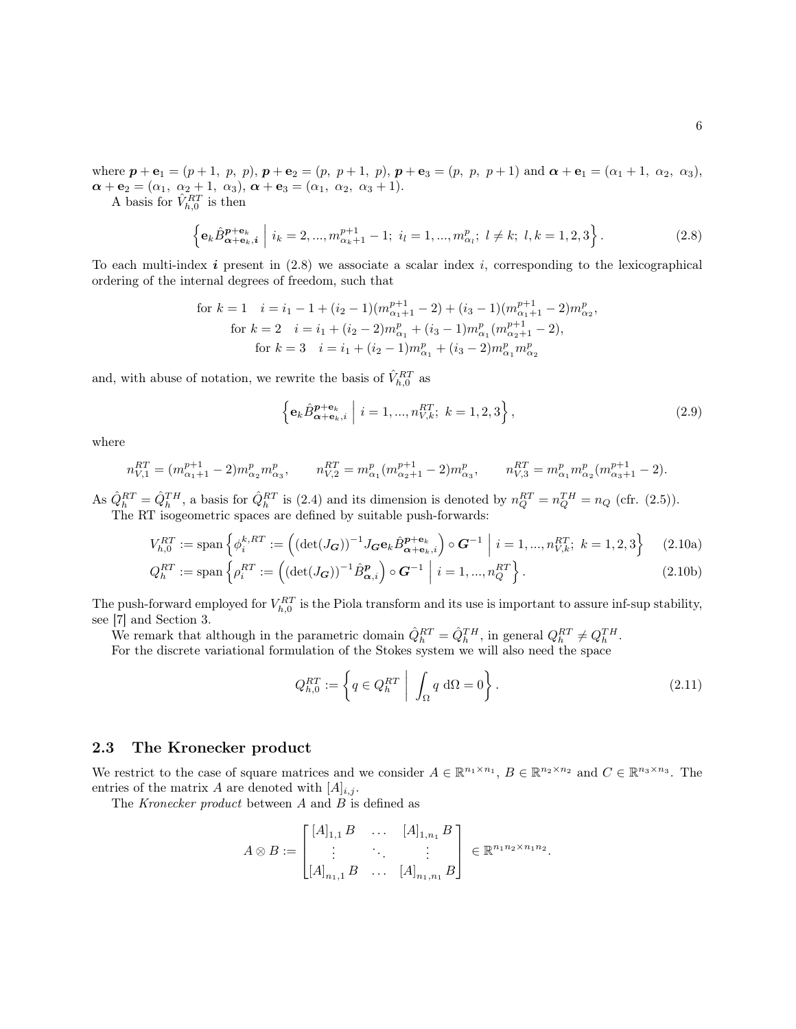where $\boldsymbol{p}+\mathbf{e}_1 = (p+1,\ p,\ p)$, $\boldsymbol{p}+\mathbf{e}_2 = (p,\ p+1,\ p)$, $\boldsymbol{p}+\mathbf{e}_3 = (p,\ p,\ p+1)$ and $\boldsymbol{\alpha}+\mathbf{e}_1 = (\alpha_1+1,\ \alpha_2,\ \alpha_3)$, $\boldsymbol{\alpha}+\mathbf{e}_2 = (\alpha_1,\ \alpha_2+1,\ \alpha_3)$, $\boldsymbol{\alpha}+\mathbf{e}_3 = (\alpha_1,\ \alpha_2,\ \alpha_3+1)$.

A basis for $\hat{V}_{h,0}^{RT}$ is then

$$\left\{ \mathbf{e}_k \hat{B}^{\boldsymbol{p}+\mathbf{e}_k}_{\boldsymbol{\alpha}+\mathbf{e}_k,\boldsymbol{i}} \ \middle|\ i_k = 2, ..., m^{p+1}_{\alpha_k+1} - 1;\ i_l = 1, ..., m^p_{\alpha_l};\ l \neq k;\ l, k = 1, 2, 3 \right\}. \tag{2.8}$$

To each multi-index $\boldsymbol{i}$ present in (2.8) we associate a scalar index $i$, corresponding to the lexicographical ordering of the internal degrees of freedom, such that

$$\begin{aligned}
\text{for } k = 1 \quad & i = i_1 - 1 + (i_2 - 1)(m^{p+1}_{\alpha_1+1} - 2) + (i_3 - 1)(m^{p+1}_{\alpha_1+1} - 2)m^p_{\alpha_2},\\
\text{for } k = 2 \quad & i = i_1 + (i_2 - 2)m^p_{\alpha_1} + (i_3 - 1)m^p_{\alpha_1}(m^{p+1}_{\alpha_2+1} - 2),\\
\text{for } k = 3 \quad & i = i_1 + (i_2 - 1)m^p_{\alpha_1} + (i_3 - 2)m^p_{\alpha_1}m^p_{\alpha_2}
\end{aligned}$$

and, with abuse of notation, we rewrite the basis of $\hat{V}_{h,0}^{RT}$ as

$$\left\{ \mathbf{e}_k \hat{B}^{\boldsymbol{p}+\mathbf{e}_k}_{\boldsymbol{\alpha}+\mathbf{e}_k,i} \ \middle|\ i = 1, ..., n^{RT}_{V,k};\ k = 1, 2, 3 \right\}, \tag{2.9}$$

where

$$n^{RT}_{V,1} = (m^{p+1}_{\alpha_1+1} - 2)m^p_{\alpha_2}m^p_{\alpha_3}, \qquad n^{RT}_{V,2} = m^p_{\alpha_1}(m^{p+1}_{\alpha_2+1} - 2)m^p_{\alpha_3}, \qquad n^{RT}_{V,3} = m^p_{\alpha_1}m^p_{\alpha_2}(m^{p+1}_{\alpha_3+1} - 2).$$

As $\hat{Q}_h^{RT} = \hat{Q}_h^{TH}$, a basis for $\hat{Q}_h^{RT}$ is (2.4) and its dimension is denoted by $n_Q^{RT} = n_Q^{TH} = n_Q$ (cfr. (2.5)).

The RT isogeometric spaces are defined by suitable push-forwards:

$$V_{h,0}^{RT} := \operatorname{span}\left\{ \phi_i^{k,RT} := \left( (\det(J_{\boldsymbol{G}}))^{-1} J_{\boldsymbol{G}} \mathbf{e}_k \hat{B}^{\boldsymbol{p}+\mathbf{e}_k}_{\boldsymbol{\alpha}+\mathbf{e}_k,i} \right) \circ \boldsymbol{G}^{-1} \ \middle|\ i = 1, ..., n^{RT}_{V,k};\ k = 1, 2, 3 \right\} \tag{2.10a}$$

$$Q_h^{RT} := \operatorname{span}\left\{ \rho_i^{RT} := \left( (\det(J_{\boldsymbol{G}}))^{-1} \hat{B}^{\boldsymbol{p}}_{\boldsymbol{\alpha},i} \right) \circ \boldsymbol{G}^{-1} \ \middle|\ i = 1, ..., n_Q^{RT} \right\}. \tag{2.10b}$$

The push-forward employed for $V_{h,0}^{RT}$ is the Piola transform and its use is important to assure inf-sup stability, see [7] and Section 3.

We remark that although in the parametric domain $\hat{Q}_h^{RT} = \hat{Q}_h^{TH}$, in general $Q_h^{RT} \neq Q_h^{TH}$.

For the discrete variational formulation of the Stokes system we will also need the space

$$Q_{h,0}^{RT} := \left\{ q \in Q_h^{RT} \ \middle|\ \int_\Omega q \ \mathrm{d}\Omega = 0 \right\}. \tag{2.11}$$

## 2.3 The Kronecker product

We restrict to the case of square matrices and we consider $A \in \mathbb{R}^{n_1 \times n_1}$, $B \in \mathbb{R}^{n_2 \times n_2}$ and $C \in \mathbb{R}^{n_3 \times n_3}$. The entries of the matrix $A$ are denoted with $[A]_{i,j}$.

The *Kronecker product* between $A$ and $B$ is defined as

$$A \otimes B := \begin{bmatrix} [A]_{1,1} B & \dots & [A]_{1,n_1} B \\ \vdots & \ddots & \vdots \\ [A]_{n_1,1} B & \dots & [A]_{n_1,n_1} B \end{bmatrix} \in \mathbb{R}^{n_1 n_2 \times n_1 n_2}.$$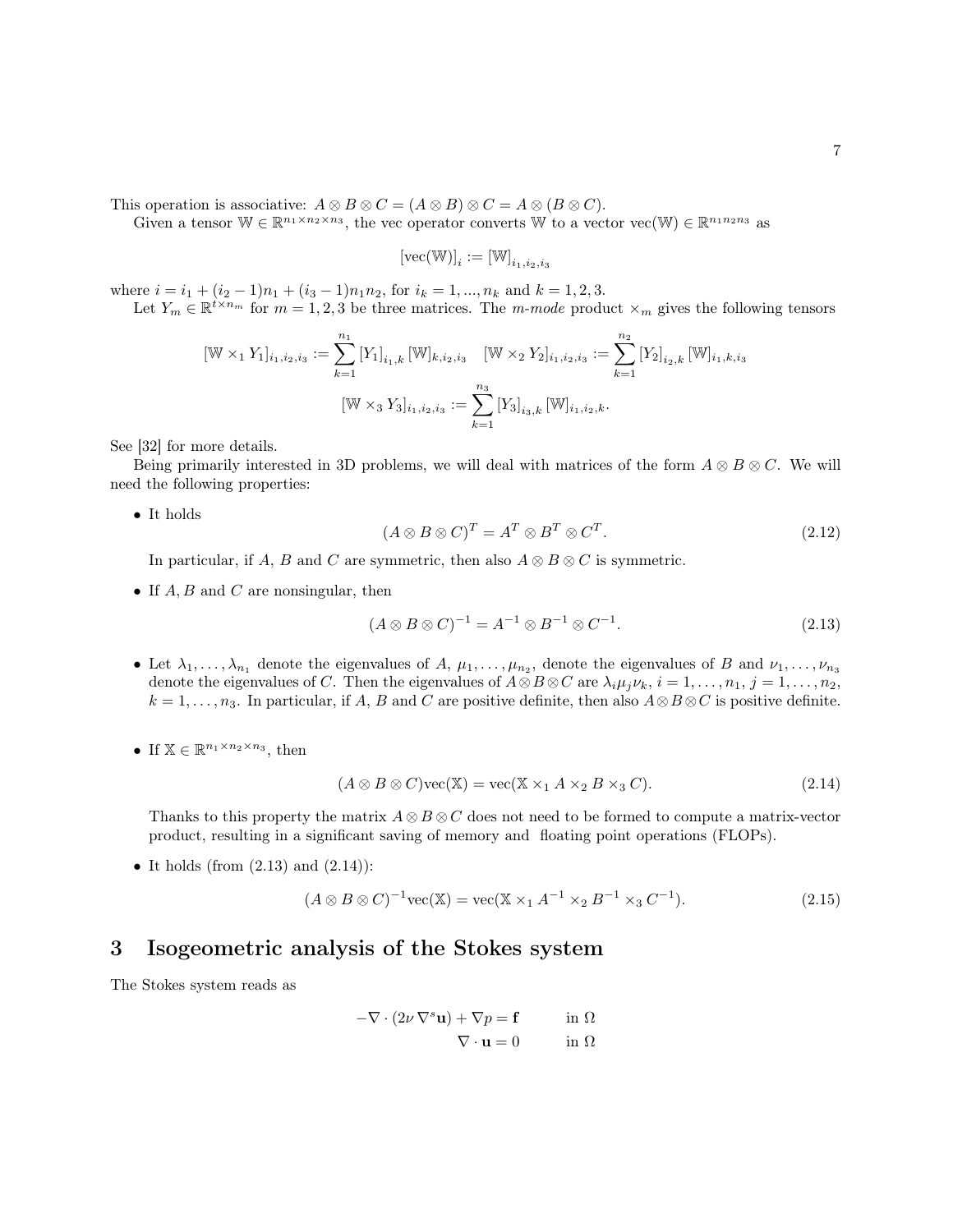This operation is associative: $A \otimes B \otimes C = (A \otimes B) \otimes C = A \otimes (B \otimes C)$.

Given a tensor $\mathbb{W} \in \mathbb{R}^{n_1 \times n_2 \times n_3}$, the vec operator converts $\mathbb{W}$ to a vector $\text{vec}(\mathbb{W}) \in \mathbb{R}^{n_1 n_2 n_3}$ as

$$[\text{vec}(\mathbb{W})]_i := [\mathbb{W}]_{i_1,i_2,i_3}$$

where $i = i_1 + (i_2 - 1)n_1 + (i_3 - 1)n_1 n_2$, for $i_k = 1, ..., n_k$ and $k = 1, 2, 3$.

Let $Y_m \in \mathbb{R}^{t \times n_m}$ for $m = 1, 2, 3$ be three matrices. The *m-mode* product $\times_m$ gives the following tensors

$$[\mathbb{W} \times_1 Y_1]_{i_1,i_2,i_3} := \sum_{k=1}^{n_1} [Y_1]_{i_1,k} [\mathbb{W}]_{k,i_2,i_3} \quad [\mathbb{W} \times_2 Y_2]_{i_1,i_2,i_3} := \sum_{k=1}^{n_2} [Y_2]_{i_2,k} [\mathbb{W}]_{i_1,k,i_3}$$

$$[\mathbb{W} \times_3 Y_3]_{i_1,i_2,i_3} := \sum_{k=1}^{n_3} [Y_3]_{i_3,k} [\mathbb{W}]_{i_1,i_2,k}.$$

See [32] for more details.

Being primarily interested in 3D problems, we will deal with matrices of the form $A \otimes B \otimes C$. We will need the following properties:

- It holds
$$(A \otimes B \otimes C)^T = A^T \otimes B^T \otimes C^T. \tag{2.12}$$
In particular, if $A$, $B$ and $C$ are symmetric, then also $A \otimes B \otimes C$ is symmetric.

- If $A, B$ and $C$ are nonsingular, then
$$(A \otimes B \otimes C)^{-1} = A^{-1} \otimes B^{-1} \otimes C^{-1}. \tag{2.13}$$

- Let $\lambda_1, \ldots, \lambda_{n_1}$ denote the eigenvalues of $A$, $\mu_1, \ldots, \mu_{n_2}$, denote the eigenvalues of $B$ and $\nu_1, \ldots, \nu_{n_3}$ denote the eigenvalues of $C$. Then the eigenvalues of $A \otimes B \otimes C$ are $\lambda_i \mu_j \nu_k$, $i = 1, \ldots, n_1$, $j = 1, \ldots, n_2$, $k = 1, \ldots, n_3$. In particular, if $A$, $B$ and $C$ are positive definite, then also $A \otimes B \otimes C$ is positive definite.

- If $\mathbb{X} \in \mathbb{R}^{n_1 \times n_2 \times n_3}$, then
$$(A \otimes B \otimes C)\text{vec}(\mathbb{X}) = \text{vec}(\mathbb{X} \times_1 A \times_2 B \times_3 C). \tag{2.14}$$
Thanks to this property the matrix $A \otimes B \otimes C$ does not need to be formed to compute a matrix-vector product, resulting in a significant saving of memory and floating point operations (FLOPs).

- It holds (from (2.13) and (2.14)):
$$(A \otimes B \otimes C)^{-1}\text{vec}(\mathbb{X}) = \text{vec}(\mathbb{X} \times_1 A^{-1} \times_2 B^{-1} \times_3 C^{-1}). \tag{2.15}$$

# 3 Isogeometric analysis of the Stokes system

The Stokes system reads as

$$\begin{aligned} -\nabla \cdot (2\nu \, \nabla^s \mathbf{u}) + \nabla p &= \mathbf{f} \qquad \text{in } \Omega \\ \nabla \cdot \mathbf{u} &= 0 \qquad \text{in } \Omega \end{aligned}$$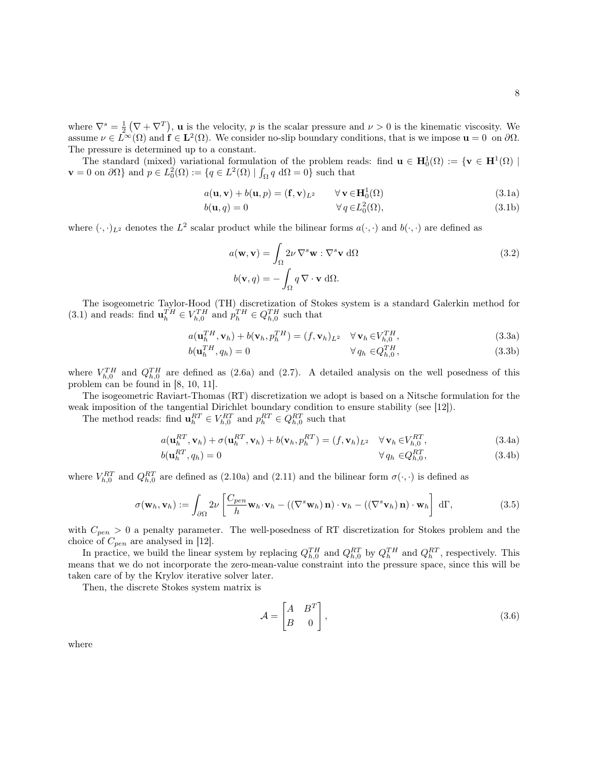where $\nabla^s = \frac{1}{2}\left(\nabla + \nabla^T\right)$, $\mathbf{u}$ is the velocity, $p$ is the scalar pressure and $\nu > 0$ is the kinematic viscosity. We assume $\nu \in L^\infty(\Omega)$ and $\mathbf{f} \in \mathbf{L}^2(\Omega)$. We consider no-slip boundary conditions, that is we impose $\mathbf{u} = 0$ on $\partial\Omega$. The pressure is determined up to a constant.

The standard (mixed) variational formulation of the problem reads: find $\mathbf{u} \in \mathbf{H}_0^1(\Omega) := \{\mathbf{v} \in \mathbf{H}^1(\Omega) \mid \mathbf{v} = 0 \text{ on } \partial\Omega\}$ and $p \in L_0^2(\Omega) := \{q \in L^2(\Omega) \mid \int_\Omega q \; \mathrm{d}\Omega = 0\}$ such that

$$a(\mathbf{u}, \mathbf{v}) + b(\mathbf{u}, p) = (\mathbf{f}, \mathbf{v})_{L^2} \qquad \forall\, \mathbf{v} \in \mathbf{H}_0^1(\Omega) \tag{3.1a}$$

$$b(\mathbf{u}, q) = 0 \qquad \forall\, q \in L_0^2(\Omega), \tag{3.1b}$$

where $(\cdot,\cdot)_{L^2}$ denotes the $L^2$ scalar product while the bilinear forms $a(\cdot,\cdot)$ and $b(\cdot,\cdot)$ are defined as

$$a(\mathbf{w}, \mathbf{v}) = \int_\Omega 2\nu\, \nabla^s \mathbf{w} : \nabla^s \mathbf{v} \; \mathrm{d}\Omega \tag{3.2}$$

$$b(\mathbf{v}, q) = -\int_\Omega q\, \nabla \cdot \mathbf{v} \; \mathrm{d}\Omega.$$

The isogeometric Taylor-Hood (TH) discretization of Stokes system is a standard Galerkin method for (3.1) and reads: find $\mathbf{u}_h^{TH} \in V_{h,0}^{TH}$ and $p_h^{TH} \in Q_{h,0}^{TH}$ such that

$$a(\mathbf{u}_h^{TH}, \mathbf{v}_h) + b(\mathbf{v}_h, p_h^{TH}) = (f, \mathbf{v}_h)_{L^2} \quad \forall\, \mathbf{v}_h \in V_{h,0}^{TH}, \tag{3.3a}$$

$$b(\mathbf{u}_h^{TH}, q_h) = 0 \qquad \forall\, q_h \in Q_{h,0}^{TH}, \tag{3.3b}$$

where $V_{h,0}^{TH}$ and $Q_{h,0}^{TH}$ are defined as (2.6a) and (2.7). A detailed analysis on the well posedness of this problem can be found in [8, 10, 11].

The isogeometric Raviart-Thomas (RT) discretization we adopt is based on a Nitsche formulation for the weak imposition of the tangential Dirichlet boundary condition to ensure stability (see [12]).

The method reads: find $\mathbf{u}_h^{RT} \in V_{h,0}^{RT}$ and $p_h^{RT} \in Q_{h,0}^{RT}$ such that

$$a(\mathbf{u}_h^{RT}, \mathbf{v}_h) + \sigma(\mathbf{u}_h^{RT}, \mathbf{v}_h) + b(\mathbf{v}_h, p_h^{RT}) = (f, \mathbf{v}_h)_{L^2} \quad \forall\, \mathbf{v}_h \in V_{h,0}^{RT}, \tag{3.4a}$$

$$b(\mathbf{u}_h^{RT}, q_h) = 0 \qquad \forall\, q_h \in Q_{h,0}^{RT}, \tag{3.4b}$$

where $V_{h,0}^{RT}$ and $Q_{h,0}^{RT}$ are defined as (2.10a) and (2.11) and the bilinear form $\sigma(\cdot,\cdot)$ is defined as

$$\sigma(\mathbf{w}_h, \mathbf{v}_h) := \int_{\partial\Omega} 2\nu \left[ \frac{C_{pen}}{h} \mathbf{w}_h \cdot \mathbf{v}_h - \left( (\nabla^s \mathbf{w}_h)\, \mathbf{n} \right) \cdot \mathbf{v}_h - \left( (\nabla^s \mathbf{v}_h)\, \mathbf{n} \right) \cdot \mathbf{w}_h \right] \mathrm{d}\Gamma, \tag{3.5}$$

with $C_{pen} > 0$ a penalty parameter. The well-posedness of RT discretization for Stokes problem and the choice of $C_{pen}$ are analysed in [12].

In practice, we build the linear system by replacing $Q_{h,0}^{TH}$ and $Q_{h,0}^{RT}$ by $Q_h^{TH}$ and $Q_h^{RT}$, respectively. This means that we do not incorporate the zero-mean-value constraint into the pressure space, since this will be taken care of by the Krylov iterative solver later.

Then, the discrete Stokes system matrix is

$$\mathcal{A} = \begin{bmatrix} A & B^T \\ B & 0 \end{bmatrix}, \tag{3.6}$$

where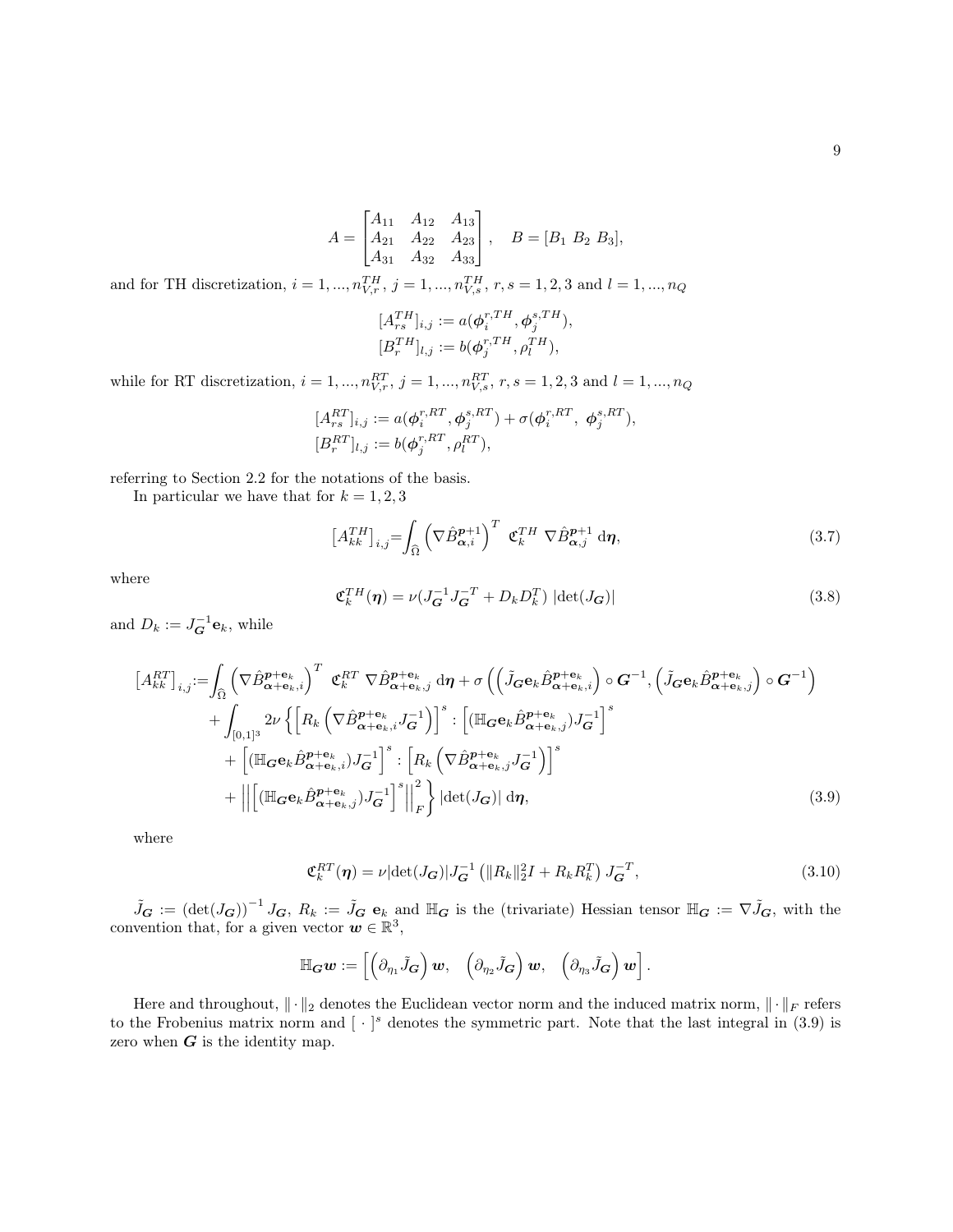$$
A = \begin{bmatrix} A_{11} & A_{12} & A_{13} \\ A_{21} & A_{22} & A_{23} \\ A_{31} & A_{32} & A_{33} \end{bmatrix}, \quad B = [B_1 \; B_2 \; B_3],
$$

and for TH discretization, $i = 1, ..., n_{V,r}^{TH}$, $j = 1, ..., n_{V,s}^{TH}$, $r, s = 1, 2, 3$ and $l = 1, ..., n_Q$

$$
[A_{rs}^{TH}]_{i,j} := a(\boldsymbol{\phi}_i^{r,TH}, \boldsymbol{\phi}_j^{s,TH}),
$$
$$
[B_r^{TH}]_{l,j} := b(\boldsymbol{\phi}_j^{r,TH}, \rho_l^{TH}),
$$

while for RT discretization, $i = 1, ..., n_{V,r}^{RT}$, $j = 1, ..., n_{V,s}^{RT}$, $r, s = 1, 2, 3$ and $l = 1, ..., n_Q$

$$
[A_{rs}^{RT}]_{i,j} := a(\boldsymbol{\phi}_i^{r,RT}, \boldsymbol{\phi}_j^{s,RT}) + \sigma(\boldsymbol{\phi}_i^{r,RT}, \; \boldsymbol{\phi}_j^{s,RT}),
$$
$$
[B_r^{RT}]_{l,j} := b(\boldsymbol{\phi}_j^{r,RT}, \rho_l^{RT}),
$$

referring to Section 2.2 for the notations of the basis.

In particular we have that for $k = 1, 2, 3$

$$
\left[A_{kk}^{TH}\right]_{i,j} = \int_{\widehat{\Omega}} \left(\nabla \hat{B}_{\boldsymbol{\alpha},i}^{\boldsymbol{p}+1}\right)^T \; \mathfrak{C}_k^{TH} \; \nabla \hat{B}_{\boldsymbol{\alpha},j}^{\boldsymbol{p}+1} \; \mathrm{d}\boldsymbol{\eta}, \tag{3.7}
$$

where

$$
\mathfrak{C}_k^{TH}(\boldsymbol{\eta}) = \nu (J_{\boldsymbol{G}}^{-1} J_{\boldsymbol{G}}^{-T} + D_k D_k^T) \; |\det(J_{\boldsymbol{G}})| \tag{3.8}
$$

and $D_k := J_{\boldsymbol{G}}^{-1} \mathbf{e}_k$, while

$$
\begin{aligned}
\left[A_{kk}^{RT}\right]_{i,j} := & \int_{\widehat{\Omega}} \left(\nabla \hat{B}_{\boldsymbol{\alpha}+\mathbf{e}_k,i}^{\boldsymbol{p}+\mathbf{e}_k}\right)^T \; \mathfrak{C}_k^{RT} \; \nabla \hat{B}_{\boldsymbol{\alpha}+\mathbf{e}_k,j}^{\boldsymbol{p}+\mathbf{e}_k} \; \mathrm{d}\boldsymbol{\eta} + \sigma\left(\left(\tilde{J}_{\boldsymbol{G}} \mathbf{e}_k \hat{B}_{\boldsymbol{\alpha}+\mathbf{e}_k,i}^{\boldsymbol{p}+\mathbf{e}_k}\right) \circ \boldsymbol{G}^{-1}, \left(\tilde{J}_{\boldsymbol{G}} \mathbf{e}_k \hat{B}_{\boldsymbol{\alpha}+\mathbf{e}_k,j}^{\boldsymbol{p}+\mathbf{e}_k}\right) \circ \boldsymbol{G}^{-1}\right) \\
& + \int_{[0,1]^3} 2\nu \left\{ \left[R_k \left(\nabla \hat{B}_{\boldsymbol{\alpha}+\mathbf{e}_k,i}^{\boldsymbol{p}+\mathbf{e}_k} J_{\boldsymbol{G}}^{-1}\right)\right]^s : \left[(\mathbb{H}_{\boldsymbol{G}} \mathbf{e}_k \hat{B}_{\boldsymbol{\alpha}+\mathbf{e}_k,j}^{\boldsymbol{p}+\mathbf{e}_k}) J_{\boldsymbol{G}}^{-1}\right]^s \right. \\
& + \left[(\mathbb{H}_{\boldsymbol{G}} \mathbf{e}_k \hat{B}_{\boldsymbol{\alpha}+\mathbf{e}_k,i}^{\boldsymbol{p}+\mathbf{e}_k}) J_{\boldsymbol{G}}^{-1}\right]^s : \left[R_k \left(\nabla \hat{B}_{\boldsymbol{\alpha}+\mathbf{e}_k,j}^{\boldsymbol{p}+\mathbf{e}_k} J_{\boldsymbol{G}}^{-1}\right)\right]^s \\
& \left. + \left\| \left[(\mathbb{H}_{\boldsymbol{G}} \mathbf{e}_k \hat{B}_{\boldsymbol{\alpha}+\mathbf{e}_k,j}^{\boldsymbol{p}+\mathbf{e}_k}) J_{\boldsymbol{G}}^{-1}\right]^s \right\|_F^2 \right\} |\det(J_{\boldsymbol{G}})| \; \mathrm{d}\boldsymbol{\eta},
\end{aligned} \tag{3.9}
$$

where

$$
\mathfrak{C}_k^{RT}(\boldsymbol{\eta}) = \nu |\det(J_{\boldsymbol{G}})| J_{\boldsymbol{G}}^{-1} \left(\|R_k\|_2^2 I + R_k R_k^T\right) J_{\boldsymbol{G}}^{-T}, \tag{3.10}
$$

$\tilde{J}_{\boldsymbol{G}} := (\det(J_{\boldsymbol{G}}))^{-1} J_{\boldsymbol{G}}$, $R_k := \tilde{J}_{\boldsymbol{G}} \; \mathbf{e}_k$ and $\mathbb{H}_{\boldsymbol{G}}$ is the (trivariate) Hessian tensor $\mathbb{H}_{\boldsymbol{G}} := \nabla \tilde{J}_{\boldsymbol{G}}$, with the convention that, for a given vector $\boldsymbol{w} \in \mathbb{R}^3$,

$$
\mathbb{H}_{\boldsymbol{G}} \boldsymbol{w} := \left[ \left(\partial_{\eta_1} \tilde{J}_{\boldsymbol{G}}\right) \boldsymbol{w}, \quad \left(\partial_{\eta_2} \tilde{J}_{\boldsymbol{G}}\right) \boldsymbol{w}, \quad \left(\partial_{\eta_3} \tilde{J}_{\boldsymbol{G}}\right) \boldsymbol{w} \right].
$$

Here and throughout, $\|\cdot\|_2$ denotes the Euclidean vector norm and the induced matrix norm, $\|\cdot\|_F$ refers to the Frobenius matrix norm and $[\,\cdot\,]^s$ denotes the symmetric part. Note that the last integral in (3.9) is zero when $\boldsymbol{G}$ is the identity map.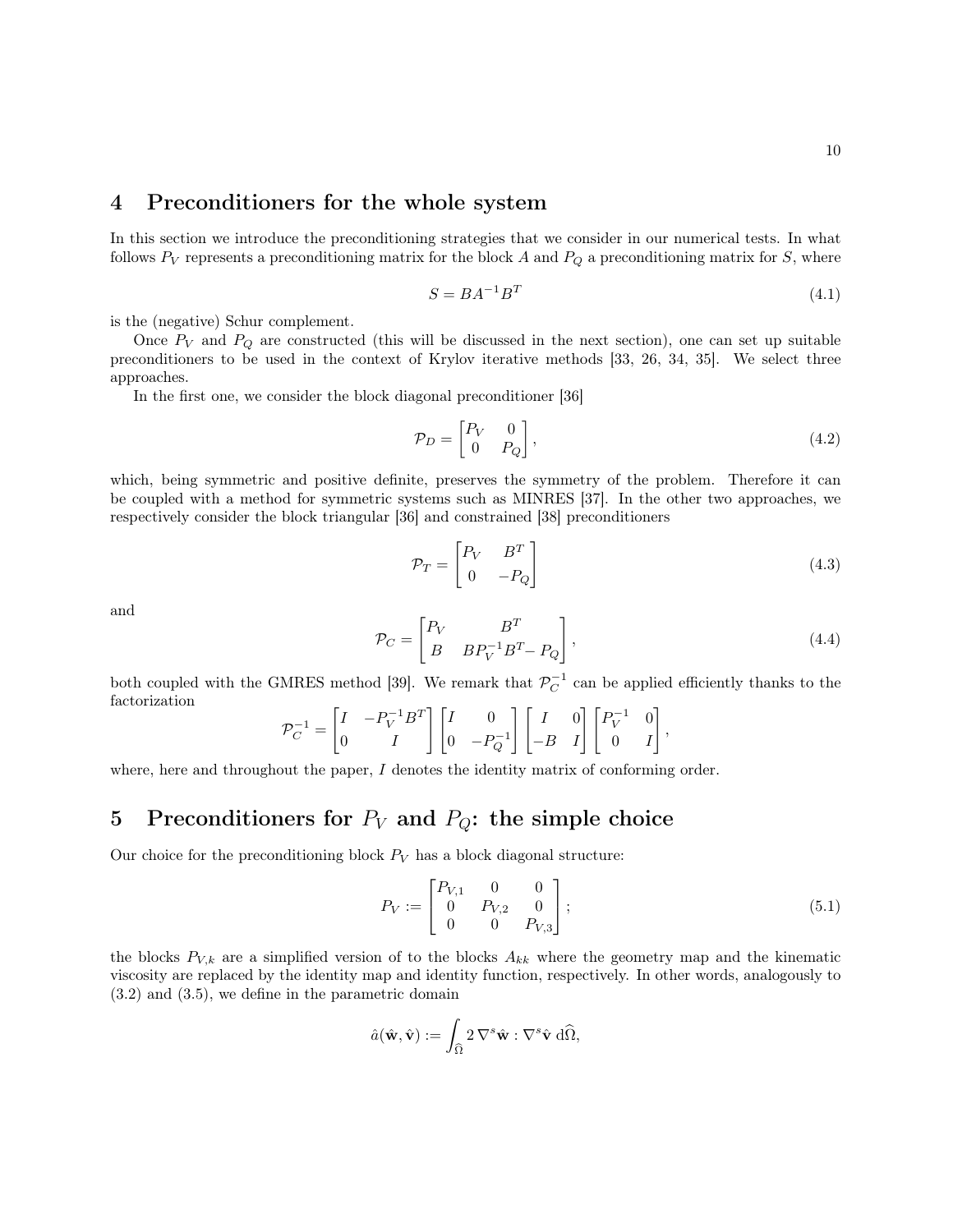# 4 Preconditioners for the whole system

In this section we introduce the preconditioning strategies that we consider in our numerical tests. In what follows $P_V$ represents a preconditioning matrix for the block $A$ and $P_Q$ a preconditioning matrix for $S$, where

$$S = BA^{-1}B^T \tag{4.1}$$

is the (negative) Schur complement.

Once $P_V$ and $P_Q$ are constructed (this will be discussed in the next section), one can set up suitable preconditioners to be used in the context of Krylov iterative methods [33, 26, 34, 35]. We select three approaches.

In the first one, we consider the block diagonal preconditioner [36]

$$\mathcal{P}_D = \begin{bmatrix} P_V & 0 \\ 0 & P_Q \end{bmatrix}, \tag{4.2}$$

which, being symmetric and positive definite, preserves the symmetry of the problem. Therefore it can be coupled with a method for symmetric systems such as MINRES [37]. In the other two approaches, we respectively consider the block triangular [36] and constrained [38] preconditioners

$$\mathcal{P}_T = \begin{bmatrix} P_V & B^T \\ 0 & -P_Q \end{bmatrix} \tag{4.3}$$

and

$$\mathcal{P}_C = \begin{bmatrix} P_V & B^T \\ B & BP_V^{-1}B^T - P_Q \end{bmatrix}, \tag{4.4}$$

both coupled with the GMRES method [39]. We remark that $\mathcal{P}_C^{-1}$ can be applied efficiently thanks to the factorization

$$\mathcal{P}_C^{-1} = \begin{bmatrix} I & -P_V^{-1}B^T \\ 0 & I \end{bmatrix} \begin{bmatrix} I & 0 \\ 0 & -P_Q^{-1} \end{bmatrix} \begin{bmatrix} I & 0 \\ -B & I \end{bmatrix} \begin{bmatrix} P_V^{-1} & 0 \\ 0 & I \end{bmatrix},$$

where, here and throughout the paper, $I$ denotes the identity matrix of conforming order.

# 5 Preconditioners for $P_V$ and $P_Q$: the simple choice

Our choice for the preconditioning block $P_V$ has a block diagonal structure:

$$P_V := \begin{bmatrix} P_{V,1} & 0 & 0 \\ 0 & P_{V,2} & 0 \\ 0 & 0 & P_{V,3} \end{bmatrix}; \tag{5.1}$$

the blocks $P_{V,k}$ are a simplified version of to the blocks $A_{kk}$ where the geometry map and the kinematic viscosity are replaced by the identity map and identity function, respectively. In other words, analogously to (3.2) and (3.5), we define in the parametric domain

$$\hat{a}(\hat{\mathbf{w}}, \hat{\mathbf{v}}) := \int_{\widehat{\Omega}} 2\, \nabla^s \hat{\mathbf{w}} : \nabla^s \hat{\mathbf{v}} \, \mathrm{d}\widehat{\Omega},$$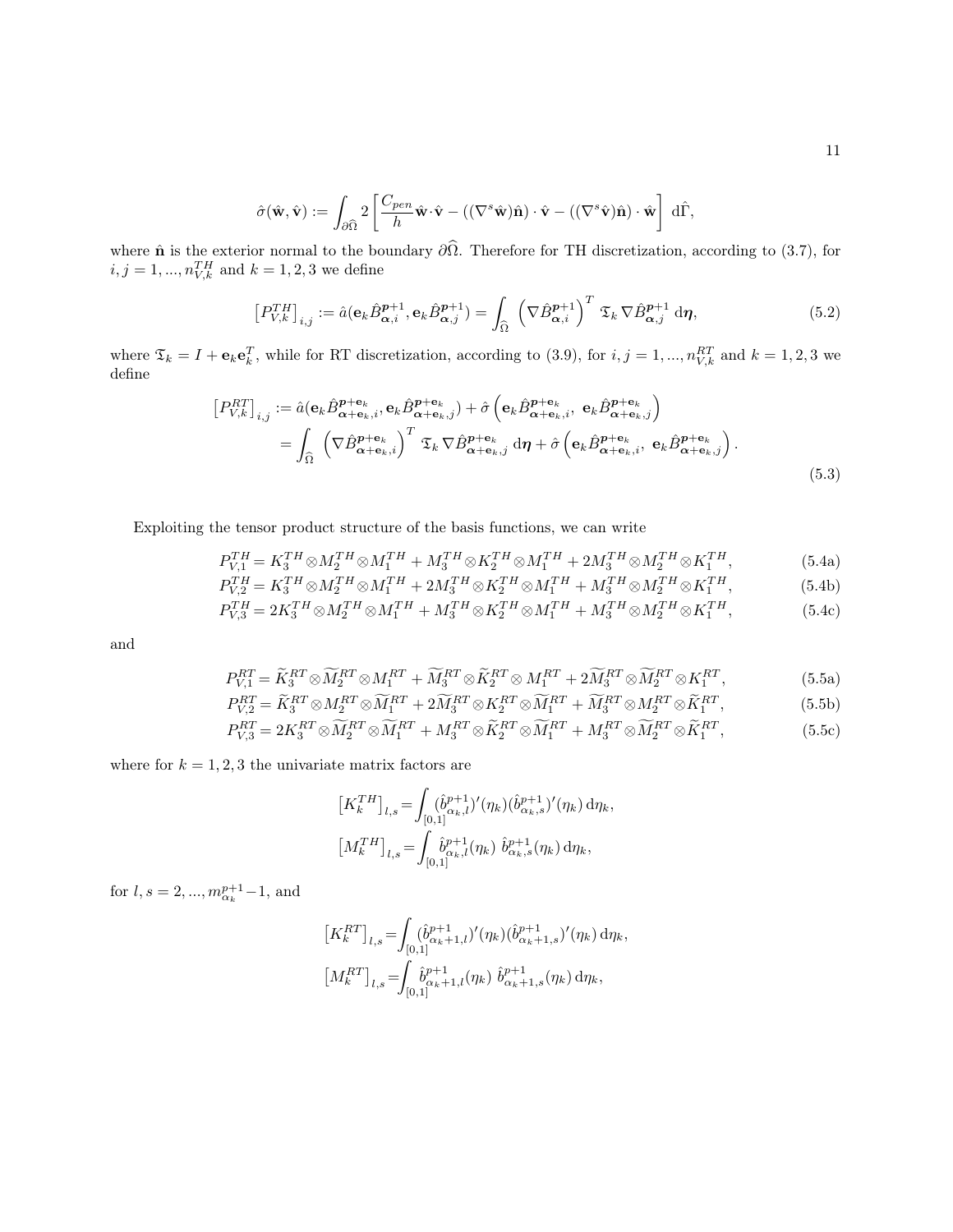$$\hat{\sigma}(\hat{\mathbf{w}}, \hat{\mathbf{v}}) := \int_{\partial\widehat{\Omega}} 2 \left[ \frac{C_{pen}}{h} \hat{\mathbf{w}} \cdot \hat{\mathbf{v}} - ((\nabla^s \hat{\mathbf{w}})\hat{\mathbf{n}}) \cdot \hat{\mathbf{v}} - ((\nabla^s \hat{\mathbf{v}})\hat{\mathbf{n}}) \cdot \hat{\mathbf{w}} \right] \, \mathrm{d}\hat{\Gamma},$$

where $\hat{\mathbf{n}}$ is the exterior normal to the boundary $\partial\widehat{\Omega}$. Therefore for TH discretization, according to (3.7), for $i, j = 1, ..., n_{V,k}^{TH}$ and $k = 1, 2, 3$ we define

$$\left[P_{V,k}^{TH}\right]_{i,j} := \hat{a}(\mathbf{e}_k \hat{B}_{\boldsymbol{\alpha},i}^{\boldsymbol{p}+1}, \mathbf{e}_k \hat{B}_{\boldsymbol{\alpha},j}^{\boldsymbol{p}+1}) = \int_{\widehat{\Omega}} \left(\nabla \hat{B}_{\boldsymbol{\alpha},i}^{\boldsymbol{p}+1}\right)^T \mathfrak{T}_k \, \nabla \hat{B}_{\boldsymbol{\alpha},j}^{\boldsymbol{p}+1} \, \mathrm{d}\boldsymbol{\eta}, \tag{5.2}$$

where $\mathfrak{T}_k = I + \mathbf{e}_k \mathbf{e}_k^T$, while for RT discretization, according to (3.9), for $i, j = 1, ..., n_{V,k}^{RT}$ and $k = 1, 2, 3$ we define

$$\begin{aligned}
\left[P_{V,k}^{RT}\right]_{i,j} &:= \hat{a}(\mathbf{e}_k \hat{B}_{\boldsymbol{\alpha}+\mathbf{e}_k,i}^{\boldsymbol{p}+\mathbf{e}_k}, \mathbf{e}_k \hat{B}_{\boldsymbol{\alpha}+\mathbf{e}_k,j}^{\boldsymbol{p}+\mathbf{e}_k}) + \hat{\sigma}\left(\mathbf{e}_k \hat{B}_{\boldsymbol{\alpha}+\mathbf{e}_k,i}^{\boldsymbol{p}+\mathbf{e}_k}, \ \mathbf{e}_k \hat{B}_{\boldsymbol{\alpha}+\mathbf{e}_k,j}^{\boldsymbol{p}+\mathbf{e}_k}\right) \\
&= \int_{\widehat{\Omega}} \left(\nabla \hat{B}_{\boldsymbol{\alpha}+\mathbf{e}_k,i}^{\boldsymbol{p}+\mathbf{e}_k}\right)^T \mathfrak{T}_k \, \nabla \hat{B}_{\boldsymbol{\alpha}+\mathbf{e}_k,j}^{\boldsymbol{p}+\mathbf{e}_k} \, \mathrm{d}\boldsymbol{\eta} + \hat{\sigma}\left(\mathbf{e}_k \hat{B}_{\boldsymbol{\alpha}+\mathbf{e}_k,i}^{\boldsymbol{p}+\mathbf{e}_k}, \ \mathbf{e}_k \hat{B}_{\boldsymbol{\alpha}+\mathbf{e}_k,j}^{\boldsymbol{p}+\mathbf{e}_k}\right).
\end{aligned} \tag{5.3}$$

Exploiting the tensor product structure of the basis functions, we can write

$$P_{V,1}^{TH} = K_3^{TH} \otimes M_2^{TH} \otimes M_1^{TH} + M_3^{TH} \otimes K_2^{TH} \otimes M_1^{TH} + 2 M_3^{TH} \otimes M_2^{TH} \otimes K_1^{TH}, \tag{5.4a}$$

$$P_{V,2}^{TH} = K_3^{TH} \otimes M_2^{TH} \otimes M_1^{TH} + 2 M_3^{TH} \otimes K_2^{TH} \otimes M_1^{TH} + M_3^{TH} \otimes M_2^{TH} \otimes K_1^{TH}, \tag{5.4b}$$

$$P_{V,3}^{TH} = 2 K_3^{TH} \otimes M_2^{TH} \otimes M_1^{TH} + M_3^{TH} \otimes K_2^{TH} \otimes M_1^{TH} + M_3^{TH} \otimes M_2^{TH} \otimes K_1^{TH}, \tag{5.4c}$$

and

$$P_{V,1}^{RT} = \widetilde{K}_3^{RT} \otimes \widetilde{M}_2^{RT} \otimes M_1^{RT} + \widetilde{M}_3^{RT} \otimes \widetilde{K}_2^{RT} \otimes M_1^{RT} + 2 \widetilde{M}_3^{RT} \otimes \widetilde{M}_2^{RT} \otimes K_1^{RT}, \tag{5.5a}$$

$$P_{V,2}^{RT} = \widetilde{K}_3^{RT} \otimes M_2^{RT} \otimes \widetilde{M}_1^{RT} + 2 \widetilde{M}_3^{RT} \otimes K_2^{RT} \otimes \widetilde{M}_1^{RT} + \widetilde{M}_3^{RT} \otimes M_2^{RT} \otimes \widetilde{K}_1^{RT}, \tag{5.5b}$$

$$P_{V,3}^{RT} = 2 K_3^{RT} \otimes \widetilde{M}_2^{RT} \otimes \widetilde{M}_1^{RT} + M_3^{RT} \otimes \widetilde{K}_2^{RT} \otimes \widetilde{M}_1^{RT} + M_3^{RT} \otimes \widetilde{M}_2^{RT} \otimes \widetilde{K}_1^{RT}, \tag{5.5c}$$

where for $k = 1, 2, 3$ the univariate matrix factors are

$$\left[K_k^{TH}\right]_{l,s} = \int_{[0,1]} (\hat{b}_{\alpha_k,l}^{p+1})'(\eta_k) (\hat{b}_{\alpha_k,s}^{p+1})'(\eta_k) \, \mathrm{d}\eta_k,$$

$$\left[M_k^{TH}\right]_{l,s} = \int_{[0,1]} \hat{b}_{\alpha_k,l}^{p+1}(\eta_k) \ \hat{b}_{\alpha_k,s}^{p+1}(\eta_k) \, \mathrm{d}\eta_k,$$

for $l, s = 2, ..., m_{\alpha_k}^{p+1} - 1$, and

$$\left[K_k^{RT}\right]_{l,s} = \int_{[0,1]} (\hat{b}_{\alpha_k+1,l}^{p+1})'(\eta_k) (\hat{b}_{\alpha_k+1,s}^{p+1})'(\eta_k) \, \mathrm{d}\eta_k,$$

$$\left[M_k^{RT}\right]_{l,s} = \int_{[0,1]} \hat{b}_{\alpha_k+1,l}^{p+1}(\eta_k) \ \hat{b}_{\alpha_k+1,s}^{p+1}(\eta_k) \, \mathrm{d}\eta_k,$$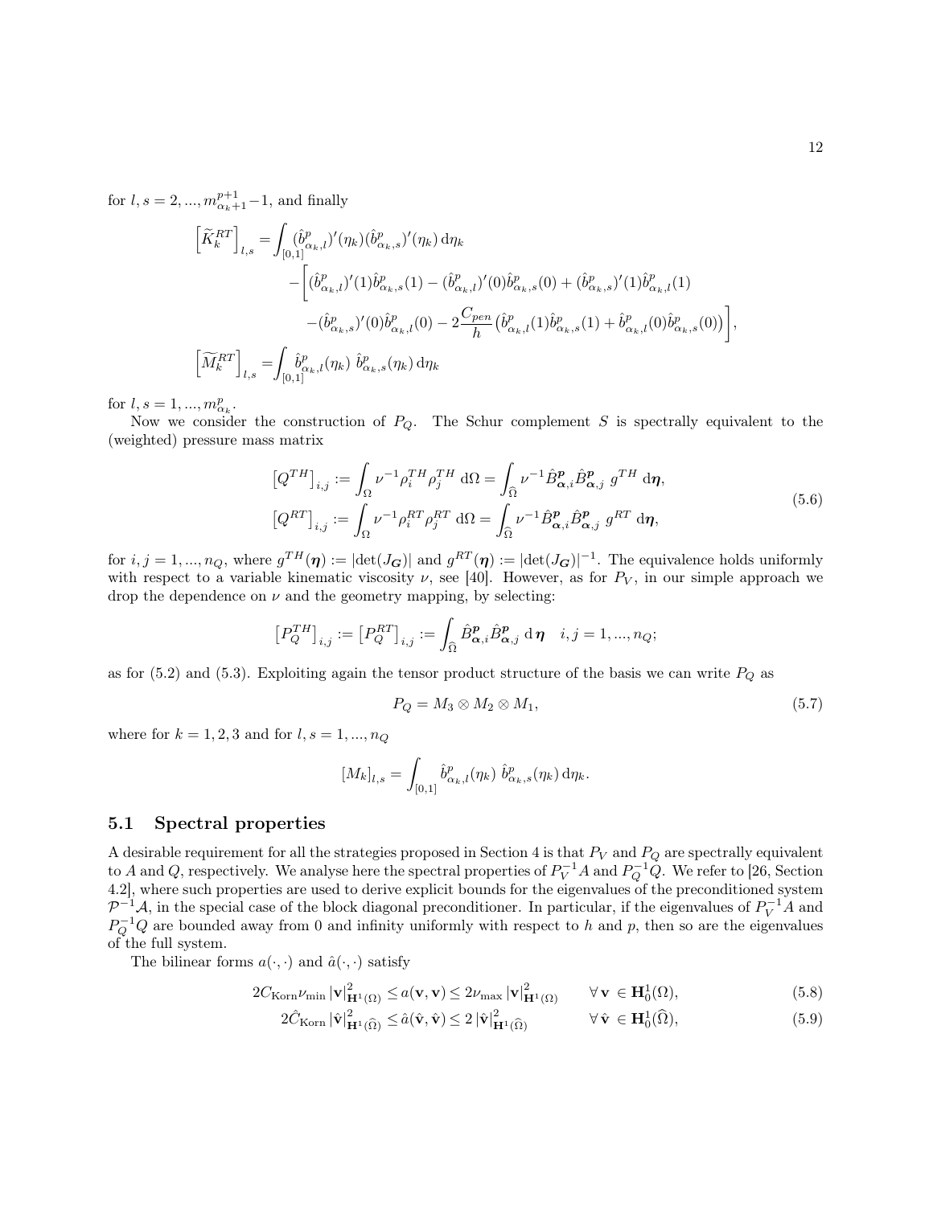for $l, s = 2, ..., m_{\alpha_k+1}^{p+1} - 1$, and finally

$$
\begin{aligned}
\left[\widetilde{K}_k^{RT}\right]_{l,s} =& \int_{[0,1]} (\hat{b}^p_{\alpha_k,l})'(\eta_k)(\hat{b}^p_{\alpha_k,s})'(\eta_k)\, \mathrm{d}\eta_k \\
& - \Bigg[ (\hat{b}^p_{\alpha_k,l})'(1)\hat{b}^p_{\alpha_k,s}(1) - (\hat{b}^p_{\alpha_k,l})'(0)\hat{b}^p_{\alpha_k,s}(0) + (\hat{b}^p_{\alpha_k,s})'(1)\hat{b}^p_{\alpha_k,l}(1) \\
& - (\hat{b}^p_{\alpha_k,s})'(0)\hat{b}^p_{\alpha_k,l}(0) - 2\frac{C_{pen}}{h}\left(\hat{b}^p_{\alpha_k,l}(1)\hat{b}^p_{\alpha_k,s}(1) + \hat{b}^p_{\alpha_k,l}(0)\hat{b}^p_{\alpha_k,s}(0)\right)\Bigg], \\
\left[\widetilde{M}_k^{RT}\right]_{l,s} =& \int_{[0,1]} \hat{b}^p_{\alpha_k,l}(\eta_k)\ \hat{b}^p_{\alpha_k,s}(\eta_k)\, \mathrm{d}\eta_k
\end{aligned}
$$

for $l, s = 1, ..., m^p_{\alpha_k}$.

Now we consider the construction of $P_Q$. The Schur complement $S$ is spectrally equivalent to the (weighted) pressure mass matrix

$$
\begin{aligned}
\left[Q^{TH}\right]_{i,j} &:= \int_\Omega \nu^{-1} \rho_i^{TH} \rho_j^{TH}\ \mathrm{d}\Omega = \int_{\widehat{\Omega}} \nu^{-1} \hat{B}^{\boldsymbol{p}}_{\boldsymbol{\alpha},i} \hat{B}^{\boldsymbol{p}}_{\boldsymbol{\alpha},j}\ g^{TH}\ \mathrm{d}\boldsymbol{\eta}, \\
\left[Q^{RT}\right]_{i,j} &:= \int_\Omega \nu^{-1} \rho_i^{RT} \rho_j^{RT}\ \mathrm{d}\Omega = \int_{\widehat{\Omega}} \nu^{-1} \hat{B}^{\boldsymbol{p}}_{\boldsymbol{\alpha},i} \hat{B}^{\boldsymbol{p}}_{\boldsymbol{\alpha},j}\ g^{RT}\ \mathrm{d}\boldsymbol{\eta},
\end{aligned}
\tag{5.6}
$$

for $i, j = 1, ..., n_Q$, where $g^{TH}(\boldsymbol{\eta}) := |\det(J_{\boldsymbol{G}})|$ and $g^{RT}(\boldsymbol{\eta}) := |\det(J_{\boldsymbol{G}})|^{-1}$. The equivalence holds uniformly with respect to a variable kinematic viscosity $\nu$, see [40]. However, as for $P_V$, in our simple approach we drop the dependence on $\nu$ and the geometry mapping, by selecting:

$$
\left[P_Q^{TH}\right]_{i,j} := \left[P_Q^{RT}\right]_{i,j} := \int_{\widehat{\Omega}} \hat{B}^{\boldsymbol{p}}_{\boldsymbol{\alpha},i} \hat{B}^{\boldsymbol{p}}_{\boldsymbol{\alpha},j}\ \mathrm{d}\,\boldsymbol{\eta} \quad i, j = 1, ..., n_Q;
$$

as for (5.2) and (5.3). Exploiting again the tensor product structure of the basis we can write $P_Q$ as

$$
P_Q = M_3 \otimes M_2 \otimes M_1, \tag{5.7}
$$

where for $k = 1, 2, 3$ and for $l, s = 1, ..., n_Q$

$$
[M_k]_{l,s} = \int_{[0,1]} \hat{b}^p_{\alpha_k,l}(\eta_k)\ \hat{b}^p_{\alpha_k,s}(\eta_k)\, \mathrm{d}\eta_k.
$$

## 5.1 Spectral properties

A desirable requirement for all the strategies proposed in Section 4 is that $P_V$ and $P_Q$ are spectrally equivalent to $A$ and $Q$, respectively. We analyse here the spectral properties of $P_V^{-1}A$ and $P_Q^{-1}Q$. We refer to [26, Section 4.2], where such properties are used to derive explicit bounds for the eigenvalues of the preconditioned system $\mathcal{P}^{-1}\mathcal{A}$, in the special case of the block diagonal preconditioner. In particular, if the eigenvalues of $P_V^{-1}A$ and $P_Q^{-1}Q$ are bounded away from 0 and infinity uniformly with respect to $h$ and $p$, then so are the eigenvalues of the full system.

The bilinear forms $a(\cdot,\cdot)$ and $\hat{a}(\cdot,\cdot)$ satisfy

$$
2C_{\mathrm{Korn}}\nu_{\min} \left|\mathbf{v}\right|^2_{\mathbf{H}^1(\Omega)} \leq a(\mathbf{v},\mathbf{v}) \leq 2\nu_{\max} \left|\mathbf{v}\right|^2_{\mathbf{H}^1(\Omega)} \qquad \forall\, \mathbf{v}\ \in \mathbf{H}^1_0(\Omega), \tag{5.8}
$$

$$
2\hat{C}_{\mathrm{Korn}} \left|\hat{\mathbf{v}}\right|^2_{\mathbf{H}^1(\widehat{\Omega})} \leq \hat{a}(\hat{\mathbf{v}},\hat{\mathbf{v}}) \leq 2\left|\hat{\mathbf{v}}\right|^2_{\mathbf{H}^1(\widehat{\Omega})} \qquad \forall\, \hat{\mathbf{v}}\ \in \mathbf{H}^1_0(\widehat{\Omega}), \tag{5.9}
$$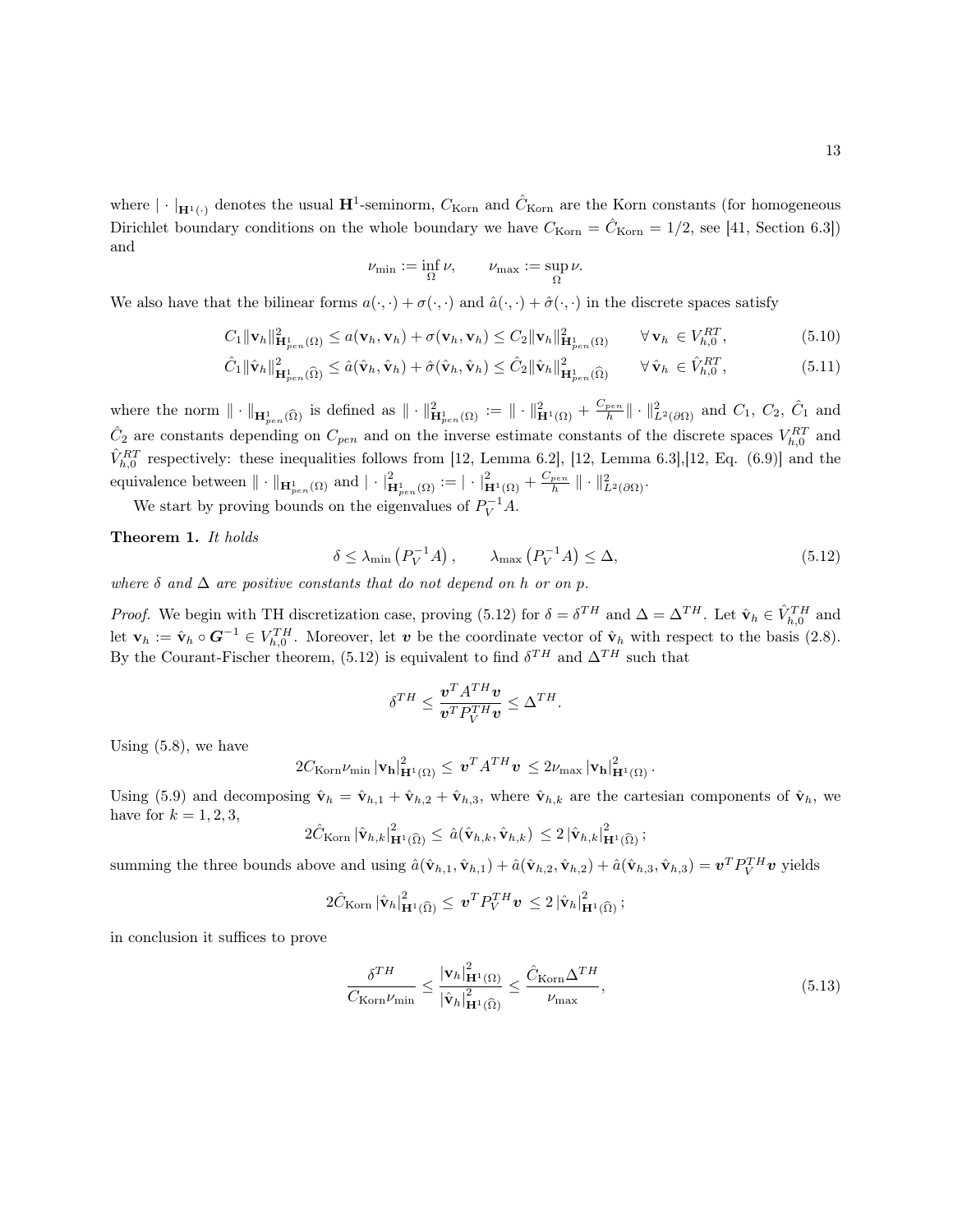where $|\cdot|_{\mathbf{H}^1(\cdot)}$ denotes the usual $\mathbf{H}^1$-seminorm, $C_{\text{Korn}}$ and $\hat{C}_{\text{Korn}}$ are the Korn constants (for homogeneous Dirichlet boundary conditions on the whole boundary we have $C_{\text{Korn}} = \hat{C}_{\text{Korn}} = 1/2$, see [41, Section 6.3]) and

$$\nu_{\min} := \inf_{\Omega} \nu, \qquad \nu_{\max} := \sup_{\Omega} \nu.$$

We also have that the bilinear forms $a(\cdot,\cdot) + \sigma(\cdot,\cdot)$ and $\hat{a}(\cdot,\cdot) + \hat{\sigma}(\cdot,\cdot)$ in the discrete spaces satisfy

$$C_1 \|\mathbf{v}_h\|^2_{\mathbf{H}^1_{pen}(\Omega)} \leq a(\mathbf{v}_h, \mathbf{v}_h) + \sigma(\mathbf{v}_h, \mathbf{v}_h) \leq C_2 \|\mathbf{v}_h\|^2_{\mathbf{H}^1_{pen}(\Omega)} \qquad \forall\, \mathbf{v}_h \in V^{RT}_{h,0}, \tag{5.10}$$

$$\hat{C}_1 \|\hat{\mathbf{v}}_h\|^2_{\mathbf{H}^1_{pen}(\widehat{\Omega})} \leq \hat{a}(\hat{\mathbf{v}}_h, \hat{\mathbf{v}}_h) + \hat{\sigma}(\hat{\mathbf{v}}_h, \hat{\mathbf{v}}_h) \leq \hat{C}_2 \|\hat{\mathbf{v}}_h\|^2_{\mathbf{H}^1_{pen}(\widehat{\Omega})} \qquad \forall\, \hat{\mathbf{v}}_h \in \hat{V}^{RT}_{h,0}, \tag{5.11}$$

where the norm $\|\cdot\|_{\mathbf{H}^1_{pen}(\widehat{\Omega})}$ is defined as $\|\cdot\|^2_{\mathbf{H}^1_{pen}(\Omega)} := \|\cdot\|^2_{\mathbf{H}^1(\Omega)} + \frac{C_{pen}}{h}\|\cdot\|^2_{L^2(\partial\Omega)}$ and $C_1$, $C_2$, $\hat{C}_1$ and $\hat{C}_2$ are constants depending on $C_{pen}$ and on the inverse estimate constants of the discrete spaces $V^{RT}_{h,0}$ and $\hat{V}^{RT}_{h,0}$ respectively: these inequalities follows from [12, Lemma 6.2], [12, Lemma 6.3],[12, Eq. (6.9)] and the equivalence between $\|\cdot\|_{\mathbf{H}^1_{pen}(\Omega)}$ and $|\cdot|^2_{\mathbf{H}^1_{pen}(\Omega)} := |\cdot|^2_{\mathbf{H}^1(\Omega)} + \frac{C_{pen}}{h}\|\cdot\|^2_{L^2(\partial\Omega)}$.

We start by proving bounds on the eigenvalues of $P_V^{-1}A$.

**Theorem 1.** *It holds*

$$\delta \leq \lambda_{\min}\left(P_V^{-1}A\right), \qquad \lambda_{\max}\left(P_V^{-1}A\right) \leq \Delta, \tag{5.12}$$

*where $\delta$ and $\Delta$ are positive constants that do not depend on $h$ or on $p$.*

*Proof.* We begin with TH discretization case, proving (5.12) for $\delta = \delta^{TH}$ and $\Delta = \Delta^{TH}$. Let $\hat{\mathbf{v}}_h \in \hat{V}^{TH}_{h,0}$ and let $\mathbf{v}_h := \hat{\mathbf{v}}_h \circ \boldsymbol{G}^{-1} \in V^{TH}_{h,0}$. Moreover, let $\boldsymbol{v}$ be the coordinate vector of $\hat{\mathbf{v}}_h$ with respect to the basis (2.8). By the Courant-Fischer theorem, (5.12) is equivalent to find $\delta^{TH}$ and $\Delta^{TH}$ such that

$$\delta^{TH} \leq \frac{\boldsymbol{v}^T A^{TH} \boldsymbol{v}}{\boldsymbol{v}^T P_V^{TH} \boldsymbol{v}} \leq \Delta^{TH}.$$

Using (5.8), we have

$$2C_{\text{Korn}}\nu_{\min} \left|\mathbf{v_h}\right|^2_{\mathbf{H}^1(\Omega)} \leq \boldsymbol{v}^T A^{TH} \boldsymbol{v} \leq 2\nu_{\max} \left|\mathbf{v_h}\right|^2_{\mathbf{H}^1(\Omega)}.$$

Using (5.9) and decomposing $\hat{\mathbf{v}}_h = \hat{\mathbf{v}}_{h,1} + \hat{\mathbf{v}}_{h,2} + \hat{\mathbf{v}}_{h,3}$, where $\hat{\mathbf{v}}_{h,k}$ are the cartesian components of $\hat{\mathbf{v}}_h$, we have for $k = 1, 2, 3$,

$$2\hat{C}_{\text{Korn}} \left|\hat{\mathbf{v}}_{h,k}\right|^2_{\mathbf{H}^1(\widehat{\Omega})} \leq \hat{a}(\hat{\mathbf{v}}_{h,k}, \hat{\mathbf{v}}_{h,k}) \leq 2\left|\hat{\mathbf{v}}_{h,k}\right|^2_{\mathbf{H}^1(\widehat{\Omega})};$$

summing the three bounds above and using $\hat{a}(\hat{\mathbf{v}}_{h,1}, \hat{\mathbf{v}}_{h,1}) + \hat{a}(\hat{\mathbf{v}}_{h,2}, \hat{\mathbf{v}}_{h,2}) + \hat{a}(\hat{\mathbf{v}}_{h,3}, \hat{\mathbf{v}}_{h,3}) = \boldsymbol{v}^T P_V^{TH} \boldsymbol{v}$ yields

$$2\hat{C}_{\text{Korn}} \left|\hat{\mathbf{v}}_h\right|^2_{\mathbf{H}^1(\widehat{\Omega})} \leq \boldsymbol{v}^T P_V^{TH} \boldsymbol{v} \leq 2\left|\hat{\mathbf{v}}_h\right|^2_{\mathbf{H}^1(\widehat{\Omega})};$$

in conclusion it suffices to prove

$$\frac{\delta^{TH}}{C_{\text{Korn}}\nu_{\min}} \leq \frac{\left|\mathbf{v}_h\right|^2_{\mathbf{H}^1(\Omega)}}{\left|\hat{\mathbf{v}}_h\right|^2_{\mathbf{H}^1(\widehat{\Omega})}} \leq \frac{\hat{C}_{\text{Korn}}\Delta^{TH}}{\nu_{\max}}, \tag{5.13}$$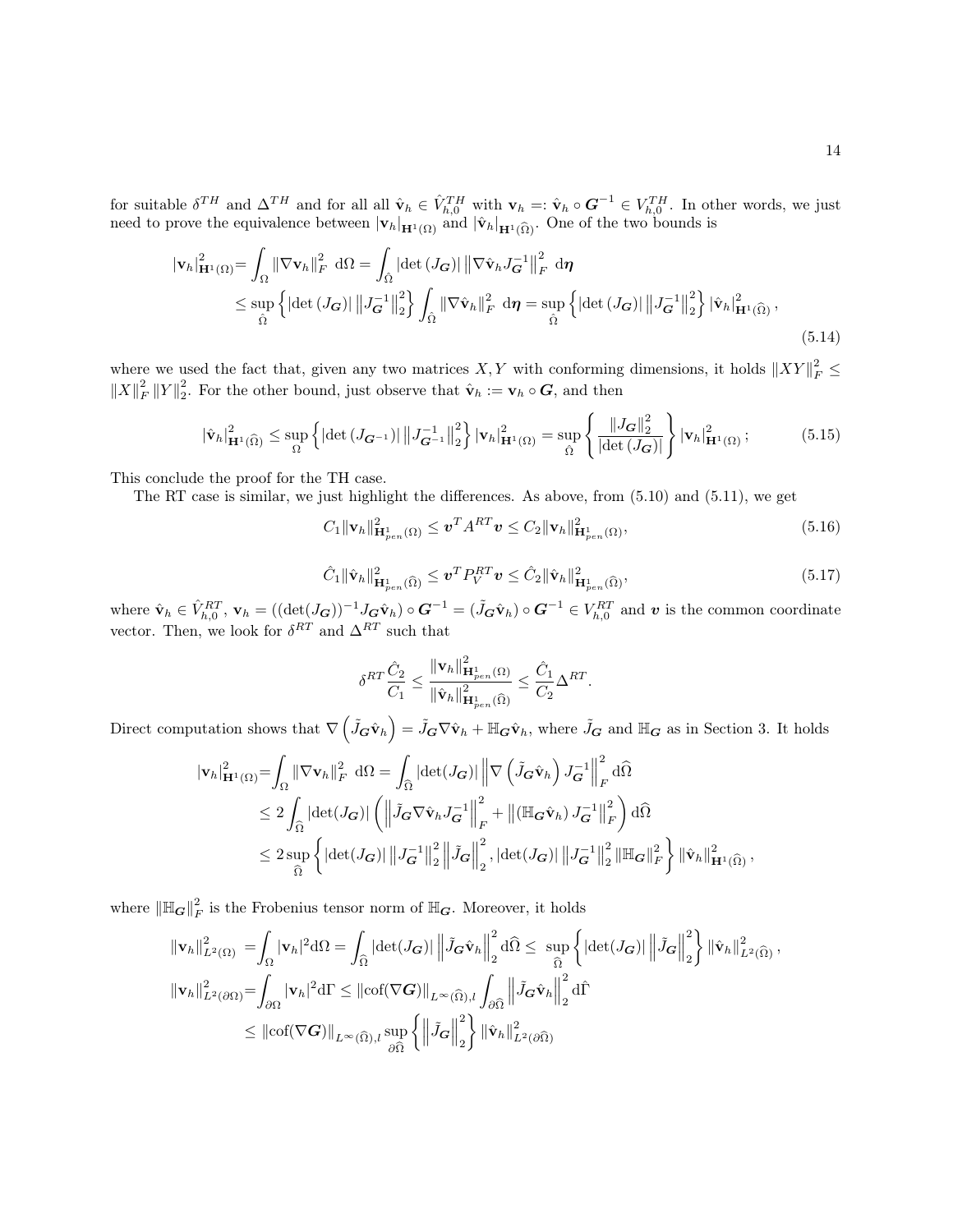for suitable $\delta^{TH}$ and $\Delta^{TH}$ and for all all $\hat{\mathbf{v}}_h \in \hat{V}_{h,0}^{TH}$ with $\mathbf{v}_h =: \hat{\mathbf{v}}_h \circ \boldsymbol{G}^{-1} \in V_{h,0}^{TH}$. In other words, we just need to prove the equivalence between $|\mathbf{v}_h|_{\mathbf{H}^1(\Omega)}$ and $|\hat{\mathbf{v}}_h|_{\mathbf{H}^1(\widehat{\Omega})}$. One of the two bounds is

$$
\begin{aligned}
|\mathbf{v}_h|^2_{\mathbf{H}^1(\Omega)} &= \int_\Omega \|\nabla \mathbf{v}_h\|_F^2 \,\mathrm{d}\Omega = \int_{\hat{\Omega}} |\det(J_{\boldsymbol{G}})| \left\|\nabla \hat{\mathbf{v}}_h J_{\boldsymbol{G}}^{-1}\right\|_F^2 \,\mathrm{d}\boldsymbol{\eta} \\
&\leq \sup_{\hat{\Omega}} \left\{ |\det(J_{\boldsymbol{G}})| \left\|J_{\boldsymbol{G}}^{-1}\right\|_2^2 \right\} \int_{\hat{\Omega}} \|\nabla \hat{\mathbf{v}}_h\|_F^2 \,\mathrm{d}\boldsymbol{\eta} = \sup_{\hat{\Omega}} \left\{ |\det(J_{\boldsymbol{G}})| \left\|J_{\boldsymbol{G}}^{-1}\right\|_2^2 \right\} |\hat{\mathbf{v}}_h|^2_{\mathbf{H}^1(\widehat{\Omega})},
\end{aligned}
\tag{5.14}
$$

where we used the fact that, given any two matrices $X, Y$ with conforming dimensions, it holds $\|XY\|_F^2 \leq \|X\|_F^2 \|Y\|_2^2$. For the other bound, just observe that $\hat{\mathbf{v}}_h := \mathbf{v}_h \circ \boldsymbol{G}$, and then

$$
|\hat{\mathbf{v}}_h|^2_{\mathbf{H}^1(\widehat{\Omega})} \leq \sup_{\Omega} \left\{ |\det(J_{\boldsymbol{G}^{-1}})| \left\|J_{\boldsymbol{G}^{-1}}^{-1}\right\|_2^2 \right\} |\mathbf{v}_h|^2_{\mathbf{H}^1(\Omega)} = \sup_{\hat{\Omega}} \left\{ \frac{\|J_{\boldsymbol{G}}\|_2^2}{|\det(J_{\boldsymbol{G}})|} \right\} |\mathbf{v}_h|^2_{\mathbf{H}^1(\Omega)}; \tag{5.15}
$$

This conclude the proof for the TH case.

The RT case is similar, we just highlight the differences. As above, from (5.10) and (5.11), we get

$$
C_1 \|\mathbf{v}_h\|^2_{\mathbf{H}^1_{pen}(\Omega)} \leq \boldsymbol{v}^T A^{RT} \boldsymbol{v} \leq C_2 \|\mathbf{v}_h\|^2_{\mathbf{H}^1_{pen}(\Omega)}, \tag{5.16}
$$

$$
\hat{C}_1 \|\hat{\mathbf{v}}_h\|^2_{\mathbf{H}^1_{pen}(\widehat{\Omega})} \leq \boldsymbol{v}^T P_V^{RT} \boldsymbol{v} \leq \hat{C}_2 \|\hat{\mathbf{v}}_h\|^2_{\mathbf{H}^1_{pen}(\widehat{\Omega})}, \tag{5.17}
$$

where $\hat{\mathbf{v}}_h \in \hat{V}_{h,0}^{RT}$, $\mathbf{v}_h = ((\det(J_{\boldsymbol{G}}))^{-1} J_{\boldsymbol{G}} \hat{\mathbf{v}}_h) \circ \boldsymbol{G}^{-1} = (\tilde{J}_{\boldsymbol{G}} \hat{\mathbf{v}}_h) \circ \boldsymbol{G}^{-1} \in V_{h,0}^{RT}$ and $\boldsymbol{v}$ is the common coordinate vector. Then, we look for $\delta^{RT}$ and $\Delta^{RT}$ such that

$$
\delta^{RT} \frac{\hat{C}_2}{C_1} \leq \frac{\|\mathbf{v}_h\|^2_{\mathbf{H}^1_{pen}(\Omega)}}{\|\hat{\mathbf{v}}_h\|^2_{\mathbf{H}^1_{pen}(\widehat{\Omega})}} \leq \frac{\hat{C}_1}{C_2} \Delta^{RT}.
$$

Direct computation shows that $\nabla\left(\tilde{J}_{\boldsymbol{G}} \hat{\mathbf{v}}_h\right) = \tilde{J}_{\boldsymbol{G}} \nabla \hat{\mathbf{v}}_h + \mathbb{H}_{\boldsymbol{G}} \hat{\mathbf{v}}_h$, where $\tilde{J}_{\boldsymbol{G}}$ and $\mathbb{H}_{\boldsymbol{G}}$ as in Section 3. It holds

$$
\begin{aligned}
|\mathbf{v}_h|^2_{\mathbf{H}^1(\Omega)} &= \int_\Omega \|\nabla \mathbf{v}_h\|_F^2 \,\mathrm{d}\Omega = \int_{\widehat{\Omega}} |\det(J_{\boldsymbol{G}})| \left\|\nabla\left(\tilde{J}_{\boldsymbol{G}} \hat{\mathbf{v}}_h\right) J_{\boldsymbol{G}}^{-1}\right\|_F^2 \mathrm{d}\widehat{\Omega} \\
&\leq 2 \int_{\widehat{\Omega}} |\det(J_{\boldsymbol{G}})| \left( \left\|\tilde{J}_{\boldsymbol{G}} \nabla \hat{\mathbf{v}}_h J_{\boldsymbol{G}}^{-1}\right\|_F^2 + \left\|(\mathbb{H}_{\boldsymbol{G}} \hat{\mathbf{v}}_h) J_{\boldsymbol{G}}^{-1}\right\|_F^2 \right) \mathrm{d}\widehat{\Omega} \\
&\leq 2 \sup_{\widehat{\Omega}} \left\{ |\det(J_{\boldsymbol{G}})| \left\|J_{\boldsymbol{G}}^{-1}\right\|_2^2 \left\|\tilde{J}_{\boldsymbol{G}}\right\|_2^2, |\det(J_{\boldsymbol{G}})| \left\|J_{\boldsymbol{G}}^{-1}\right\|_2^2 \|\mathbb{H}_{\boldsymbol{G}}\|_F^2 \right\} \|\hat{\mathbf{v}}_h\|^2_{\mathbf{H}^1(\widehat{\Omega})},
\end{aligned}
$$

where $\|\mathbb{H}_{\boldsymbol{G}}\|_F^2$ is the Frobenius tensor norm of $\mathbb{H}_{\boldsymbol{G}}$. Moreover, it holds

$$
\begin{aligned}
\|\mathbf{v}_h\|^2_{L^2(\Omega)} &= \int_\Omega |\mathbf{v}_h|^2 \mathrm{d}\Omega = \int_{\widehat{\Omega}} |\det(J_{\boldsymbol{G}})| \left\|\tilde{J}_{\boldsymbol{G}} \hat{\mathbf{v}}_h\right\|_2^2 \mathrm{d}\widehat{\Omega} \leq \sup_{\widehat{\Omega}} \left\{ |\det(J_{\boldsymbol{G}})| \left\|\tilde{J}_{\boldsymbol{G}}\right\|_2^2 \right\} \|\hat{\mathbf{v}}_h\|^2_{L^2(\widehat{\Omega})}, \\
\|\mathbf{v}_h\|^2_{L^2(\partial\Omega)} &= \int_{\partial\Omega} |\mathbf{v}_h|^2 \mathrm{d}\Gamma \leq \|\mathrm{cof}(\nabla \boldsymbol{G})\|_{L^\infty(\widehat{\Omega}),l} \int_{\partial\widehat{\Omega}} \left\|\tilde{J}_{\boldsymbol{G}} \hat{\mathbf{v}}_h\right\|_2^2 \mathrm{d}\hat{\Gamma} \\
&\leq \|\mathrm{cof}(\nabla \boldsymbol{G})\|_{L^\infty(\widehat{\Omega}),l} \sup_{\partial\widehat{\Omega}} \left\{ \left\|\tilde{J}_{\boldsymbol{G}}\right\|_2^2 \right\} \|\hat{\mathbf{v}}_h\|^2_{L^2(\partial\widehat{\Omega})}
\end{aligned}
$$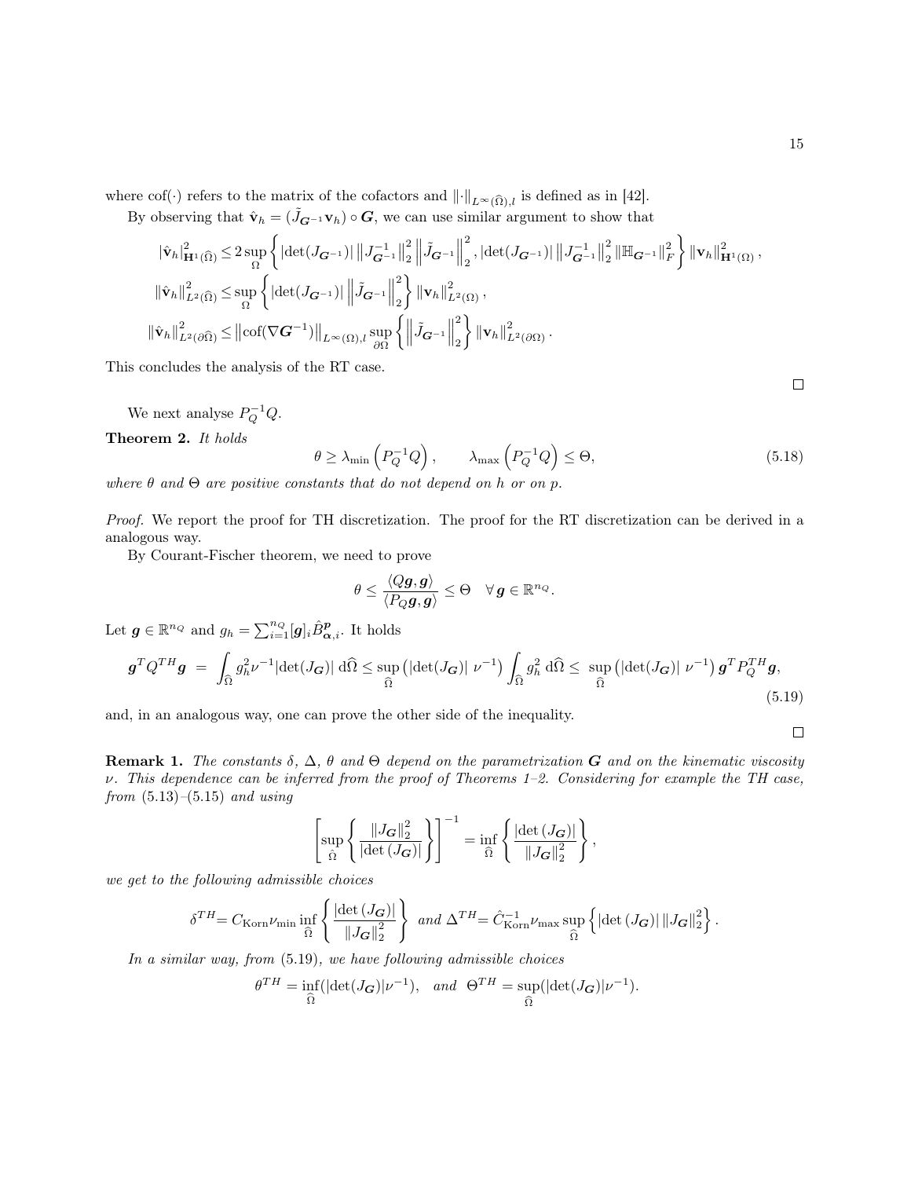where $\mathrm{cof}(\cdot)$ refers to the matrix of the cofactors and $\|\cdot\|_{L^\infty(\widehat{\Omega}),l}$ is defined as in [42].

By observing that $\hat{\mathbf{v}}_h = (\tilde{J}_{\boldsymbol{G}^{-1}}\mathbf{v}_h)\circ \boldsymbol{G}$, we can use similar argument to show that

$$
\begin{aligned}
|\hat{\mathbf{v}}_h|^2_{\mathbf{H}^1(\widehat{\Omega})} &\leq 2\sup_{\Omega}\left\{|\det(J_{\boldsymbol{G}^{-1}})|\left\|J^{-1}_{\boldsymbol{G}^{-1}}\right\|_2^2\left\|\tilde{J}_{\boldsymbol{G}^{-1}}\right\|_2^2, |\det(J_{\boldsymbol{G}^{-1}})|\left\|J^{-1}_{\boldsymbol{G}^{-1}}\right\|_2^2\left\|\mathbb{H}_{\boldsymbol{G}^{-1}}\right\|_F^2\right\}\|\mathbf{v}_h\|^2_{\mathbf{H}^1(\Omega)},\\
\|\hat{\mathbf{v}}_h\|^2_{L^2(\widehat{\Omega})} &\leq \sup_{\Omega}\left\{|\det(J_{\boldsymbol{G}^{-1}})|\left\|\tilde{J}_{\boldsymbol{G}^{-1}}\right\|_2^2\right\}\|\mathbf{v}_h\|^2_{L^2(\Omega)},\\
\|\hat{\mathbf{v}}_h\|^2_{L^2(\partial\widehat{\Omega})} &\leq \left\|\mathrm{cof}(\nabla\boldsymbol{G}^{-1})\right\|_{L^\infty(\Omega),l}\sup_{\partial\Omega}\left\{\left\|\tilde{J}_{\boldsymbol{G}^{-1}}\right\|_2^2\right\}\|\mathbf{v}_h\|^2_{L^2(\partial\Omega)}.
\end{aligned}
$$

This concludes the analysis of the RT case. ☐

We next analyse $P_Q^{-1}Q$.

**Theorem 2.** *It holds*

$$
\theta \geq \lambda_{\min}\left(P_Q^{-1}Q\right), \qquad \lambda_{\max}\left(P_Q^{-1}Q\right) \leq \Theta, \tag{5.18}
$$

*where $\theta$ and $\Theta$ are positive constants that do not depend on $h$ or on $p$.*

*Proof.* We report the proof for TH discretization. The proof for the RT discretization can be derived in a analogous way.

By Courant-Fischer theorem, we need to prove

$$
\theta \leq \frac{\langle Q\boldsymbol{g},\boldsymbol{g}\rangle}{\langle P_Q\boldsymbol{g},\boldsymbol{g}\rangle} \leq \Theta \quad \forall \boldsymbol{g}\in\mathbb{R}^{n_Q}.
$$

Let $\boldsymbol{g}\in\mathbb{R}^{n_Q}$ and $g_h = \sum_{i=1}^{n_Q}[\boldsymbol{g}]_i\hat{B}^{\boldsymbol{p}}_{\boldsymbol{\alpha},i}$. It holds

$$
\boldsymbol{g}^T Q^{TH}\boldsymbol{g} \;=\; \int_{\widehat{\Omega}} g_h^2\nu^{-1}|\det(J_{\boldsymbol{G}})|\,\mathrm{d}\widehat{\Omega} \leq \sup_{\widehat{\Omega}}\left(|\det(J_{\boldsymbol{G}})|\;\nu^{-1}\right)\int_{\widehat{\Omega}} g_h^2\,\mathrm{d}\widehat{\Omega} \leq \;\sup_{\widehat{\Omega}}\left(|\det(J_{\boldsymbol{G}})|\;\nu^{-1}\right)\boldsymbol{g}^T P_Q^{TH}\boldsymbol{g}, \tag{5.19}
$$

and, in an analogous way, one can prove the other side of the inequality. ☐

**Remark 1.** *The constants $\delta$, $\Delta$, $\theta$ and $\Theta$ depend on the parametrization $\boldsymbol{G}$ and on the kinematic viscosity $\nu$. This dependence can be inferred from the proof of Theorems 1–2. Considering for example the TH case, from (5.13)–(5.15) and using*

$$
\left[\sup_{\widehat{\Omega}}\left\{\frac{\|J_{\boldsymbol{G}}\|_2^2}{|\det(J_{\boldsymbol{G}})|}\right\}\right]^{-1} = \inf_{\widehat{\Omega}}\left\{\frac{|\det(J_{\boldsymbol{G}})|}{\|J_{\boldsymbol{G}}\|_2^2}\right\},
$$

*we get to the following admissible choices*

$$
\delta^{TH} = C_{\mathrm{Korn}}\nu_{\min}\inf_{\widehat{\Omega}}\left\{\frac{|\det(J_{\boldsymbol{G}})|}{\|J_{\boldsymbol{G}}\|_2^2}\right\} \;\text{ and }\; \Delta^{TH} = \hat{C}_{\mathrm{Korn}}^{-1}\nu_{\max}\sup_{\widehat{\Omega}}\left\{|\det(J_{\boldsymbol{G}})|\,\|J_{\boldsymbol{G}}\|_2^2\right\}.
$$

*In a similar way, from (5.19), we have following admissible choices*

$$
\theta^{TH} = \inf_{\widehat{\Omega}}(|\det(J_{\boldsymbol{G}})|\nu^{-1}), \quad \text{and} \quad \Theta^{TH} = \sup_{\widehat{\Omega}}(|\det(J_{\boldsymbol{G}})|\nu^{-1}).
$$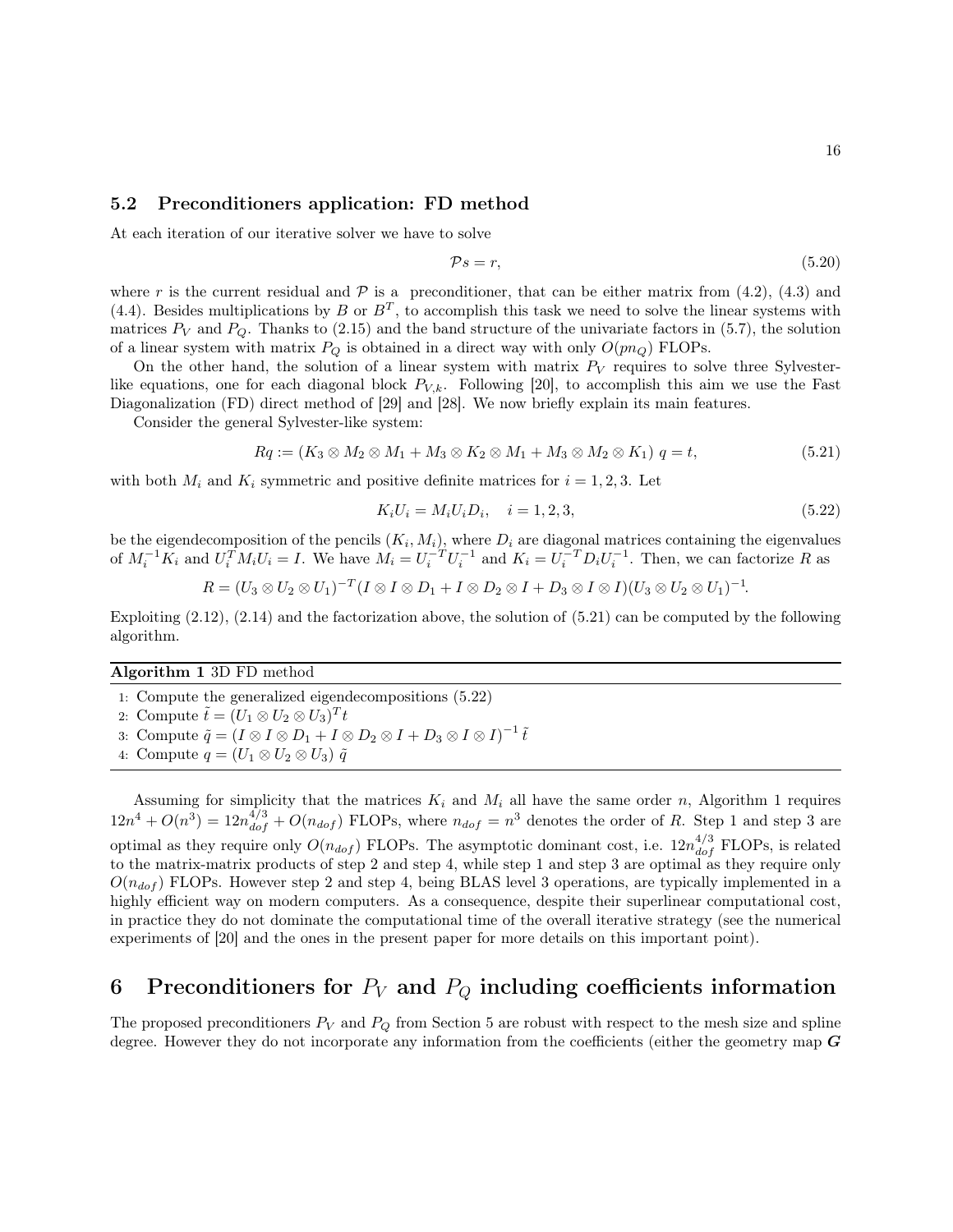### 5.2 Preconditioners application: FD method

At each iteration of our iterative solver we have to solve

$$\mathcal{P}s = r, \tag{5.20}$$

where $r$ is the current residual and $\mathcal{P}$ is a preconditioner, that can be either matrix from (4.2), (4.3) and (4.4). Besides multiplications by $B$ or $B^T$, to accomplish this task we need to solve the linear systems with matrices $P_V$ and $P_Q$. Thanks to (2.15) and the band structure of the univariate factors in (5.7), the solution of a linear system with matrix $P_Q$ is obtained in a direct way with only $O(pn_Q)$ FLOPs.

On the other hand, the solution of a linear system with matrix $P_V$ requires to solve three Sylvester-like equations, one for each diagonal block $P_{V,k}$. Following [20], to accomplish this aim we use the Fast Diagonalization (FD) direct method of [29] and [28]. We now briefly explain its main features.

Consider the general Sylvester-like system:

$$Rq := (K_3 \otimes M_2 \otimes M_1 + M_3 \otimes K_2 \otimes M_1 + M_3 \otimes M_2 \otimes K_1)\, q = t, \tag{5.21}$$

with both $M_i$ and $K_i$ symmetric and positive definite matrices for $i = 1, 2, 3$. Let

$$K_i U_i = M_i U_i D_i, \quad i = 1, 2, 3, \tag{5.22}$$

be the eigendecomposition of the pencils $(K_i, M_i)$, where $D_i$ are diagonal matrices containing the eigenvalues of $M_i^{-1}K_i$ and $U_i^T M_i U_i = I$. We have $M_i = U_i^{-T}U_i^{-1}$ and $K_i = U_i^{-T}D_iU_i^{-1}$. Then, we can factorize $R$ as

$$R = (U_3 \otimes U_2 \otimes U_1)^{-T}(I \otimes I \otimes D_1 + I \otimes D_2 \otimes I + D_3 \otimes I \otimes I)(U_3 \otimes U_2 \otimes U_1)^{-1}.$$

Exploiting (2.12), (2.14) and the factorization above, the solution of (5.21) can be computed by the following algorithm.

**Algorithm 1** 3D FD method

1: Compute the generalized eigendecompositions (5.22)
2: Compute $\tilde{t} = (U_1 \otimes U_2 \otimes U_3)^T t$
3: Compute $\tilde{q} = (I \otimes I \otimes D_1 + I \otimes D_2 \otimes I + D_3 \otimes I \otimes I)^{-1}\, \tilde{t}$
4: Compute $q = (U_1 \otimes U_2 \otimes U_3)\, \tilde{q}$

Assuming for simplicity that the matrices $K_i$ and $M_i$ all have the same order $n$, Algorithm 1 requires $12n^4 + O(n^3) = 12n_{dof}^{4/3} + O(n_{dof})$ FLOPs, where $n_{dof} = n^3$ denotes the order of $R$. Step 1 and step 3 are optimal as they require only $O(n_{dof})$ FLOPs. The asymptotic dominant cost, i.e. $12n_{dof}^{4/3}$ FLOPs, is related to the matrix-matrix products of step 2 and step 4, while step 1 and step 3 are optimal as they require only $O(n_{dof})$ FLOPs. However step 2 and step 4, being BLAS level 3 operations, are typically implemented in a highly efficient way on modern computers. As a consequence, despite their superlinear computational cost, in practice they do not dominate the computational time of the overall iterative strategy (see the numerical experiments of [20] and the ones in the present paper for more details on this important point).

## 6 Preconditioners for $P_V$ and $P_Q$ including coefficients information

The proposed preconditioners $P_V$ and $P_Q$ from Section 5 are robust with respect to the mesh size and spline degree. However they do not incorporate any information from the coefficients (either the geometry map $\boldsymbol{G}$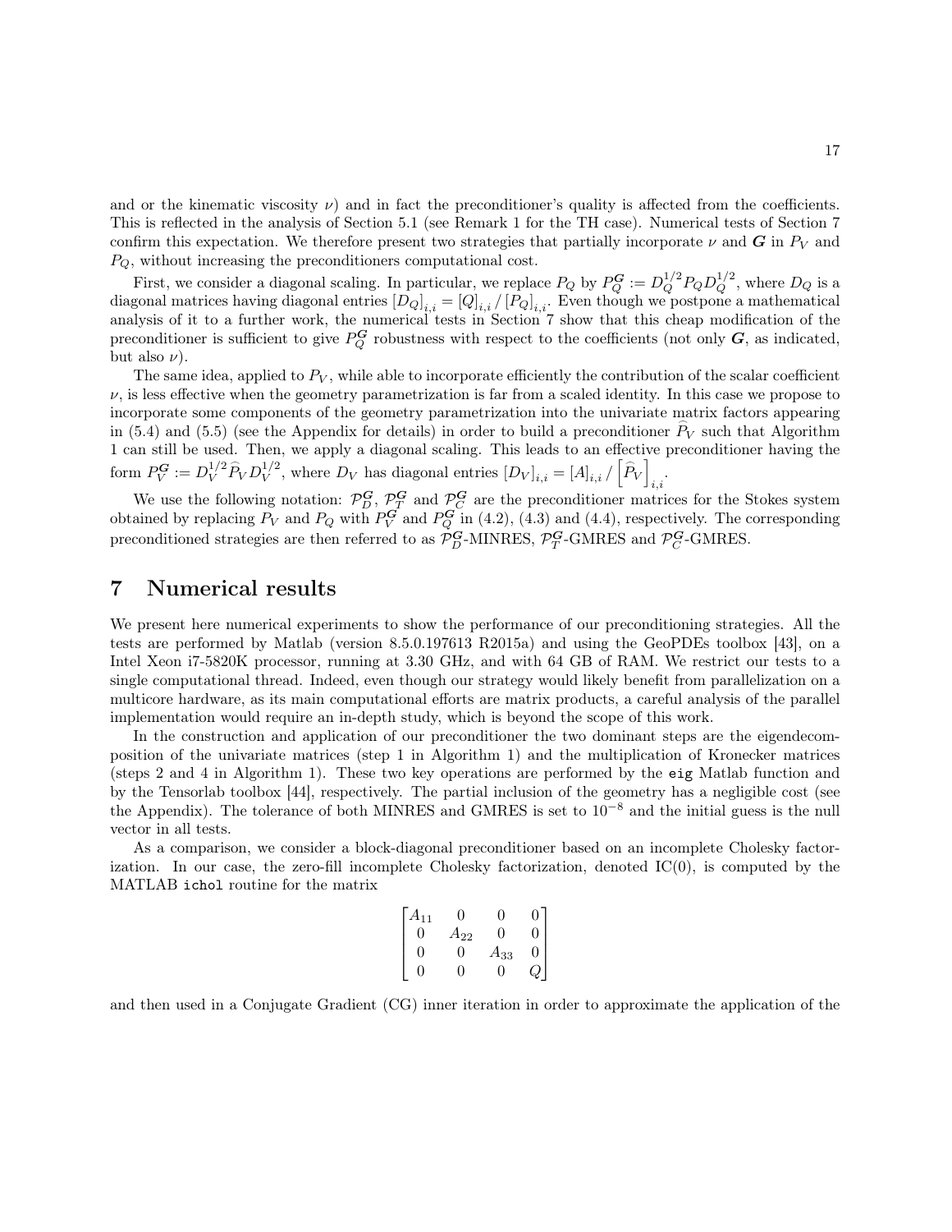and or the kinematic viscosity $\nu$) and in fact the preconditioner's quality is affected from the coefficients. This is reflected in the analysis of Section 5.1 (see Remark 1 for the TH case). Numerical tests of Section 7 confirm this expectation. We therefore present two strategies that partially incorporate $\nu$ and $\boldsymbol{G}$ in $P_V$ and $P_Q$, without increasing the preconditioners computational cost.

First, we consider a diagonal scaling. In particular, we replace $P_Q$ by $P_Q^{\boldsymbol{G}} := D_Q^{1/2} P_Q D_Q^{1/2}$, where $D_Q$ is a diagonal matrices having diagonal entries $[D_Q]_{i,i} = [Q]_{i,i} \,/\, [P_Q]_{i,i}$. Even though we postpone a mathematical analysis of it to a further work, the numerical tests in Section 7 show that this cheap modification of the preconditioner is sufficient to give $P_Q^{\boldsymbol{G}}$ robustness with respect to the coefficients (not only $\boldsymbol{G}$, as indicated, but also $\nu$).

The same idea, applied to $P_V$, while able to incorporate efficiently the contribution of the scalar coefficient $\nu$, is less effective when the geometry parametrization is far from a scaled identity. In this case we propose to incorporate some components of the geometry parametrization into the univariate matrix factors appearing in (5.4) and (5.5) (see the Appendix for details) in order to build a preconditioner $\widehat{P}_V$ such that Algorithm 1 can still be used. Then, we apply a diagonal scaling. This leads to an effective preconditioner having the form $P_V^{\boldsymbol{G}} := D_V^{1/2} \widehat{P}_V D_V^{1/2}$, where $D_V$ has diagonal entries $[D_V]_{i,i} = [A]_{i,i} \,/\, \left[\widehat{P}_V\right]_{i,i}$.

We use the following notation: $\mathcal{P}_D^{\boldsymbol{G}}$, $\mathcal{P}_T^{\boldsymbol{G}}$ and $\mathcal{P}_C^{\boldsymbol{G}}$ are the preconditioner matrices for the Stokes system obtained by replacing $P_V$ and $P_Q$ with $P_V^{\boldsymbol{G}}$ and $P_Q^{\boldsymbol{G}}$ in (4.2), (4.3) and (4.4), respectively. The corresponding preconditioned strategies are then referred to as $\mathcal{P}_D^{\boldsymbol{G}}$-MINRES, $\mathcal{P}_T^{\boldsymbol{G}}$-GMRES and $\mathcal{P}_C^{\boldsymbol{G}}$-GMRES.

# 7 Numerical results

We present here numerical experiments to show the performance of our preconditioning strategies. All the tests are performed by Matlab (version 8.5.0.197613 R2015a) and using the GeoPDEs toolbox [43], on a Intel Xeon i7-5820K processor, running at 3.30 GHz, and with 64 GB of RAM. We restrict our tests to a single computational thread. Indeed, even though our strategy would likely benefit from parallelization on a multicore hardware, as its main computational efforts are matrix products, a careful analysis of the parallel implementation would require an in-depth study, which is beyond the scope of this work.

In the construction and application of our preconditioner the two dominant steps are the eigendecomposition of the univariate matrices (step 1 in Algorithm 1) and the multiplication of Kronecker matrices (steps 2 and 4 in Algorithm 1). These two key operations are performed by the `eig` Matlab function and by the Tensorlab toolbox [44], respectively. The partial inclusion of the geometry has a negligible cost (see the Appendix). The tolerance of both MINRES and GMRES is set to $10^{-8}$ and the initial guess is the null vector in all tests.

As a comparison, we consider a block-diagonal preconditioner based on an incomplete Cholesky factorization. In our case, the zero-fill incomplete Cholesky factorization, denoted IC(0), is computed by the MATLAB `ichol` routine for the matrix

$$
\begin{bmatrix}
A_{11} & 0 & 0 & 0 \\
0 & A_{22} & 0 & 0 \\
0 & 0 & A_{33} & 0 \\
0 & 0 & 0 & Q
\end{bmatrix}
$$

and then used in a Conjugate Gradient (CG) inner iteration in order to approximate the application of the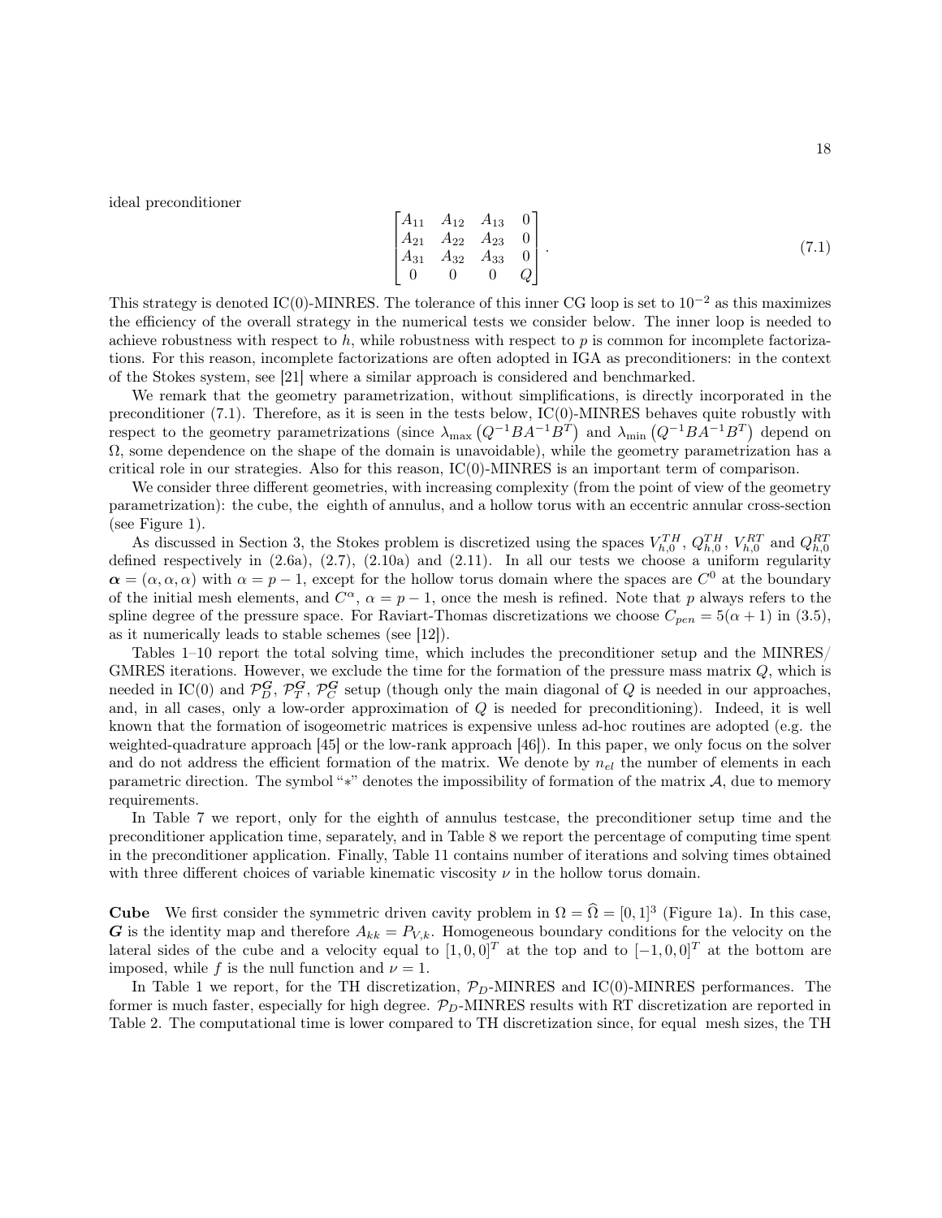ideal preconditioner

$$
\begin{bmatrix} A_{11} & A_{12} & A_{13} & 0 \\ A_{21} & A_{22} & A_{23} & 0 \\ A_{31} & A_{32} & A_{33} & 0 \\ 0 & 0 & 0 & Q \end{bmatrix}. \tag{7.1}
$$

This strategy is denoted IC(0)-MINRES. The tolerance of this inner CG loop is set to $10^{-2}$ as this maximizes the efficiency of the overall strategy in the numerical tests we consider below. The inner loop is needed to achieve robustness with respect to $h$, while robustness with respect to $p$ is common for incomplete factorizations. For this reason, incomplete factorizations are often adopted in IGA as preconditioners: in the context of the Stokes system, see [21] where a similar approach is considered and benchmarked.

We remark that the geometry parametrization, without simplifications, is directly incorporated in the preconditioner (7.1). Therefore, as it is seen in the tests below, IC(0)-MINRES behaves quite robustly with respect to the geometry parametrizations (since $\lambda_{\max}\left(Q^{-1}BA^{-1}B^T\right)$ and $\lambda_{\min}\left(Q^{-1}BA^{-1}B^T\right)$ depend on $\Omega$, some dependence on the shape of the domain is unavoidable), while the geometry parametrization has a critical role in our strategies. Also for this reason, IC(0)-MINRES is an important term of comparison.

We consider three different geometries, with increasing complexity (from the point of view of the geometry parametrization): the cube, the eighth of annulus, and a hollow torus with an eccentric annular cross-section (see Figure 1).

As discussed in Section 3, the Stokes problem is discretized using the spaces $V_{h,0}^{TH}$, $Q_{h,0}^{TH}$, $V_{h,0}^{RT}$ and $Q_{h,0}^{RT}$ defined respectively in (2.6a), (2.7), (2.10a) and (2.11). In all our tests we choose a uniform regularity $\boldsymbol{\alpha} = (\alpha, \alpha, \alpha)$ with $\alpha = p-1$, except for the hollow torus domain where the spaces are $C^0$ at the boundary of the initial mesh elements, and $C^\alpha$, $\alpha = p-1$, once the mesh is refined. Note that $p$ always refers to the spline degree of the pressure space. For Raviart-Thomas discretizations we choose $C_{pen} = 5(\alpha+1)$ in (3.5), as it numerically leads to stable schemes (see [12]).

Tables 1–10 report the total solving time, which includes the preconditioner setup and the MINRES/GMRES iterations. However, we exclude the time for the formation of the pressure mass matrix $Q$, which is needed in IC(0) and $\mathcal{P}_D^{\boldsymbol{G}}$, $\mathcal{P}_T^{\boldsymbol{G}}$, $\mathcal{P}_C^{\boldsymbol{G}}$ setup (though only the main diagonal of $Q$ is needed in our approaches, and, in all cases, only a low-order approximation of $Q$ is needed for preconditioning). Indeed, it is well known that the formation of isogeometric matrices is expensive unless ad-hoc routines are adopted (e.g. the weighted-quadrature approach [45] or the low-rank approach [46]). In this paper, we only focus on the solver and do not address the efficient formation of the matrix. We denote by $n_{el}$ the number of elements in each parametric direction. The symbol "$*$" denotes the impossibility of formation of the matrix $\mathcal{A}$, due to memory requirements.

In Table 7 we report, only for the eighth of annulus testcase, the preconditioner setup time and the preconditioner application time, separately, and in Table 8 we report the percentage of computing time spent in the preconditioner application. Finally, Table 11 contains number of iterations and solving times obtained with three different choices of variable kinematic viscosity $\nu$ in the hollow torus domain.

**Cube** We first consider the symmetric driven cavity problem in $\Omega = \widehat{\Omega} = [0,1]^3$ (Figure 1a). In this case, $\boldsymbol{G}$ is the identity map and therefore $A_{kk} = P_{V,k}$. Homogeneous boundary conditions for the velocity on the lateral sides of the cube and a velocity equal to $[1,0,0]^T$ at the top and to $[-1,0,0]^T$ at the bottom are imposed, while $f$ is the null function and $\nu = 1$.

In Table 1 we report, for the TH discretization, $\mathcal{P}_D$-MINRES and IC(0)-MINRES performances. The former is much faster, especially for high degree. $\mathcal{P}_D$-MINRES results with RT discretization are reported in Table 2. The computational time is lower compared to TH discretization since, for equal mesh sizes, the TH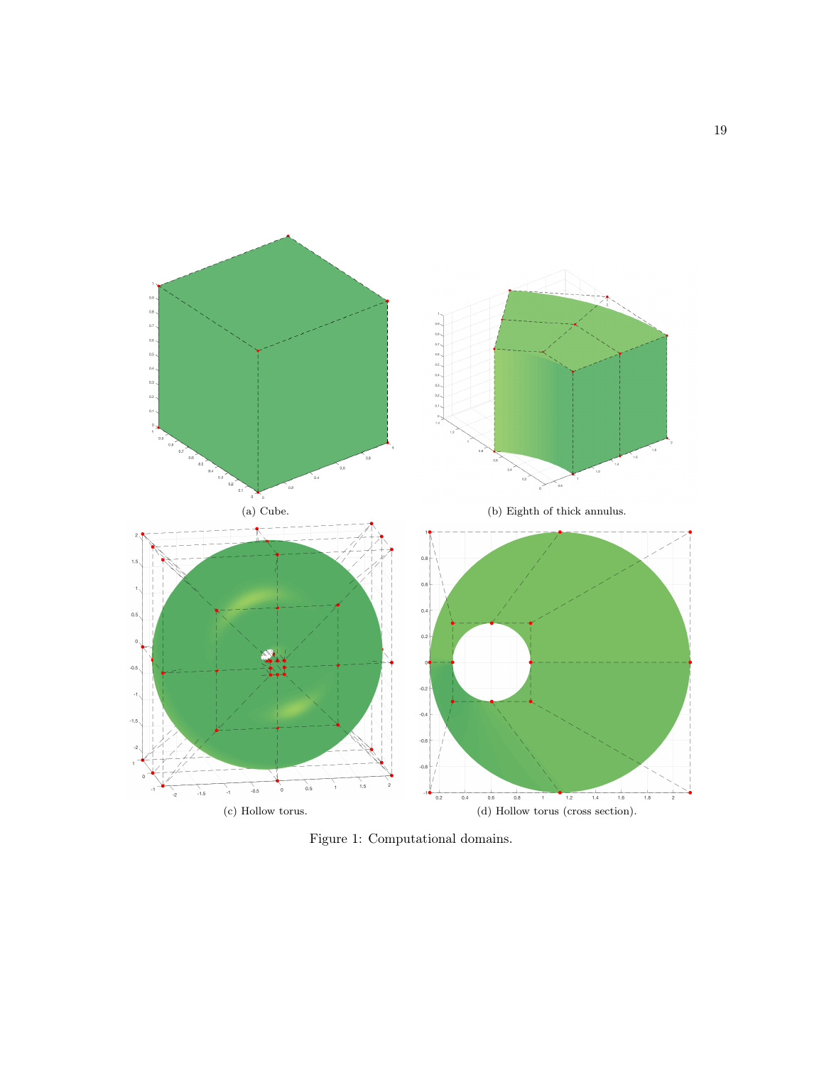(a) Cube.

(b) Eighth of thick annulus.

(c) Hollow torus.

(d) Hollow torus (cross section).

Figure 1: Computational domains.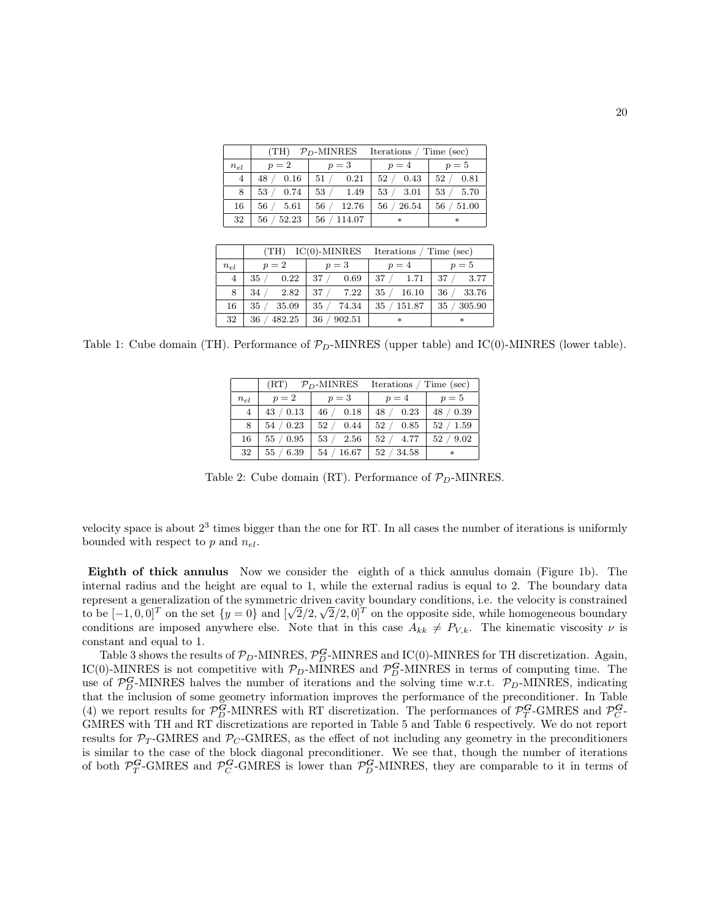| | (TH) $\mathcal{P}_D$-MINRES | Iterations / Time (sec) | | |
|---|---|---|---|---|
| $n_{el}$ | $p=2$ | $p=3$ | $p=4$ | $p=5$ |
| 4 | 48 / 0.16 | 51 / 0.21 | 52 / 0.43 | 52 / 0.81 |
| 8 | 53 / 0.74 | 53 / 1.49 | 53 / 3.01 | 53 / 5.70 |
| 16 | 56 / 5.61 | 56 / 12.76 | 56 / 26.54 | 56 / 51.00 |
| 32 | 56 / 52.23 | 56 / 114.07 | * | * |

| | (TH) IC(0)-MINRES | Iterations / Time (sec) | | |
|---|---|---|---|---|
| $n_{el}$ | $p=2$ | $p=3$ | $p=4$ | $p=5$ |
| 4 | 35 / 0.22 | 37 / 0.69 | 37 / 1.71 | 37 / 3.77 |
| 8 | 34 / 2.82 | 37 / 7.22 | 35 / 16.10 | 36 / 33.76 |
| 16 | 35 / 35.09 | 35 / 74.34 | 35 / 151.87 | 35 / 305.90 |
| 32 | 36 / 482.25 | 36 / 902.51 | * | * |

Table 1: Cube domain (TH). Performance of $\mathcal{P}_D$-MINRES (upper table) and IC(0)-MINRES (lower table).

| | (RT) $\mathcal{P}_D$-MINRES | Iterations / Time (sec) | | |
|---|---|---|---|---|
| $n_{el}$ | $p=2$ | $p=3$ | $p=4$ | $p=5$ |
| 4 | 43 / 0.13 | 46 / 0.18 | 48 / 0.23 | 48 / 0.39 |
| 8 | 54 / 0.23 | 52 / 0.44 | 52 / 0.85 | 52 / 1.59 |
| 16 | 55 / 0.95 | 53 / 2.56 | 52 / 4.77 | 52 / 9.02 |
| 32 | 55 / 6.39 | 54 / 16.67 | 52 / 34.58 | * |

Table 2: Cube domain (RT). Performance of $\mathcal{P}_D$-MINRES.

velocity space is about $2^3$ times bigger than the one for RT. In all cases the number of iterations is uniformly bounded with respect to $p$ and $n_{el}$.

**Eighth of thick annulus** Now we consider the eighth of a thick annulus domain (Figure 1b). The internal radius and the height are equal to 1, while the external radius is equal to 2. The boundary data represent a generalization of the symmetric driven cavity boundary conditions, i.e. the velocity is constrained to be $[-1, 0, 0]^T$ on the set $\{y = 0\}$ and $[\sqrt{2}/2, \sqrt{2}/2, 0]^T$ on the opposite side, while homogeneous boundary conditions are imposed anywhere else. Note that in this case $A_{kk} \neq P_{V,k}$. The kinematic viscosity $\nu$ is constant and equal to 1.

Table 3 shows the results of $\mathcal{P}_D$-MINRES, $\mathcal{P}_D^{\boldsymbol{G}}$-MINRES and IC(0)-MINRES for TH discretization. Again, IC(0)-MINRES is not competitive with $\mathcal{P}_D$-MINRES and $\mathcal{P}_D^{\boldsymbol{G}}$-MINRES in terms of computing time. The use of $\mathcal{P}_D^{\boldsymbol{G}}$-MINRES halves the number of iterations and the solving time w.r.t. $\mathcal{P}_D$-MINRES, indicating that the inclusion of some geometry information improves the performance of the preconditioner. In Table (4) we report results for $\mathcal{P}_D^{\boldsymbol{G}}$-MINRES with RT discretization. The performances of $\mathcal{P}_T^{\boldsymbol{G}}$-GMRES and $\mathcal{P}_C^{\boldsymbol{G}}$-GMRES with TH and RT discretizations are reported in Table 5 and Table 6 respectively. We do not report results for $\mathcal{P}_T$-GMRES and $\mathcal{P}_C$-GMRES, as the effect of not including any geometry in the preconditioners is similar to the case of the block diagonal preconditioner. We see that, though the number of iterations of both $\mathcal{P}_T^{\boldsymbol{G}}$-GMRES and $\mathcal{P}_C^{\boldsymbol{G}}$-GMRES is lower than $\mathcal{P}_D^{\boldsymbol{G}}$-MINRES, they are comparable to it in terms of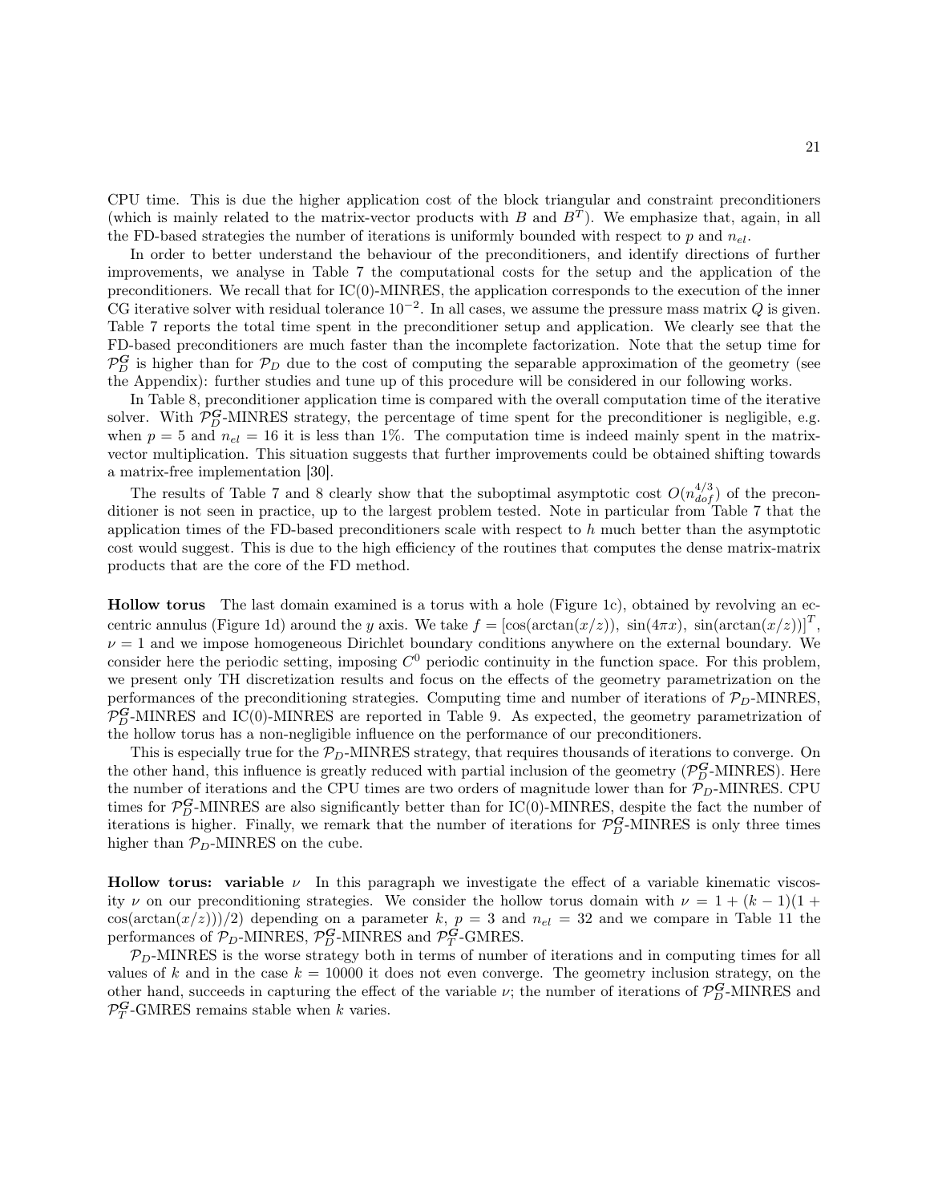CPU time. This is due the higher application cost of the block triangular and constraint preconditioners (which is mainly related to the matrix-vector products with $B$ and $B^T$). We emphasize that, again, in all the FD-based strategies the number of iterations is uniformly bounded with respect to $p$ and $n_{el}$.

In order to better understand the behaviour of the preconditioners, and identify directions of further improvements, we analyse in Table 7 the computational costs for the setup and the application of the preconditioners. We recall that for IC(0)-MINRES, the application corresponds to the execution of the inner CG iterative solver with residual tolerance $10^{-2}$. In all cases, we assume the pressure mass matrix $Q$ is given. Table 7 reports the total time spent in the preconditioner setup and application. We clearly see that the FD-based preconditioners are much faster than the incomplete factorization. Note that the setup time for $\mathcal{P}_D^{\boldsymbol{G}}$ is higher than for $\mathcal{P}_D$ due to the cost of computing the separable approximation of the geometry (see the Appendix): further studies and tune up of this procedure will be considered in our following works.

In Table 8, preconditioner application time is compared with the overall computation time of the iterative solver. With $\mathcal{P}_D^{\boldsymbol{G}}$-MINRES strategy, the percentage of time spent for the preconditioner is negligible, e.g. when $p = 5$ and $n_{el} = 16$ it is less than 1%. The computation time is indeed mainly spent in the matrix-vector multiplication. This situation suggests that further improvements could be obtained shifting towards a matrix-free implementation [30].

The results of Table 7 and 8 clearly show that the suboptimal asymptotic cost $O(n_{dof}^{4/3})$ of the preconditioner is not seen in practice, up to the largest problem tested. Note in particular from Table 7 that the application times of the FD-based preconditioners scale with respect to $h$ much better than the asymptotic cost would suggest. This is due to the high efficiency of the routines that computes the dense matrix-matrix products that are the core of the FD method.

**Hollow torus** The last domain examined is a torus with a hole (Figure 1c), obtained by revolving an eccentric annulus (Figure 1d) around the $y$ axis. We take $f = [\cos(\arctan(x/z)),\ \sin(4\pi x),\ \sin(\arctan(x/z))]^T$, $\nu = 1$ and we impose homogeneous Dirichlet boundary conditions anywhere on the external boundary. We consider here the periodic setting, imposing $C^0$ periodic continuity in the function space. For this problem, we present only TH discretization results and focus on the effects of the geometry parametrization on the performances of the preconditioning strategies. Computing time and number of iterations of $\mathcal{P}_D$-MINRES, $\mathcal{P}_D^{\boldsymbol{G}}$-MINRES and IC(0)-MINRES are reported in Table 9. As expected, the geometry parametrization of the hollow torus has a non-negligible influence on the performance of our preconditioners.

This is especially true for the $\mathcal{P}_D$-MINRES strategy, that requires thousands of iterations to converge. On the other hand, this influence is greatly reduced with partial inclusion of the geometry ($\mathcal{P}_D^{\boldsymbol{G}}$-MINRES). Here the number of iterations and the CPU times are two orders of magnitude lower than for $\mathcal{P}_D$-MINRES. CPU times for $\mathcal{P}_D^{\boldsymbol{G}}$-MINRES are also significantly better than for IC(0)-MINRES, despite the fact the number of iterations is higher. Finally, we remark that the number of iterations for $\mathcal{P}_D^{\boldsymbol{G}}$-MINRES is only three times higher than $\mathcal{P}_D$-MINRES on the cube.

**Hollow torus: variable $\nu$** In this paragraph we investigate the effect of a variable kinematic viscosity $\nu$ on our preconditioning strategies. We consider the hollow torus domain with $\nu = 1 + (k-1)(1 + \cos(\arctan(x/z)))/2)$ depending on a parameter $k$, $p = 3$ and $n_{el} = 32$ and we compare in Table 11 the performances of $\mathcal{P}_D$-MINRES, $\mathcal{P}_D^{\boldsymbol{G}}$-MINRES and $\mathcal{P}_T^{\boldsymbol{G}}$-GMRES.

$\mathcal{P}_D$-MINRES is the worse strategy both in terms of number of iterations and in computing times for all values of $k$ and in the case $k = 10000$ it does not even converge. The geometry inclusion strategy, on the other hand, succeeds in capturing the effect of the variable $\nu$; the number of iterations of $\mathcal{P}_D^{\boldsymbol{G}}$-MINRES and $\mathcal{P}_T^{\boldsymbol{G}}$-GMRES remains stable when $k$ varies.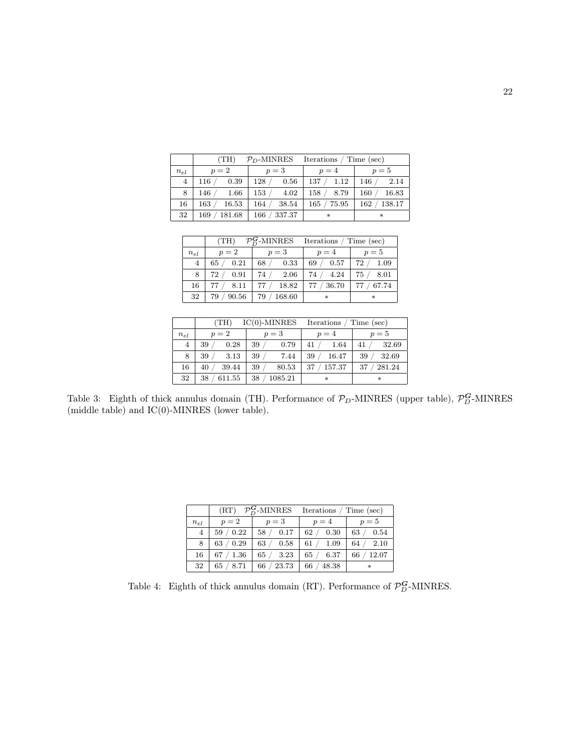|  | (TH) $\mathcal{P}_D$-MINRES | Iterations / Time (sec) | | |
|---|---|---|---|---|
| $n_{el}$ | $p=2$ | $p=3$ | $p=4$ | $p=5$ |
| 4 | 116 / 0.39 | 128 / 0.56 | 137 / 1.12 | 146 / 2.14 |
| 8 | 146 / 1.66 | 153 / 4.02 | 158 / 8.79 | 160 / 16.83 |
| 16 | 163 / 16.53 | 164 / 38.54 | 165 / 75.95 | 162 / 138.17 |
| 32 | 169 / 181.68 | 166 / 337.37 | * | * |

|  | (TH) $\mathcal{P}_D^{\boldsymbol{G}}$-MINRES | Iterations / Time (sec) | | |
|---|---|---|---|---|
| $n_{el}$ | $p=2$ | $p=3$ | $p=4$ | $p=5$ |
| 4 | 65 / 0.21 | 68 / 0.33 | 69 / 0.57 | 72 / 1.09 |
| 8 | 72 / 0.91 | 74 / 2.06 | 74 / 4.24 | 75 / 8.01 |
| 16 | 77 / 8.11 | 77 / 18.82 | 77 / 36.70 | 77 / 67.74 |
| 32 | 79 / 90.56 | 79 / 168.60 | * | * |

|  | (TH) IC(0)-MINRES | Iterations / Time (sec) | | |
|---|---|---|---|---|
| $n_{el}$ | $p=2$ | $p=3$ | $p=4$ | $p=5$ |
| 4 | 39 / 0.28 | 39 / 0.79 | 41 / 1.64 | 41 / 32.69 |
| 8 | 39 / 3.13 | 39 / 7.44 | 39 / 16.47 | 39 / 32.69 |
| 16 | 40 / 39.44 | 39 / 80.53 | 37 / 157.37 | 37 / 281.24 |
| 32 | 38 / 611.55 | 38 / 1085.21 | * | * |

Table 3: Eighth of thick annulus domain (TH). Performance of $\mathcal{P}_D$-MINRES (upper table), $\mathcal{P}_D^{\boldsymbol{G}}$-MINRES (middle table) and IC(0)-MINRES (lower table).

|  | (RT) $\mathcal{P}_D^{\boldsymbol{G}}$-MINRES | Iterations / Time (sec) | | |
|---|---|---|---|---|
| $n_{el}$ | $p=2$ | $p=3$ | $p=4$ | $p=5$ |
| 4 | 59 / 0.22 | 58 / 0.17 | 62 / 0.30 | 63 / 0.54 |
| 8 | 63 / 0.29 | 63 / 0.58 | 61 / 1.09 | 64 / 2.10 |
| 16 | 67 / 1.36 | 65 / 3.23 | 65 / 6.37 | 66 / 12.07 |
| 32 | 65 / 8.71 | 66 / 23.73 | 66 / 48.38 | * |

Table 4: Eighth of thick annulus domain (RT). Performance of $\mathcal{P}_D^{\boldsymbol{G}}$-MINRES.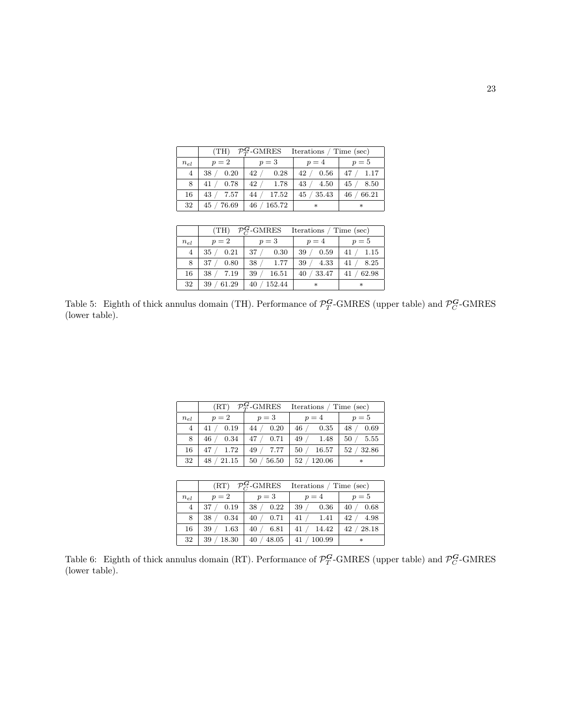| | (TH) $\mathcal{P}_T^{\boldsymbol{G}}$-GMRES | Iterations / Time (sec) | | |
|---|---|---|---|---|
| $n_{el}$ | $p = 2$ | $p = 3$ | $p = 4$ | $p = 5$ |
| 4 | 38 / 0.20 | 42 / 0.28 | 42 / 0.56 | 47 / 1.17 |
| 8 | 41 / 0.78 | 42 / 1.78 | 43 / 4.50 | 45 / 8.50 |
| 16 | 43 / 7.57 | 44 / 17.52 | 45 / 35.43 | 46 / 66.21 |
| 32 | 45 / 76.69 | 46 / 165.72 | * | * |

| | (TH) $\mathcal{P}_C^{\boldsymbol{G}}$-GMRES | Iterations / Time (sec) | | |
|---|---|---|---|---|
| $n_{el}$ | $p = 2$ | $p = 3$ | $p = 4$ | $p = 5$ |
| 4 | 35 / 0.21 | 37 / 0.30 | 39 / 0.59 | 41 / 1.15 |
| 8 | 37 / 0.80 | 38 / 1.77 | 39 / 4.33 | 41 / 8.25 |
| 16 | 38 / 7.19 | 39 / 16.51 | 40 / 33.47 | 41 / 62.98 |
| 32 | 39 / 61.29 | 40 / 152.44 | * | * |

Table 5: Eighth of thick annulus domain (TH). Performance of $\mathcal{P}_T^{\boldsymbol{G}}$-GMRES (upper table) and $\mathcal{P}_C^{\boldsymbol{G}}$-GMRES (lower table).

| | (RT) $\mathcal{P}_T^{\boldsymbol{G}}$-GMRES | Iterations / Time (sec) | | |
|---|---|---|---|---|
| $n_{el}$ | $p = 2$ | $p = 3$ | $p = 4$ | $p = 5$ |
| 4 | 41 / 0.19 | 44 / 0.20 | 46 / 0.35 | 48 / 0.69 |
| 8 | 46 / 0.34 | 47 / 0.71 | 49 / 1.48 | 50 / 5.55 |
| 16 | 47 / 1.72 | 49 / 7.77 | 50 / 16.57 | 52 / 32.86 |
| 32 | 48 / 21.15 | 50 / 56.50 | 52 / 120.06 | * |

| | (RT) $\mathcal{P}_C^{\boldsymbol{G}}$-GMRES | Iterations / Time (sec) | | |
|---|---|---|---|---|
| $n_{el}$ | $p = 2$ | $p = 3$ | $p = 4$ | $p = 5$ |
| 4 | 37 / 0.19 | 38 / 0.22 | 39 / 0.36 | 40 / 0.68 |
| 8 | 38 / 0.34 | 40 / 0.71 | 41 / 1.41 | 42 / 4.98 |
| 16 | 39 / 1.63 | 40 / 6.81 | 41 / 14.42 | 42 / 28.18 |
| 32 | 39 / 18.30 | 40 / 48.05 | 41 / 100.99 | * |

Table 6: Eighth of thick annulus domain (RT). Performance of $\mathcal{P}_T^{\boldsymbol{G}}$-GMRES (upper table) and $\mathcal{P}_C^{\boldsymbol{G}}$-GMRES (lower table).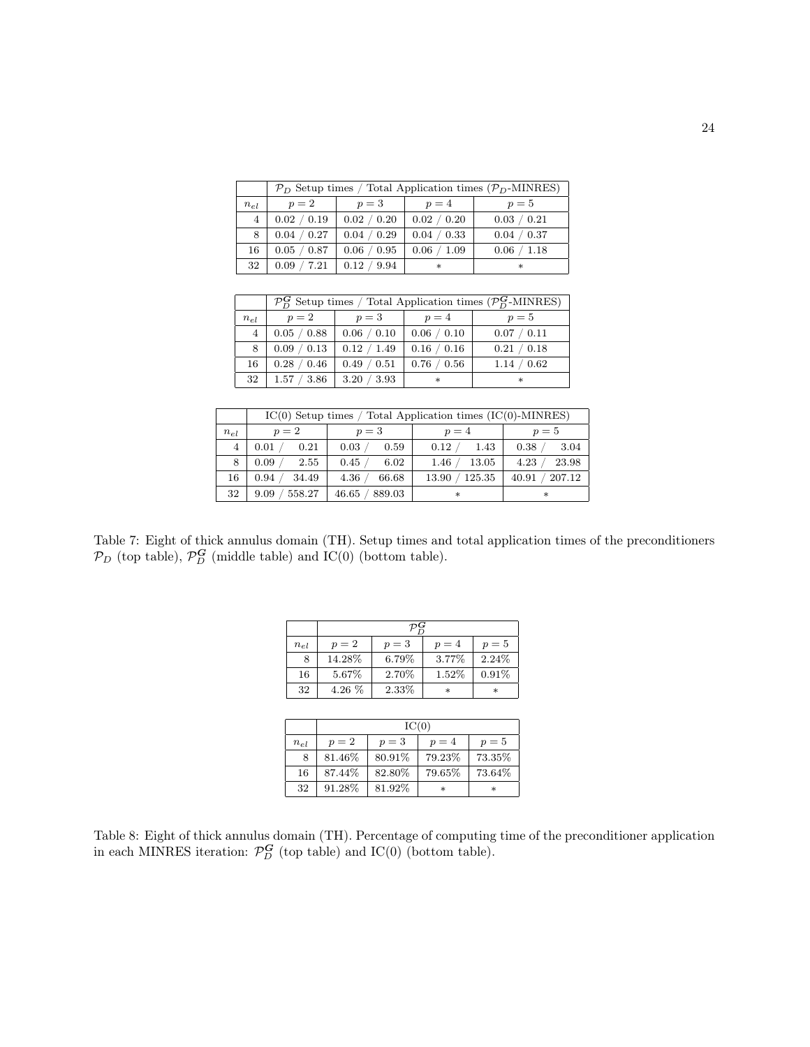| | $\mathcal{P}_D$ Setup times / Total Application times ($\mathcal{P}_D$-MINRES) | | | |
|---|---|---|---|---|
| $n_{el}$ | $p=2$ | $p=3$ | $p=4$ | $p=5$ |
| 4 | 0.02 / 0.19 | 0.02 / 0.20 | 0.02 / 0.20 | 0.03 / 0.21 |
| 8 | 0.04 / 0.27 | 0.04 / 0.29 | 0.04 / 0.33 | 0.04 / 0.37 |
| 16 | 0.05 / 0.87 | 0.06 / 0.95 | 0.06 / 1.09 | 0.06 / 1.18 |
| 32 | 0.09 / 7.21 | 0.12 / 9.94 | * | * |

| | $\mathcal{P}_D^{\boldsymbol{G}}$ Setup times / Total Application times ($\mathcal{P}_D^{\boldsymbol{G}}$-MINRES) | | | |
|---|---|---|---|---|
| $n_{el}$ | $p=2$ | $p=3$ | $p=4$ | $p=5$ |
| 4 | 0.05 / 0.88 | 0.06 / 0.10 | 0.06 / 0.10 | 0.07 / 0.11 |
| 8 | 0.09 / 0.13 | 0.12 / 1.49 | 0.16 / 0.16 | 0.21 / 0.18 |
| 16 | 0.28 / 0.46 | 0.49 / 0.51 | 0.76 / 0.56 | 1.14 / 0.62 |
| 32 | 1.57 / 3.86 | 3.20 / 3.93 | * | * |

| | IC(0) Setup times / Total Application times (IC(0)-MINRES) | | | |
|---|---|---|---|---|
| $n_{el}$ | $p=2$ | $p=3$ | $p=4$ | $p=5$ |
| 4 | 0.01 / 0.21 | 0.03 / 0.59 | 0.12 / 1.43 | 0.38 / 3.04 |
| 8 | 0.09 / 2.55 | 0.45 / 6.02 | 1.46 / 13.05 | 4.23 / 23.98 |
| 16 | 0.94 / 34.49 | 4.36 / 66.68 | 13.90 / 125.35 | 40.91 / 207.12 |
| 32 | 9.09 / 558.27 | 46.65 / 889.03 | * | * |

Table 7: Eight of thick annulus domain (TH). Setup times and total application times of the preconditioners $\mathcal{P}_D$ (top table), $\mathcal{P}_D^{\boldsymbol{G}}$ (middle table) and IC(0) (bottom table).

| | $\mathcal{P}_D^{\boldsymbol{G}}$ | | | |
|---|---|---|---|---|
| $n_{el}$ | $p=2$ | $p=3$ | $p=4$ | $p=5$ |
| 8 | 14.28% | 6.79% | 3.77% | 2.24% |
| 16 | 5.67% | 2.70% | 1.52% | 0.91% |
| 32 | 4.26 % | 2.33% | * | * |

| | IC(0) | | | |
|---|---|---|---|---|
| $n_{el}$ | $p=2$ | $p=3$ | $p=4$ | $p=5$ |
| 8 | 81.46% | 80.91% | 79.23% | 73.35% |
| 16 | 87.44% | 82.80% | 79.65% | 73.64% |
| 32 | 91.28% | 81.92% | * | * |

Table 8: Eight of thick annulus domain (TH). Percentage of computing time of the preconditioner application in each MINRES iteration: $\mathcal{P}_D^{\boldsymbol{G}}$ (top table) and IC(0) (bottom table).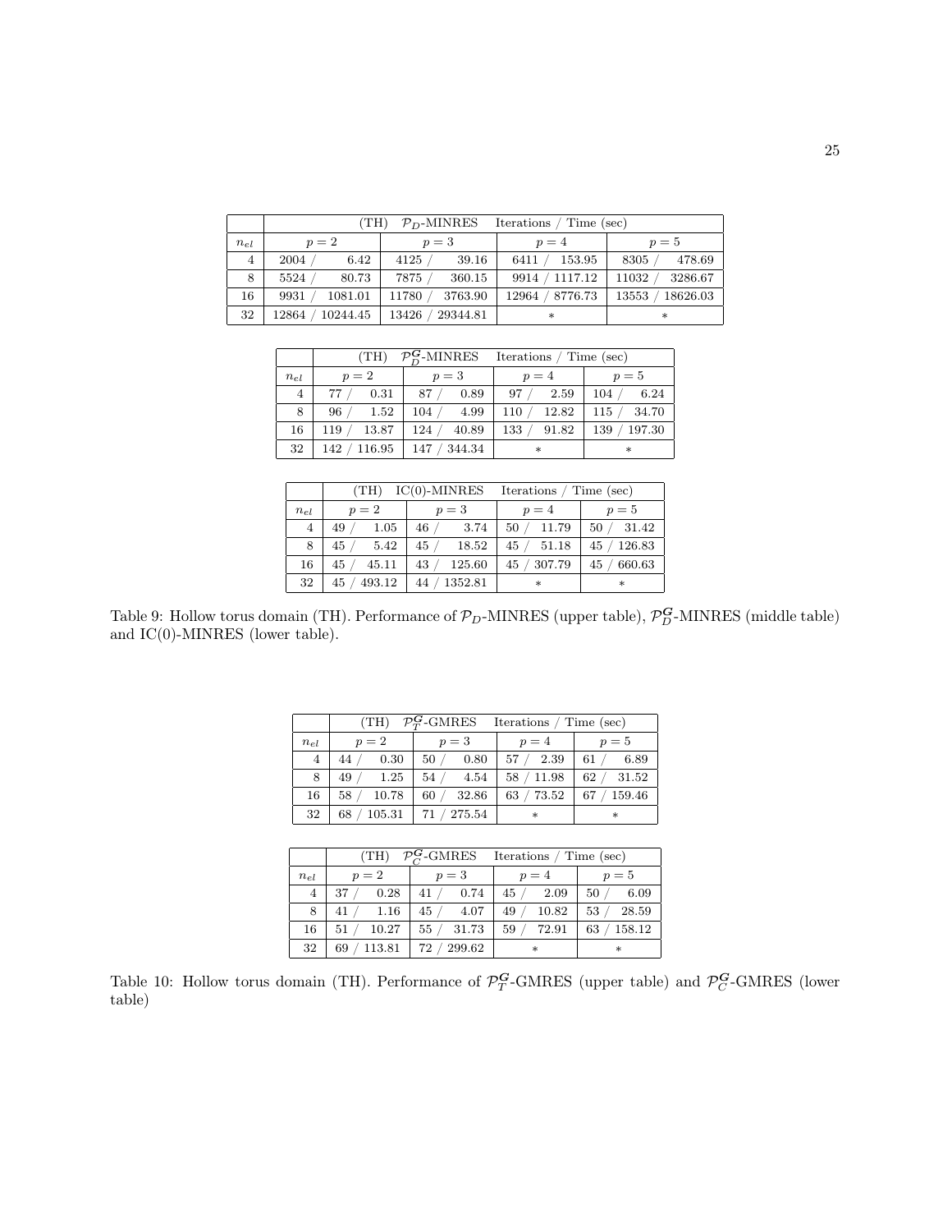| | (TH) $\mathcal{P}_D$-MINRES Iterations / Time (sec) | | | |
|---|---|---|---|---|
| $n_{el}$ | $p = 2$ | $p = 3$ | $p = 4$ | $p = 5$ |
| 4 | 2004 / 6.42 | 4125 / 39.16 | 6411 / 153.95 | 8305 / 478.69 |
| 8 | 5524 / 80.73 | 7875 / 360.15 | 9914 / 1117.12 | 11032 / 3286.67 |
| 16 | 9931 / 1081.01 | 11780 / 3763.90 | 12964 / 8776.73 | 13553 / 18626.03 |
| 32 | 12864 / 10244.45 | 13426 / 29344.81 | * | * |

| | (TH) $\mathcal{P}_D^{\boldsymbol{G}}$-MINRES Iterations / Time (sec) | | | |
|---|---|---|---|---|
| $n_{el}$ | $p = 2$ | $p = 3$ | $p = 4$ | $p = 5$ |
| 4 | 77 / 0.31 | 87 / 0.89 | 97 / 2.59 | 104 / 6.24 |
| 8 | 96 / 1.52 | 104 / 4.99 | 110 / 12.82 | 115 / 34.70 |
| 16 | 119 / 13.87 | 124 / 40.89 | 133 / 91.82 | 139 / 197.30 |
| 32 | 142 / 116.95 | 147 / 344.34 | * | * |

| | (TH) IC(0)-MINRES Iterations / Time (sec) | | | |
|---|---|---|---|---|
| $n_{el}$ | $p = 2$ | $p = 3$ | $p = 4$ | $p = 5$ |
| 4 | 49 / 1.05 | 46 / 3.74 | 50 / 11.79 | 50 / 31.42 |
| 8 | 45 / 5.42 | 45 / 18.52 | 45 / 51.18 | 45 / 126.83 |
| 16 | 45 / 45.11 | 43 / 125.60 | 45 / 307.79 | 45 / 660.63 |
| 32 | 45 / 493.12 | 44 / 1352.81 | * | * |

Table 9: Hollow torus domain (TH). Performance of $\mathcal{P}_D$-MINRES (upper table), $\mathcal{P}_D^{\boldsymbol{G}}$-MINRES (middle table) and IC(0)-MINRES (lower table).

| | (TH) $\mathcal{P}_T^{\boldsymbol{G}}$-GMRES Iterations / Time (sec) | | | |
|---|---|---|---|---|
| $n_{el}$ | $p = 2$ | $p = 3$ | $p = 4$ | $p = 5$ |
| 4 | 44 / 0.30 | 50 / 0.80 | 57 / 2.39 | 61 / 6.89 |
| 8 | 49 / 1.25 | 54 / 4.54 | 58 / 11.98 | 62 / 31.52 |
| 16 | 58 / 10.78 | 60 / 32.86 | 63 / 73.52 | 67 / 159.46 |
| 32 | 68 / 105.31 | 71 / 275.54 | * | * |

| | (TH) $\mathcal{P}_C^{\boldsymbol{G}}$-GMRES Iterations / Time (sec) | | | |
|---|---|---|---|---|
| $n_{el}$ | $p = 2$ | $p = 3$ | $p = 4$ | $p = 5$ |
| 4 | 37 / 0.28 | 41 / 0.74 | 45 / 2.09 | 50 / 6.09 |
| 8 | 41 / 1.16 | 45 / 4.07 | 49 / 10.82 | 53 / 28.59 |
| 16 | 51 / 10.27 | 55 / 31.73 | 59 / 72.91 | 63 / 158.12 |
| 32 | 69 / 113.81 | 72 / 299.62 | * | * |

Table 10: Hollow torus domain (TH). Performance of $\mathcal{P}_T^{\boldsymbol{G}}$-GMRES (upper table) and $\mathcal{P}_C^{\boldsymbol{G}}$-GMRES (lower table)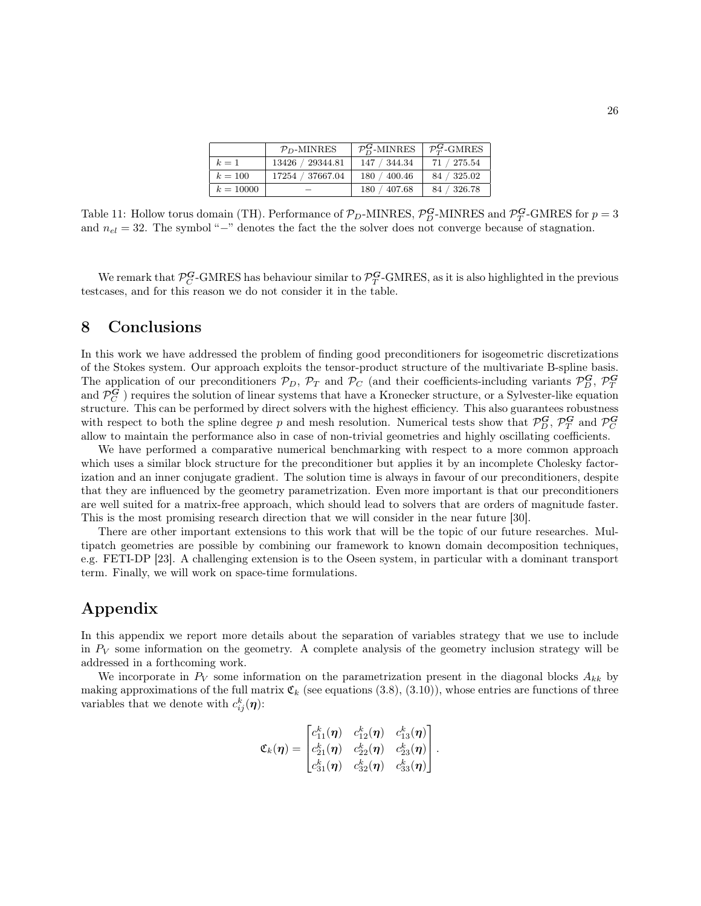|  | $\mathcal{P}_D$-MINRES | $\mathcal{P}_D^{\boldsymbol{G}}$-MINRES | $\mathcal{P}_T^{\boldsymbol{G}}$-GMRES |
| --- | --- | --- | --- |
| $k = 1$ | 13426 / 29344.81 | 147 / 344.34 | 71 / 275.54 |
| $k = 100$ | 17254 / 37667.04 | 180 / 400.46 | 84 / 325.02 |
| $k = 10000$ | – | 180 / 407.68 | 84 / 326.78 |

Table 11: Hollow torus domain (TH). Performance of $\mathcal{P}_D$-MINRES, $\mathcal{P}_D^{\boldsymbol{G}}$-MINRES and $\mathcal{P}_T^{\boldsymbol{G}}$-GMRES for $p = 3$ and $n_{el} = 32$. The symbol "$-$" denotes the fact the the solver does not converge because of stagnation.

We remark that $\mathcal{P}_C^{\boldsymbol{G}}$-GMRES has behaviour similar to $\mathcal{P}_T^{\boldsymbol{G}}$-GMRES, as it is also highlighted in the previous testcases, and for this reason we do not consider it in the table.

## 8 Conclusions

In this work we have addressed the problem of finding good preconditioners for isogeometric discretizations of the Stokes system. Our approach exploits the tensor-product structure of the multivariate B-spline basis. The application of our preconditioners $\mathcal{P}_D$, $\mathcal{P}_T$ and $\mathcal{P}_C$ (and their coefficients-including variants $\mathcal{P}_D^{\boldsymbol{G}}$, $\mathcal{P}_T^{\boldsymbol{G}}$ and $\mathcal{P}_C^{\boldsymbol{G}}$ ) requires the solution of linear systems that have a Kronecker structure, or a Sylvester-like equation structure. This can be performed by direct solvers with the highest efficiency. This also guarantees robustness with respect to both the spline degree $p$ and mesh resolution. Numerical tests show that $\mathcal{P}_D^{\boldsymbol{G}}$, $\mathcal{P}_T^{\boldsymbol{G}}$ and $\mathcal{P}_C^{\boldsymbol{G}}$ allow to maintain the performance also in case of non-trivial geometries and highly oscillating coefficients.

We have performed a comparative numerical benchmarking with respect to a more common approach which uses a similar block structure for the preconditioner but applies it by an incomplete Cholesky factorization and an inner conjugate gradient. The solution time is always in favour of our preconditioners, despite that they are influenced by the geometry parametrization. Even more important is that our preconditioners are well suited for a matrix-free approach, which should lead to solvers that are orders of magnitude faster. This is the most promising research direction that we will consider in the near future [30].

There are other important extensions to this work that will be the topic of our future researches. Multipatch geometries are possible by combining our framework to known domain decomposition techniques, e.g. FETI-DP [23]. A challenging extension is to the Oseen system, in particular with a dominant transport term. Finally, we will work on space-time formulations.

## Appendix

In this appendix we report more details about the separation of variables strategy that we use to include in $P_V$ some information on the geometry. A complete analysis of the geometry inclusion strategy will be addressed in a forthcoming work.

We incorporate in $P_V$ some information on the parametrization present in the diagonal blocks $A_{kk}$ by making approximations of the full matrix $\mathfrak{C}_k$ (see equations (3.8), (3.10)), whose entries are functions of three variables that we denote with $c_{ij}^k(\boldsymbol{\eta})$:

$$\mathfrak{C}_k(\boldsymbol{\eta}) = \begin{bmatrix} c_{11}^k(\boldsymbol{\eta}) & c_{12}^k(\boldsymbol{\eta}) & c_{13}^k(\boldsymbol{\eta}) \\ c_{21}^k(\boldsymbol{\eta}) & c_{22}^k(\boldsymbol{\eta}) & c_{23}^k(\boldsymbol{\eta}) \\ c_{31}^k(\boldsymbol{\eta}) & c_{32}^k(\boldsymbol{\eta}) & c_{33}^k(\boldsymbol{\eta}) \end{bmatrix}.$$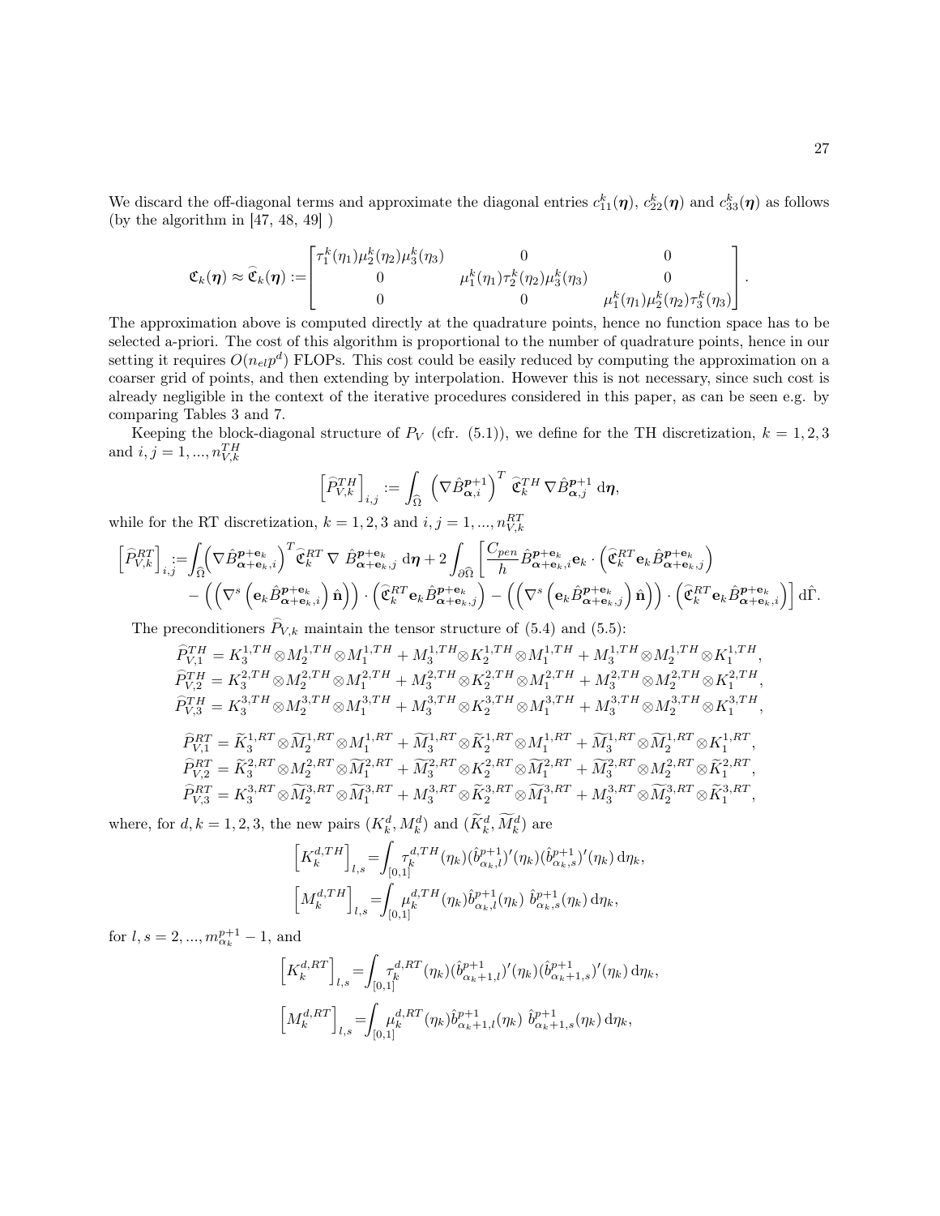We discard the off-diagonal terms and approximate the diagonal entries $c_{11}^k(\boldsymbol{\eta})$, $c_{22}^k(\boldsymbol{\eta})$ and $c_{33}^k(\boldsymbol{\eta})$ as follows (by the algorithm in [47, 48, 49] )

$$
\mathfrak{C}_k(\boldsymbol{\eta}) \approx \widehat{\mathfrak{C}}_k(\boldsymbol{\eta}) := \begin{bmatrix} \tau_1^k(\eta_1)\mu_2^k(\eta_2)\mu_3^k(\eta_3) & 0 & 0 \\ 0 & \mu_1^k(\eta_1)\tau_2^k(\eta_2)\mu_3^k(\eta_3) & 0 \\ 0 & 0 & \mu_1^k(\eta_1)\mu_2^k(\eta_2)\tau_3^k(\eta_3) \end{bmatrix}.
$$

The approximation above is computed directly at the quadrature points, hence no function space has to be selected a-priori. The cost of this algorithm is proportional to the number of quadrature points, hence in our setting it requires $O(n_{el}p^d)$ FLOPs. This cost could be easily reduced by computing the approximation on a coarser grid of points, and then extending by interpolation. However this is not necessary, since such cost is already negligible in the context of the iterative procedures considered in this paper, as can be seen e.g. by comparing Tables 3 and 7.

Keeping the block-diagonal structure of $P_V$ (cfr. (5.1)), we define for the TH discretization, $k = 1, 2, 3$ and $i, j = 1, ..., n_{V,k}^{TH}$

$$
\left[\widehat{P}_{V,k}^{TH}\right]_{i,j} := \int_{\widehat{\Omega}} \left(\nabla \hat{B}_{\boldsymbol{\alpha},i}^{\boldsymbol{p}+1}\right)^T \widehat{\mathfrak{C}}_k^{TH} \, \nabla \hat{B}_{\boldsymbol{\alpha},j}^{\boldsymbol{p}+1} \, \mathrm{d}\boldsymbol{\eta},
$$

while for the RT discretization, $k = 1, 2, 3$ and $i, j = 1, ..., n_{V,k}^{RT}$

$$
\begin{aligned}
\left[\widehat{P}_{V,k}^{RT}\right]_{i,j} := & \int_{\widehat{\Omega}} \left(\nabla \hat{B}_{\boldsymbol{\alpha}+\mathbf{e}_k,i}^{\boldsymbol{p}+\mathbf{e}_k}\right)^T \widehat{\mathfrak{C}}_k^{RT} \, \nabla \, \hat{B}_{\boldsymbol{\alpha}+\mathbf{e}_k,j}^{\boldsymbol{p}+\mathbf{e}_k} \, \mathrm{d}\boldsymbol{\eta} + 2\int_{\partial\widehat{\Omega}} \left[\frac{C_{pen}}{h} \hat{B}_{\boldsymbol{\alpha}+\mathbf{e}_k,i}^{\boldsymbol{p}+\mathbf{e}_k} \mathbf{e}_k \cdot \left(\widehat{\mathfrak{C}}_k^{RT} \mathbf{e}_k \hat{B}_{\boldsymbol{\alpha}+\mathbf{e}_k,j}^{\boldsymbol{p}+\mathbf{e}_k}\right) \right. \\
& \left. - \left(\left(\nabla^s\left(\mathbf{e}_k \hat{B}_{\boldsymbol{\alpha}+\mathbf{e}_k,i}^{\boldsymbol{p}+\mathbf{e}_k}\right)\hat{\mathbf{n}}\right)\right) \cdot \left(\widehat{\mathfrak{C}}_k^{RT} \mathbf{e}_k \hat{B}_{\boldsymbol{\alpha}+\mathbf{e}_k,j}^{\boldsymbol{p}+\mathbf{e}_k}\right) - \left(\left(\nabla^s\left(\mathbf{e}_k \hat{B}_{\boldsymbol{\alpha}+\mathbf{e}_k,j}^{\boldsymbol{p}+\mathbf{e}_k}\right)\hat{\mathbf{n}}\right)\right) \cdot \left(\widehat{\mathfrak{C}}_k^{RT} \mathbf{e}_k \hat{B}_{\boldsymbol{\alpha}+\mathbf{e}_k,i}^{\boldsymbol{p}+\mathbf{e}_k}\right)\right] \mathrm{d}\hat{\Gamma}.
\end{aligned}
$$

The preconditioners $\widehat{P}_{V,k}$ maintain the tensor structure of (5.4) and (5.5):

$$
\begin{aligned}
\widehat{P}_{V,1}^{TH} &= K_3^{1,TH} \otimes M_2^{1,TH} \otimes M_1^{1,TH} + M_3^{1,TH} \otimes K_2^{1,TH} \otimes M_1^{1,TH} + M_3^{1,TH} \otimes M_2^{1,TH} \otimes K_1^{1,TH}, \\
\widehat{P}_{V,2}^{TH} &= K_3^{2,TH} \otimes M_2^{2,TH} \otimes M_1^{2,TH} + M_3^{2,TH} \otimes K_2^{2,TH} \otimes M_1^{2,TH} + M_3^{2,TH} \otimes M_2^{2,TH} \otimes K_1^{2,TH}, \\
\widehat{P}_{V,3}^{TH} &= K_3^{3,TH} \otimes M_2^{3,TH} \otimes M_1^{3,TH} + M_3^{3,TH} \otimes K_2^{3,TH} \otimes M_1^{3,TH} + M_3^{3,TH} \otimes M_2^{3,TH} \otimes K_1^{3,TH},
\end{aligned}
$$

$$
\begin{aligned}
\widehat{P}_{V,1}^{RT} &= \widetilde{K}_3^{1,RT} \otimes \widetilde{M}_2^{1,RT} \otimes M_1^{1,RT} + \widetilde{M}_3^{1,RT} \otimes \widetilde{K}_2^{1,RT} \otimes M_1^{1,RT} + \widetilde{M}_3^{1,RT} \otimes \widetilde{M}_2^{1,RT} \otimes K_1^{1,RT}, \\
\widehat{P}_{V,2}^{RT} &= \widetilde{K}_3^{2,RT} \otimes M_2^{2,RT} \otimes \widetilde{M}_1^{2,RT} + \widetilde{M}_3^{2,RT} \otimes K_2^{2,RT} \otimes \widetilde{M}_1^{2,RT} + \widetilde{M}_3^{2,RT} \otimes M_2^{2,RT} \otimes \widetilde{K}_1^{2,RT}, \\
\widehat{P}_{V,3}^{RT} &= K_3^{3,RT} \otimes \widetilde{M}_2^{3,RT} \otimes \widetilde{M}_1^{3,RT} + M_3^{3,RT} \otimes \widetilde{K}_2^{3,RT} \otimes \widetilde{M}_1^{3,RT} + M_3^{3,RT} \otimes \widetilde{M}_2^{3,RT} \otimes \widetilde{K}_1^{3,RT},
\end{aligned}
$$

where, for $d, k = 1, 2, 3$, the new pairs $(K_k^d, M_k^d)$ and $(\widetilde{K}_k^d, \widetilde{M}_k^d)$ are

$$
\begin{aligned}
\left[K_k^{d,TH}\right]_{l,s} &= \int_{[0,1]} \tau_k^{d,TH}(\eta_k)(\hat{b}_{\alpha_k,l}^{p+1})'(\eta_k)(\hat{b}_{\alpha_k,s}^{p+1})'(\eta_k) \, \mathrm{d}\eta_k, \\
\left[M_k^{d,TH}\right]_{l,s} &= \int_{[0,1]} \mu_k^{d,TH}(\eta_k)\hat{b}_{\alpha_k,l}^{p+1}(\eta_k) \; \hat{b}_{\alpha_k,s}^{p+1}(\eta_k) \, \mathrm{d}\eta_k,
\end{aligned}
$$

for $l, s = 2, ..., m_{\alpha_k}^{p+1} - 1$, and

$$
\begin{aligned}
\left[K_k^{d,RT}\right]_{l,s} &= \int_{[0,1]} \tau_k^{d,RT}(\eta_k)(\hat{b}_{\alpha_k+1,l}^{p+1})'(\eta_k)(\hat{b}_{\alpha_k+1,s}^{p+1})'(\eta_k) \, \mathrm{d}\eta_k, \\
\left[M_k^{d,RT}\right]_{l,s} &= \int_{[0,1]} \mu_k^{d,RT}(\eta_k)\hat{b}_{\alpha_k+1,l}^{p+1}(\eta_k) \; \hat{b}_{\alpha_k+1,s}^{p+1}(\eta_k) \, \mathrm{d}\eta_k,
\end{aligned}
$$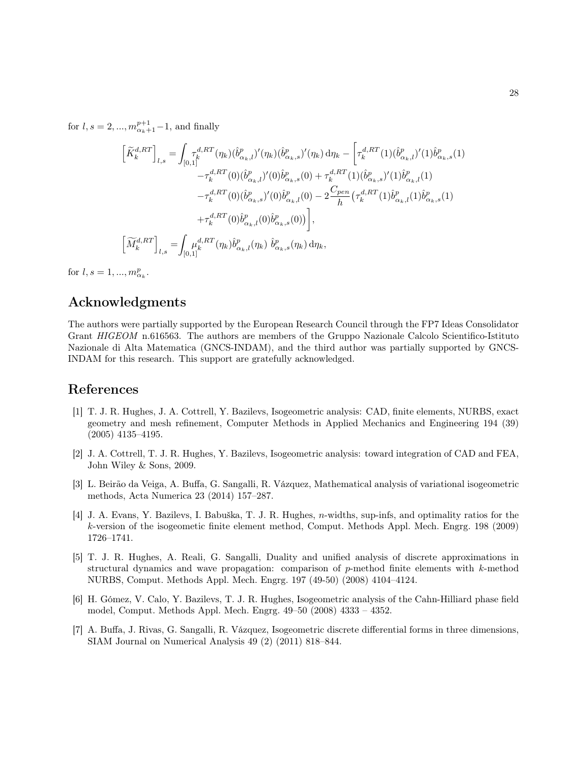for $l, s = 2, ..., m^{p+1}_{\alpha_k+1}-1$, and finally

$$
\begin{aligned}
\left[\widetilde{K}^{d,RT}_k\right]_{l,s} = & \int_{[0,1]} \tau^{d,RT}_k(\eta_k)(\hat{b}^p_{\alpha_k,l})'(\eta_k)(\hat{b}^p_{\alpha_k,s})'(\eta_k)\,\mathrm{d}\eta_k - \Bigg[\tau^{d,RT}_k(1)(\hat{b}^p_{\alpha_k,l})'(1)\hat{b}^p_{\alpha_k,s}(1) \\
& -\tau^{d,RT}_k(0)(\hat{b}^p_{\alpha_k,l})'(0)\hat{b}^p_{\alpha_k,s}(0) + \tau^{d,RT}_k(1)(\hat{b}^p_{\alpha_k,s})'(1)\hat{b}^p_{\alpha_k,l}(1) \\
& -\tau^{d,RT}_k(0)(\hat{b}^p_{\alpha_k,s})'(0)\hat{b}^p_{\alpha_k,l}(0) - 2\frac{C_{pen}}{h}\big(\tau^{d,RT}_k(1)\hat{b}^p_{\alpha_k,l}(1)\hat{b}^p_{\alpha_k,s}(1) \\
& +\tau^{d,RT}_k(0)\hat{b}^p_{\alpha_k,l}(0)\hat{b}^p_{\alpha_k,s}(0)\big)\Bigg], \\
\left[\widetilde{M}^{d,RT}_k\right]_{l,s} = & \int_{[0,1]} \mu^{d,RT}_k(\eta_k)\hat{b}^p_{\alpha_k,l}(\eta_k)\ \hat{b}^p_{\alpha_k,s}(\eta_k)\,\mathrm{d}\eta_k,
\end{aligned}
$$

for $l, s = 1, ..., m^p_{\alpha_k}$.

## Acknowledgments

The authors were partially supported by the European Research Council through the FP7 Ideas Consolidator Grant *HIGEOM* n.616563. The authors are members of the Gruppo Nazionale Calcolo Scientifico-Istituto Nazionale di Alta Matematica (GNCS-INDAM), and the third author was partially supported by GNCS-INDAM for this research. This support are gratefully acknowledged.

## References

[1] T. J. R. Hughes, J. A. Cottrell, Y. Bazilevs, Isogeometric analysis: CAD, finite elements, NURBS, exact geometry and mesh refinement, Computer Methods in Applied Mechanics and Engineering 194 (39) (2005) 4135–4195.

[2] J. A. Cottrell, T. J. R. Hughes, Y. Bazilevs, Isogeometric analysis: toward integration of CAD and FEA, John Wiley & Sons, 2009.

[3] L. Beirão da Veiga, A. Buffa, G. Sangalli, R. Vázquez, Mathematical analysis of variational isogeometric methods, Acta Numerica 23 (2014) 157–287.

[4] J. A. Evans, Y. Bazilevs, I. Babuška, T. J. R. Hughes, $n$-widths, sup-infs, and optimality ratios for the $k$-version of the isogeometic finite element method, Comput. Methods Appl. Mech. Engrg. 198 (2009) 1726–1741.

[5] T. J. R. Hughes, A. Reali, G. Sangalli, Duality and unified analysis of discrete approximations in structural dynamics and wave propagation: comparison of $p$-method finite elements with $k$-method NURBS, Comput. Methods Appl. Mech. Engrg. 197 (49-50) (2008) 4104–4124.

[6] H. Gómez, V. Calo, Y. Bazilevs, T. J. R. Hughes, Isogeometric analysis of the Cahn-Hilliard phase field model, Comput. Methods Appl. Mech. Engrg. 49–50 (2008) 4333 – 4352.

[7] A. Buffa, J. Rivas, G. Sangalli, R. Vázquez, Isogeometric discrete differential forms in three dimensions, SIAM Journal on Numerical Analysis 49 (2) (2011) 818–844.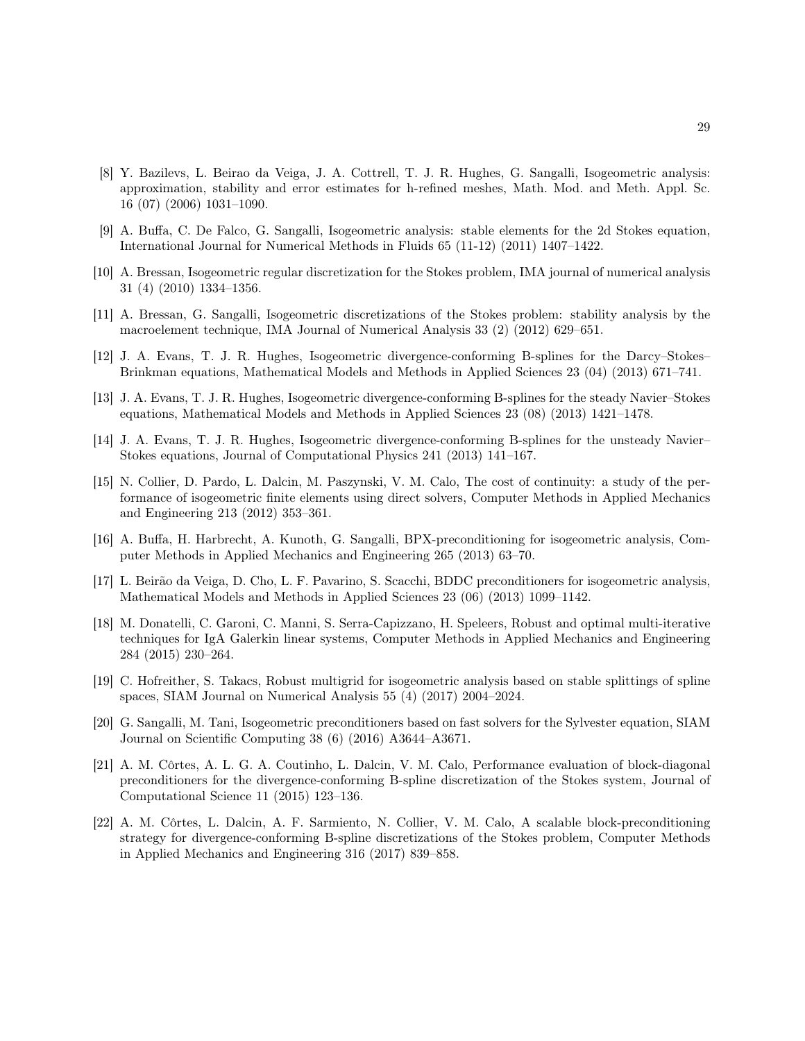[8] Y. Bazilevs, L. Beirao da Veiga, J. A. Cottrell, T. J. R. Hughes, G. Sangalli, Isogeometric analysis: approximation, stability and error estimates for h-refined meshes, Math. Mod. and Meth. Appl. Sc. 16 (07) (2006) 1031–1090.

[9] A. Buffa, C. De Falco, G. Sangalli, Isogeometric analysis: stable elements for the 2d Stokes equation, International Journal for Numerical Methods in Fluids 65 (11-12) (2011) 1407–1422.

[10] A. Bressan, Isogeometric regular discretization for the Stokes problem, IMA journal of numerical analysis 31 (4) (2010) 1334–1356.

[11] A. Bressan, G. Sangalli, Isogeometric discretizations of the Stokes problem: stability analysis by the macroelement technique, IMA Journal of Numerical Analysis 33 (2) (2012) 629–651.

[12] J. A. Evans, T. J. R. Hughes, Isogeometric divergence-conforming B-splines for the Darcy–Stokes–Brinkman equations, Mathematical Models and Methods in Applied Sciences 23 (04) (2013) 671–741.

[13] J. A. Evans, T. J. R. Hughes, Isogeometric divergence-conforming B-splines for the steady Navier–Stokes equations, Mathematical Models and Methods in Applied Sciences 23 (08) (2013) 1421–1478.

[14] J. A. Evans, T. J. R. Hughes, Isogeometric divergence-conforming B-splines for the unsteady Navier–Stokes equations, Journal of Computational Physics 241 (2013) 141–167.

[15] N. Collier, D. Pardo, L. Dalcin, M. Paszynski, V. M. Calo, The cost of continuity: a study of the performance of isogeometric finite elements using direct solvers, Computer Methods in Applied Mechanics and Engineering 213 (2012) 353–361.

[16] A. Buffa, H. Harbrecht, A. Kunoth, G. Sangalli, BPX-preconditioning for isogeometric analysis, Computer Methods in Applied Mechanics and Engineering 265 (2013) 63–70.

[17] L. Beirão da Veiga, D. Cho, L. F. Pavarino, S. Scacchi, BDDC preconditioners for isogeometric analysis, Mathematical Models and Methods in Applied Sciences 23 (06) (2013) 1099–1142.

[18] M. Donatelli, C. Garoni, C. Manni, S. Serra-Capizzano, H. Speleers, Robust and optimal multi-iterative techniques for IgA Galerkin linear systems, Computer Methods in Applied Mechanics and Engineering 284 (2015) 230–264.

[19] C. Hofreither, S. Takacs, Robust multigrid for isogeometric analysis based on stable splittings of spline spaces, SIAM Journal on Numerical Analysis 55 (4) (2017) 2004–2024.

[20] G. Sangalli, M. Tani, Isogeometric preconditioners based on fast solvers for the Sylvester equation, SIAM Journal on Scientific Computing 38 (6) (2016) A3644–A3671.

[21] A. M. Côrtes, A. L. G. A. Coutinho, L. Dalcin, V. M. Calo, Performance evaluation of block-diagonal preconditioners for the divergence-conforming B-spline discretization of the Stokes system, Journal of Computational Science 11 (2015) 123–136.

[22] A. M. Côrtes, L. Dalcin, A. F. Sarmiento, N. Collier, V. M. Calo, A scalable block-preconditioning strategy for divergence-conforming B-spline discretizations of the Stokes problem, Computer Methods in Applied Mechanics and Engineering 316 (2017) 839–858.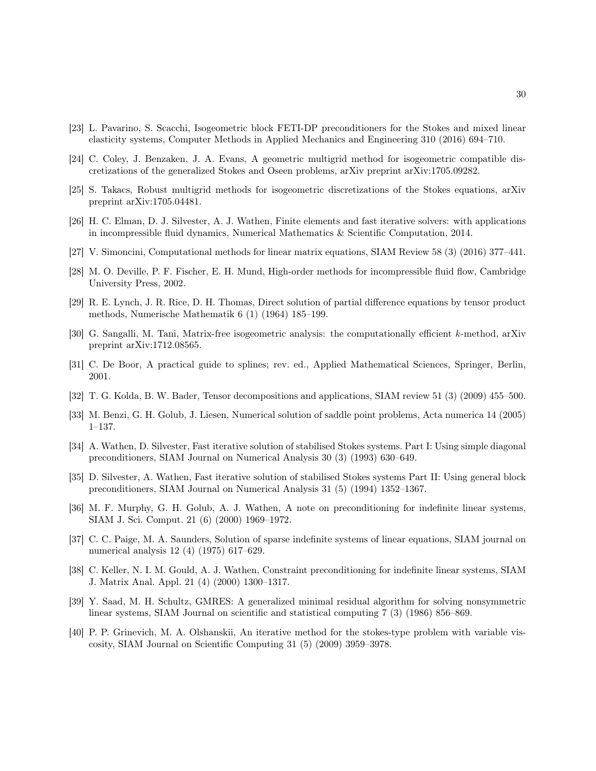[23] L. Pavarino, S. Scacchi, Isogeometric block FETI-DP preconditioners for the Stokes and mixed linear elasticity systems, Computer Methods in Applied Mechanics and Engineering 310 (2016) 694–710.

[24] C. Coley, J. Benzaken, J. A. Evans, A geometric multigrid method for isogeometric compatible discretizations of the generalized Stokes and Oseen problems, arXiv preprint arXiv:1705.09282.

[25] S. Takacs, Robust multigrid methods for isogeometric discretizations of the Stokes equations, arXiv preprint arXiv:1705.04481.

[26] H. C. Elman, D. J. Silvester, A. J. Wathen, Finite elements and fast iterative solvers: with applications in incompressible fluid dynamics, Numerical Mathematics & Scientific Computation, 2014.

[27] V. Simoncini, Computational methods for linear matrix equations, SIAM Review 58 (3) (2016) 377–441.

[28] M. O. Deville, P. F. Fischer, E. H. Mund, High-order methods for incompressible fluid flow, Cambridge University Press, 2002.

[29] R. E. Lynch, J. R. Rice, D. H. Thomas, Direct solution of partial difference equations by tensor product methods, Numerische Mathematik 6 (1) (1964) 185–199.

[30] G. Sangalli, M. Tani, Matrix-free isogeometric analysis: the computationally efficient $k$-method, arXiv preprint arXiv:1712.08565.

[31] C. De Boor, A practical guide to splines; rev. ed., Applied Mathematical Sciences, Springer, Berlin, 2001.

[32] T. G. Kolda, B. W. Bader, Tensor decompositions and applications, SIAM review 51 (3) (2009) 455–500.

[33] M. Benzi, G. H. Golub, J. Liesen, Numerical solution of saddle point problems, Acta numerica 14 (2005) 1–137.

[34] A. Wathen, D. Silvester, Fast iterative solution of stabilised Stokes systems. Part I: Using simple diagonal preconditioners, SIAM Journal on Numerical Analysis 30 (3) (1993) 630–649.

[35] D. Silvester, A. Wathen, Fast iterative solution of stabilised Stokes systems Part II: Using general block preconditioners, SIAM Journal on Numerical Analysis 31 (5) (1994) 1352–1367.

[36] M. F. Murphy, G. H. Golub, A. J. Wathen, A note on preconditioning for indefinite linear systems, SIAM J. Sci. Comput. 21 (6) (2000) 1969–1972.

[37] C. C. Paige, M. A. Saunders, Solution of sparse indefinite systems of linear equations, SIAM journal on numerical analysis 12 (4) (1975) 617–629.

[38] C. Keller, N. I. M. Gould, A. J. Wathen, Constraint preconditioning for indefinite linear systems, SIAM J. Matrix Anal. Appl. 21 (4) (2000) 1300–1317.

[39] Y. Saad, M. H. Schultz, GMRES: A generalized minimal residual algorithm for solving nonsymmetric linear systems, SIAM Journal on scientific and statistical computing 7 (3) (1986) 856–869.

[40] P. P. Grinevich, M. A. Olshanskii, An iterative method for the stokes-type problem with variable viscosity, SIAM Journal on Scientific Computing 31 (5) (2009) 3959–3978.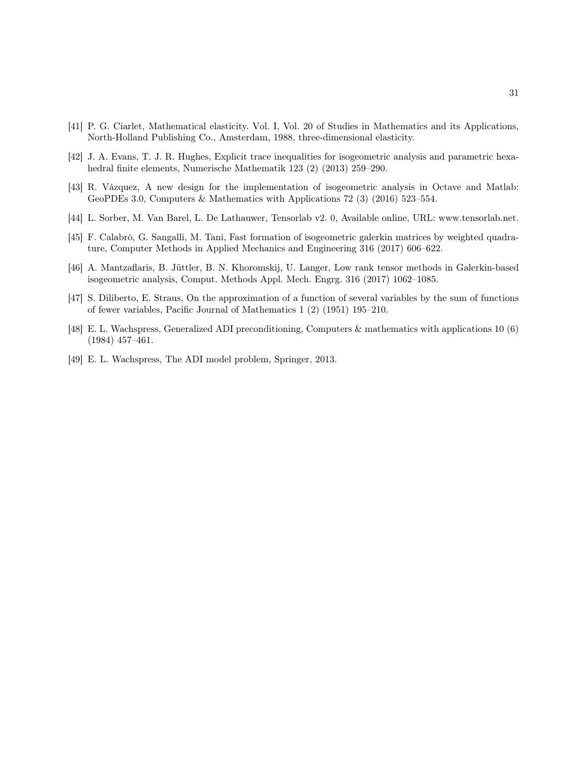[41] P. G. Ciarlet, Mathematical elasticity. Vol. I, Vol. 20 of Studies in Mathematics and its Applications, North-Holland Publishing Co., Amsterdam, 1988, three-dimensional elasticity.

[42] J. A. Evans, T. J. R. Hughes, Explicit trace inequalities for isogeometric analysis and parametric hexahedral finite elements, Numerische Mathematik 123 (2) (2013) 259–290.

[43] R. Vázquez, A new design for the implementation of isogeometric analysis in Octave and Matlab: GeoPDEs 3.0, Computers & Mathematics with Applications 72 (3) (2016) 523–554.

[44] L. Sorber, M. Van Barel, L. De Lathauwer, Tensorlab v2. 0, Available online, URL: www.tensorlab.net.

[45] F. Calabrò, G. Sangalli, M. Tani, Fast formation of isogeometric galerkin matrices by weighted quadrature, Computer Methods in Applied Mechanics and Engineering 316 (2017) 606–622.

[46] A. Mantzaflaris, B. Jüttler, B. N. Khoromskij, U. Langer, Low rank tensor methods in Galerkin-based isogeometric analysis, Comput. Methods Appl. Mech. Engrg. 316 (2017) 1062–1085.

[47] S. Diliberto, E. Straus, On the approximation of a function of several variables by the sum of functions of fewer variables, Pacific Journal of Mathematics 1 (2) (1951) 195–210.

[48] E. L. Wachspress, Generalized ADI preconditioning, Computers & mathematics with applications 10 (6) (1984) 457–461.

[49] E. L. Wachspress, The ADI model problem, Springer, 2013.